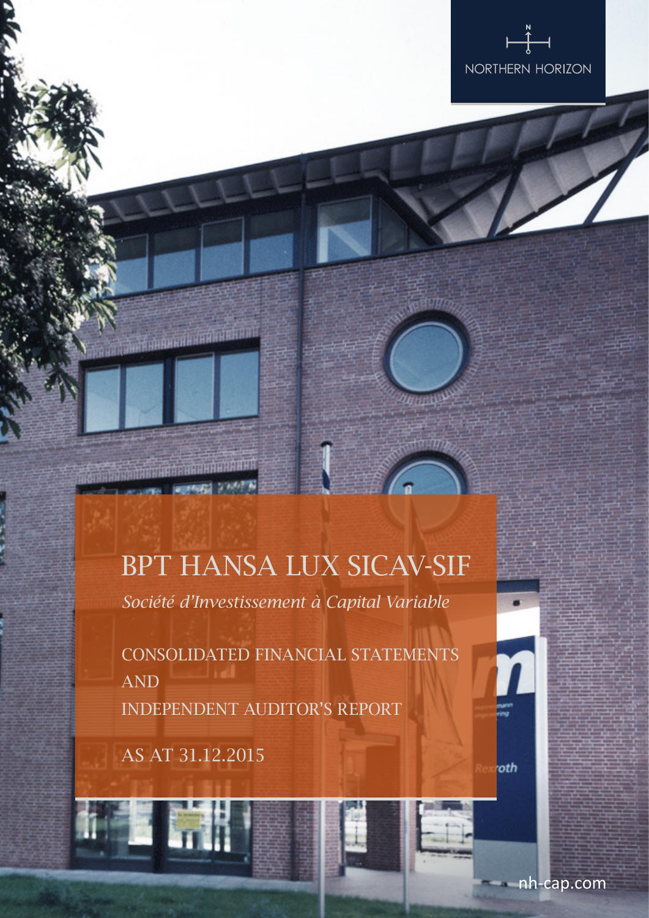NORTHERN HORIZON

# BPT HANSA LUX SICAV-SIF

*Société d'Investissement à Capital Variable*

CONSOLIDATED FINANCIAL STATEMENTS
AND
INDEPENDENT AUDITOR'S REPORT

AS AT 31.12.2015

nh-cap.com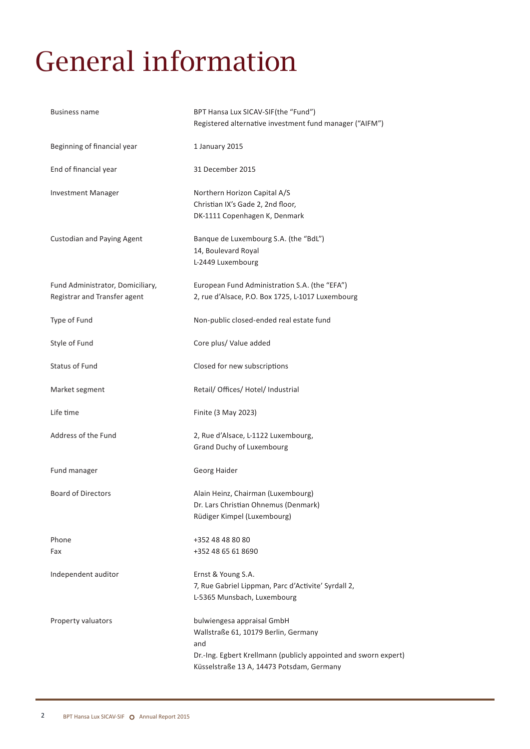# General information

| | |
|---|---|
| Business name | BPT Hansa Lux SICAV-SIF(the "Fund")<br>Registered alternative investment fund manager ("AIFM") |
| Beginning of financial year | 1 January 2015 |
| End of financial year | 31 December 2015 |
| Investment Manager | Northern Horizon Capital A/S<br>Christian IX's Gade 2, 2nd floor,<br>DK-1111 Copenhagen K, Denmark |
| Custodian and Paying Agent | Banque de Luxembourg S.A. (the "BdL")<br>14, Boulevard Royal<br>L-2449 Luxembourg |
| Fund Administrator, Domiciliary, Registrar and Transfer agent | European Fund Administration S.A. (the "EFA")<br>2, rue d'Alsace, P.O. Box 1725, L-1017 Luxembourg |
| Type of Fund | Non-public closed-ended real estate fund |
| Style of Fund | Core plus/ Value added |
| Status of Fund | Closed for new subscriptions |
| Market segment | Retail/ Offices/ Hotel/ Industrial |
| Life time | Finite (3 May 2023) |
| Address of the Fund | 2, Rue d'Alsace, L-1122 Luxembourg,<br>Grand Duchy of Luxembourg |
| Fund manager | Georg Haider |
| Board of Directors | Alain Heinz, Chairman (Luxembourg)<br>Dr. Lars Christian Ohnemus (Denmark)<br>Rüdiger Kimpel (Luxembourg) |
| Phone<br>Fax | +352 48 48 80 80<br>+352 48 65 61 8690 |
| Independent auditor | Ernst & Young S.A.<br>7, Rue Gabriel Lippman, Parc d'Activite' Syrdall 2,<br>L-5365 Munsbach, Luxembourg |
| Property valuators | bulwiengesa appraisal GmbH<br>Wallstraße 61, 10179 Berlin, Germany<br>and<br>Dr.-Ing. Egbert Krellmann (publicly appointed and sworn expert)<br>Küsselstraße 13 A, 14473 Potsdam, Germany |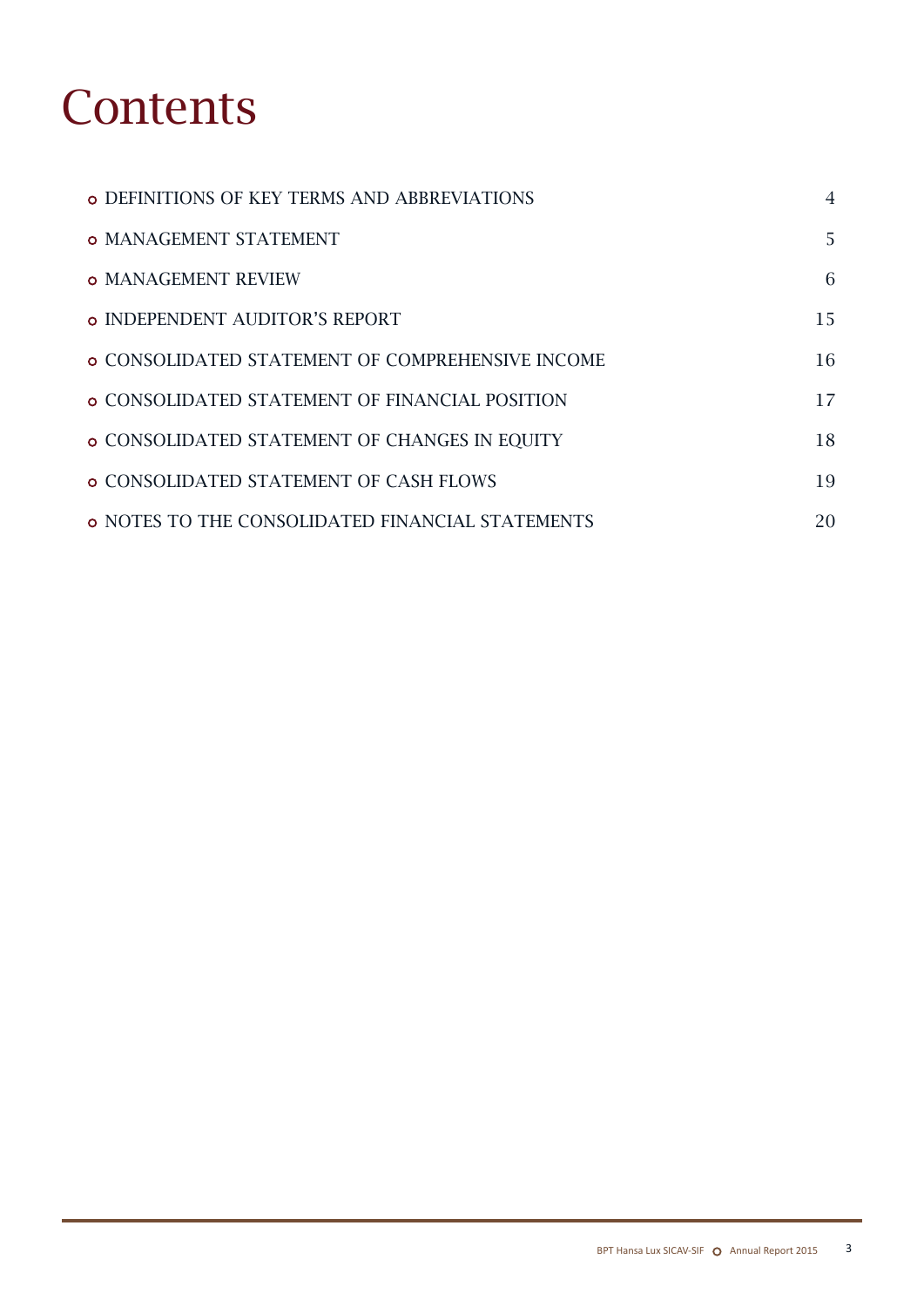# Contents

- DEFINITIONS OF KEY TERMS AND ABBREVIATIONS 4
- MANAGEMENT STATEMENT 5
- MANAGEMENT REVIEW 6
- INDEPENDENT AUDITOR'S REPORT 15
- CONSOLIDATED STATEMENT OF COMPREHENSIVE INCOME 16
- CONSOLIDATED STATEMENT OF FINANCIAL POSITION 17
- CONSOLIDATED STATEMENT OF CHANGES IN EQUITY 18
- CONSOLIDATED STATEMENT OF CASH FLOWS 19
- NOTES TO THE CONSOLIDATED FINANCIAL STATEMENTS 20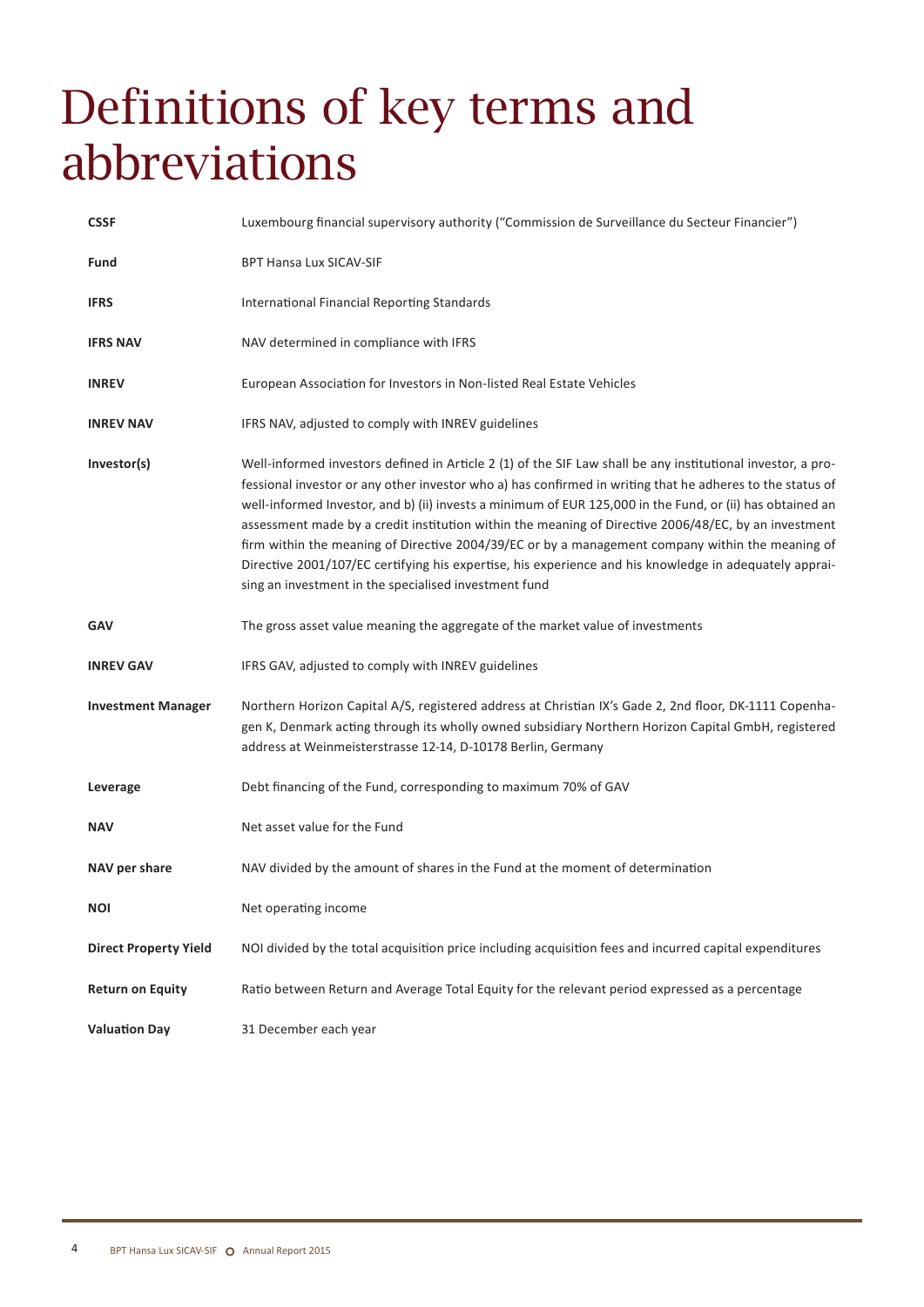# Definitions of key terms and abbreviations

| | |
|---|---|
| **CSSF** | Luxembourg financial supervisory authority ("Commission de Surveillance du Secteur Financier") |
| **Fund** | BPT Hansa Lux SICAV-SIF |
| **IFRS** | International Financial Reporting Standards |
| **IFRS NAV** | NAV determined in compliance with IFRS |
| **INREV** | European Association for Investors in Non-listed Real Estate Vehicles |
| **INREV NAV** | IFRS NAV, adjusted to comply with INREV guidelines |
| **Investor(s)** | Well-informed investors defined in Article 2 (1) of the SIF Law shall be any institutional investor, a professional investor or any other investor who a) has confirmed in writing that he adheres to the status of well-informed Investor, and b) (ii) invests a minimum of EUR 125,000 in the Fund, or (ii) has obtained an assessment made by a credit institution within the meaning of Directive 2006/48/EC, by an investment firm within the meaning of Directive 2004/39/EC or by a management company within the meaning of Directive 2001/107/EC certifying his expertise, his experience and his knowledge in adequately appraising an investment in the specialised investment fund |
| **GAV** | The gross asset value meaning the aggregate of the market value of investments |
| **INREV GAV** | IFRS GAV, adjusted to comply with INREV guidelines |
| **Investment Manager** | Northern Horizon Capital A/S, registered address at Christian IX's Gade 2, 2nd floor, DK-1111 Copenhagen K, Denmark acting through its wholly owned subsidiary Northern Horizon Capital GmbH, registered address at Weinmeisterstrasse 12-14, D-10178 Berlin, Germany |
| **Leverage** | Debt financing of the Fund, corresponding to maximum 70% of GAV |
| **NAV** | Net asset value for the Fund |
| **NAV per share** | NAV divided by the amount of shares in the Fund at the moment of determination |
| **NOI** | Net operating income |
| **Direct Property Yield** | NOI divided by the total acquisition price including acquisition fees and incurred capital expenditures |
| **Return on Equity** | Ratio between Return and Average Total Equity for the relevant period expressed as a percentage |
| **Valuation Day** | 31 December each year |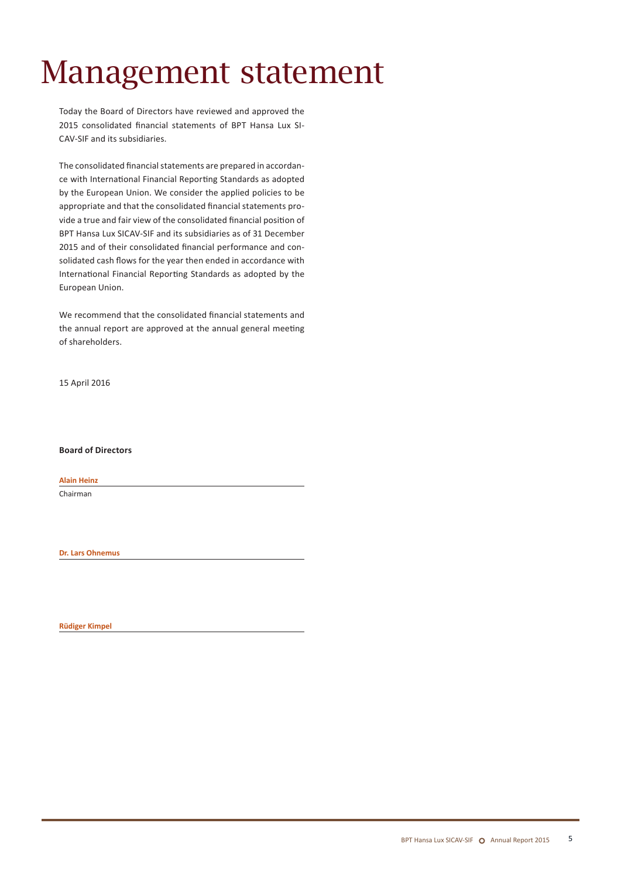# Management statement

Today the Board of Directors have reviewed and approved the 2015 consolidated financial statements of BPT Hansa Lux SICAV-SIF and its subsidiaries.

The consolidated financial statements are prepared in accordance with International Financial Reporting Standards as adopted by the European Union. We consider the applied policies to be appropriate and that the consolidated financial statements provide a true and fair view of the consolidated financial position of BPT Hansa Lux SICAV-SIF and its subsidiaries as of 31 December 2015 and of their consolidated financial performance and consolidated cash flows for the year then ended in accordance with International Financial Reporting Standards as adopted by the European Union.

We recommend that the consolidated financial statements and the annual report are approved at the annual general meeting of shareholders.

15 April 2016

**Board of Directors**

**Alain Heinz**
Chairman

**Dr. Lars Ohnemus**

**Rüdiger Kimpel**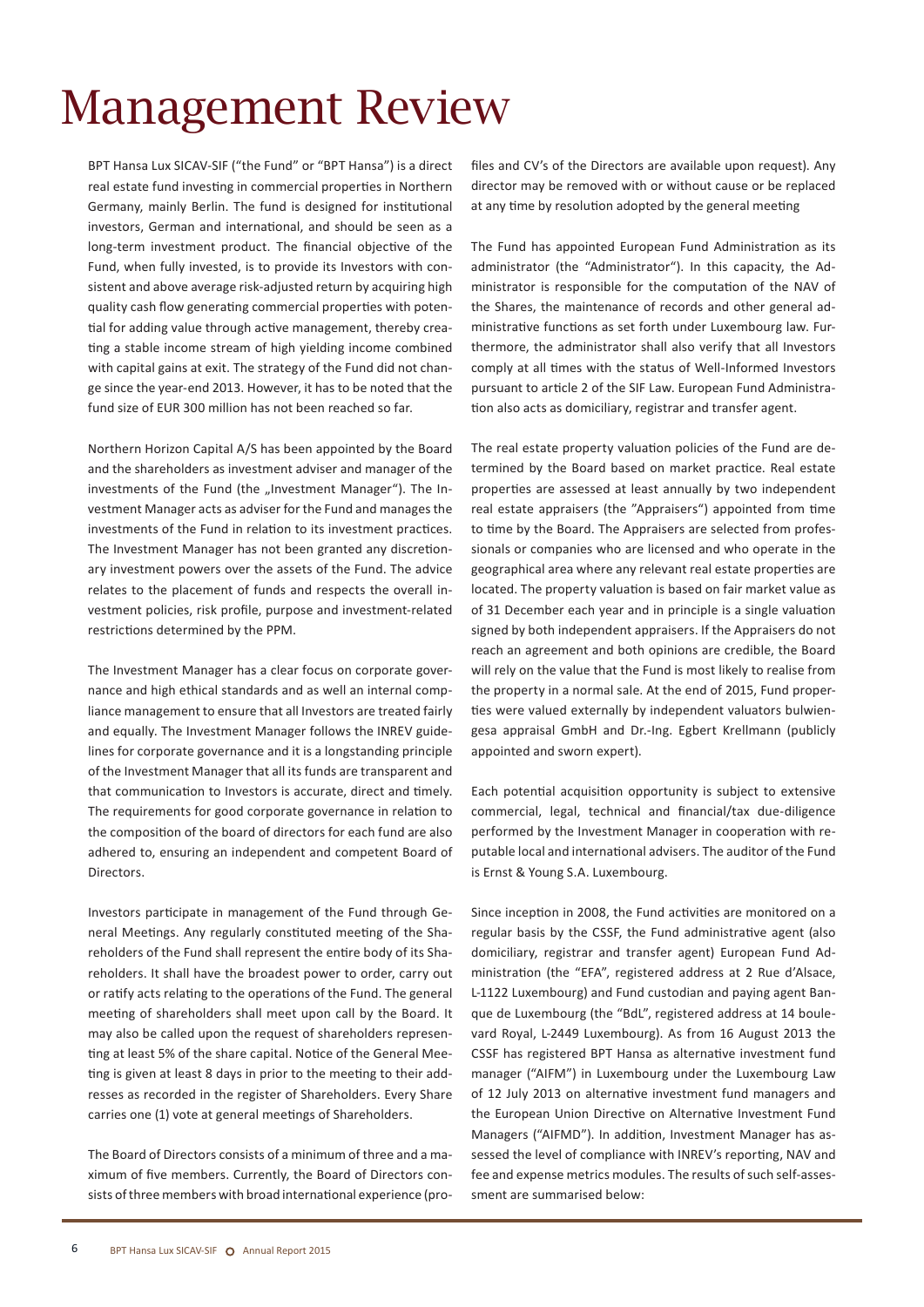# Management Review

BPT Hansa Lux SICAV-SIF ("the Fund" or "BPT Hansa") is a direct real estate fund investing in commercial properties in Northern Germany, mainly Berlin. The fund is designed for institutional investors, German and international, and should be seen as a long-term investment product. The financial objective of the Fund, when fully invested, is to provide its Investors with consistent and above average risk-adjusted return by acquiring high quality cash flow generating commercial properties with potential for adding value through active management, thereby creating a stable income stream of high yielding income combined with capital gains at exit. The strategy of the Fund did not change since the year-end 2013. However, it has to be noted that the fund size of EUR 300 million has not been reached so far.

Northern Horizon Capital A/S has been appointed by the Board and the shareholders as investment adviser and manager of the investments of the Fund (the „Investment Manager"). The Investment Manager acts as adviser for the Fund and manages the investments of the Fund in relation to its investment practices. The Investment Manager has not been granted any discretionary investment powers over the assets of the Fund. The advice relates to the placement of funds and respects the overall investment policies, risk profile, purpose and investment-related restrictions determined by the PPM.

The Investment Manager has a clear focus on corporate governance and high ethical standards and as well an internal compliance management to ensure that all Investors are treated fairly and equally. The Investment Manager follows the INREV guidelines for corporate governance and it is a longstanding principle of the Investment Manager that all its funds are transparent and that communication to Investors is accurate, direct and timely. The requirements for good corporate governance in relation to the composition of the board of directors for each fund are also adhered to, ensuring an independent and competent Board of Directors.

Investors participate in management of the Fund through General Meetings. Any regularly constituted meeting of the Shareholders of the Fund shall represent the entire body of its Shareholders. It shall have the broadest power to order, carry out or ratify acts relating to the operations of the Fund. The general meeting of shareholders shall meet upon call by the Board. It may also be called upon the request of shareholders representing at least 5% of the share capital. Notice of the General Meeting is given at least 8 days in prior to the meeting to their addresses as recorded in the register of Shareholders. Every Share carries one (1) vote at general meetings of Shareholders.

The Board of Directors consists of a minimum of three and a maximum of five members. Currently, the Board of Directors consists of three members with broad international experience (profiles and CV's of the Directors are available upon request). Any director may be removed with or without cause or be replaced at any time by resolution adopted by the general meeting

The Fund has appointed European Fund Administration as its administrator (the "Administrator"). In this capacity, the Administrator is responsible for the computation of the NAV of the Shares, the maintenance of records and other general administrative functions as set forth under Luxembourg law. Furthermore, the administrator shall also verify that all Investors comply at all times with the status of Well-Informed Investors pursuant to article 2 of the SIF Law. European Fund Administration also acts as domiciliary, registrar and transfer agent.

The real estate property valuation policies of the Fund are determined by the Board based on market practice. Real estate properties are assessed at least annually by two independent real estate appraisers (the "Appraisers") appointed from time to time by the Board. The Appraisers are selected from professionals or companies who are licensed and who operate in the geographical area where any relevant real estate properties are located. The property valuation is based on fair market value as of 31 December each year and in principle is a single valuation signed by both independent appraisers. If the Appraisers do not reach an agreement and both opinions are credible, the Board will rely on the value that the Fund is most likely to realise from the property in a normal sale. At the end of 2015, Fund properties were valued externally by independent valuators bulwiengesa appraisal GmbH and Dr.-Ing. Egbert Krellmann (publicly appointed and sworn expert).

Each potential acquisition opportunity is subject to extensive commercial, legal, technical and financial/tax due-diligence performed by the Investment Manager in cooperation with reputable local and international advisers. The auditor of the Fund is Ernst & Young S.A. Luxembourg.

Since inception in 2008, the Fund activities are monitored on a regular basis by the CSSF, the Fund administrative agent (also domiciliary, registrar and transfer agent) European Fund Administration (the "EFA", registered address at 2 Rue d'Alsace, L-1122 Luxembourg) and Fund custodian and paying agent Banque de Luxembourg (the "BdL", registered address at 14 boulevard Royal, L-2449 Luxembourg). As from 16 August 2013 the CSSF has registered BPT Hansa as alternative investment fund manager ("AIFM") in Luxembourg under the Luxembourg Law of 12 July 2013 on alternative investment fund managers and the European Union Directive on Alternative Investment Fund Managers ("AIFMD"). In addition, Investment Manager has assessed the level of compliance with INREV's reporting, NAV and fee and expense metrics modules. The results of such self-assessment are summarised below: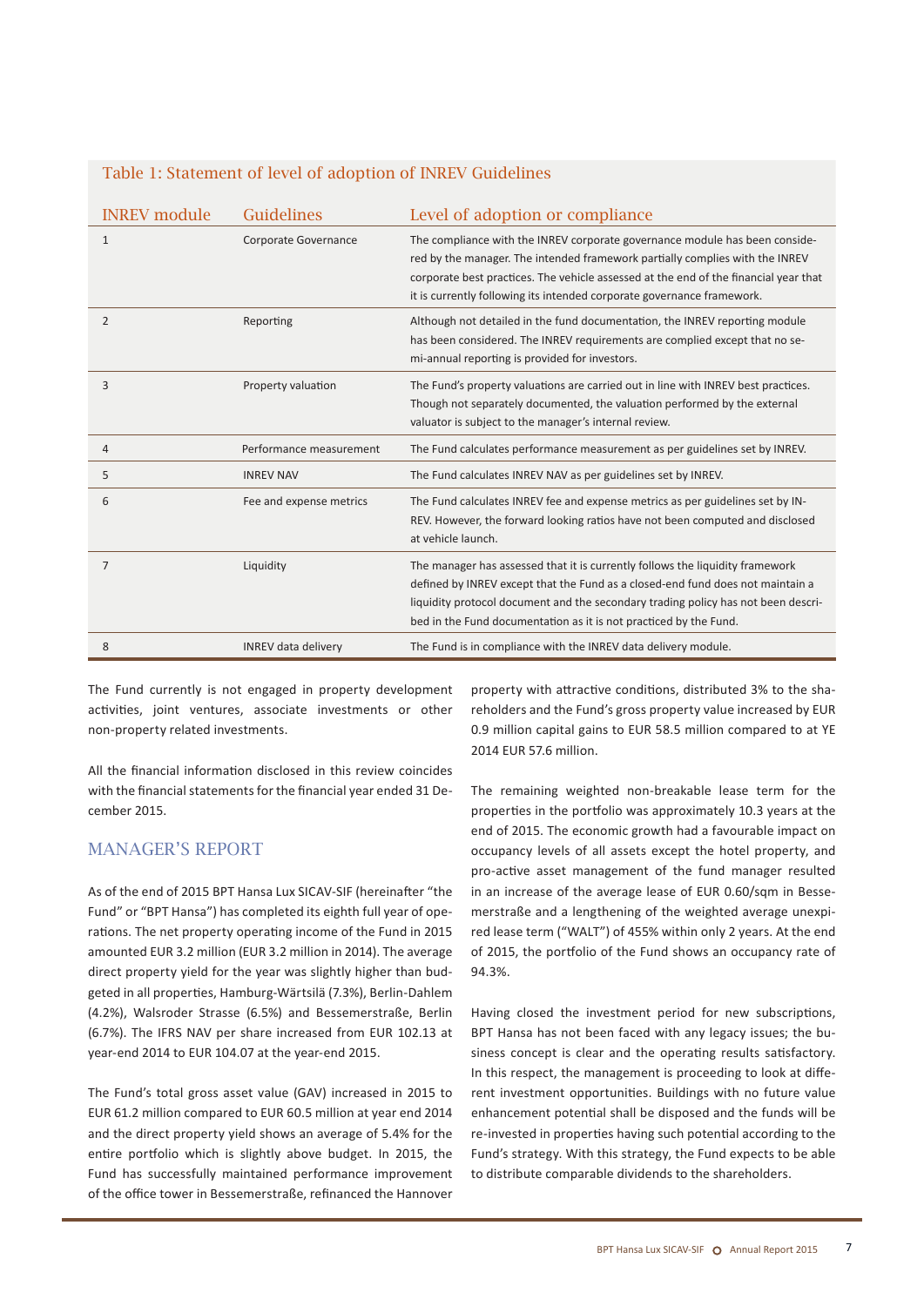### Table 1: Statement of level of adoption of INREV Guidelines

| INREV module | Guidelines | Level of adoption or compliance |
|---|---|---|
| 1 | Corporate Governance | The compliance with the INREV corporate governance module has been considered by the manager. The intended framework partially complies with the INREV corporate best practices. The vehicle assessed at the end of the financial year that it is currently following its intended corporate governance framework. |
| 2 | Reporting | Although not detailed in the fund documentation, the INREV reporting module has been considered. The INREV requirements are complied except that no semi-annual reporting is provided for investors. |
| 3 | Property valuation | The Fund's property valuations are carried out in line with INREV best practices. Though not separately documented, the valuation performed by the external valuator is subject to the manager's internal review. |
| 4 | Performance measurement | The Fund calculates performance measurement as per guidelines set by INREV. |
| 5 | INREV NAV | The Fund calculates INREV NAV as per guidelines set by INREV. |
| 6 | Fee and expense metrics | The Fund calculates INREV fee and expense metrics as per guidelines set by INREV. However, the forward looking ratios have not been computed and disclosed at vehicle launch. |
| 7 | Liquidity | The manager has assessed that it is currently follows the liquidity framework defined by INREV except that the Fund as a closed-end fund does not maintain a liquidity protocol document and the secondary trading policy has not been described in the Fund documentation as it is not practiced by the Fund. |
| 8 | INREV data delivery | The Fund is in compliance with the INREV data delivery module. |

The Fund currently is not engaged in property development activities, joint ventures, associate investments or other non-property related investments.

All the financial information disclosed in this review coincides with the financial statements for the financial year ended 31 December 2015.

## MANAGER'S REPORT

As of the end of 2015 BPT Hansa Lux SICAV-SIF (hereinafter "the Fund" or "BPT Hansa") has completed its eighth full year of operations. The net property operating income of the Fund in 2015 amounted EUR 3.2 million (EUR 3.2 million in 2014). The average direct property yield for the year was slightly higher than budgeted in all properties, Hamburg-Wärtsilä (7.3%), Berlin-Dahlem (4.2%), Walsroder Strasse (6.5%) and Bessemerstraße, Berlin (6.7%). The IFRS NAV per share increased from EUR 102.13 at year-end 2014 to EUR 104.07 at the year-end 2015.

The Fund's total gross asset value (GAV) increased in 2015 to EUR 61.2 million compared to EUR 60.5 million at year end 2014 and the direct property yield shows an average of 5.4% for the entire portfolio which is slightly above budget. In 2015, the Fund has successfully maintained performance improvement of the office tower in Bessemerstraße, refinanced the Hannover property with attractive conditions, distributed 3% to the shareholders and the Fund's gross property value increased by EUR 0.9 million capital gains to EUR 58.5 million compared to at YE 2014 EUR 57.6 million.

The remaining weighted non-breakable lease term for the properties in the portfolio was approximately 10.3 years at the end of 2015. The economic growth had a favourable impact on occupancy levels of all assets except the hotel property, and pro-active asset management of the fund manager resulted in an increase of the average lease of EUR 0.60/sqm in Bessemerstraße and a lengthening of the weighted average unexpired lease term ("WALT") of 455% within only 2 years. At the end of 2015, the portfolio of the Fund shows an occupancy rate of 94.3%.

Having closed the investment period for new subscriptions, BPT Hansa has not been faced with any legacy issues; the business concept is clear and the operating results satisfactory. In this respect, the management is proceeding to look at different investment opportunities. Buildings with no future value enhancement potential shall be disposed and the funds will be re-invested in properties having such potential according to the Fund's strategy. With this strategy, the Fund expects to be able to distribute comparable dividends to the shareholders.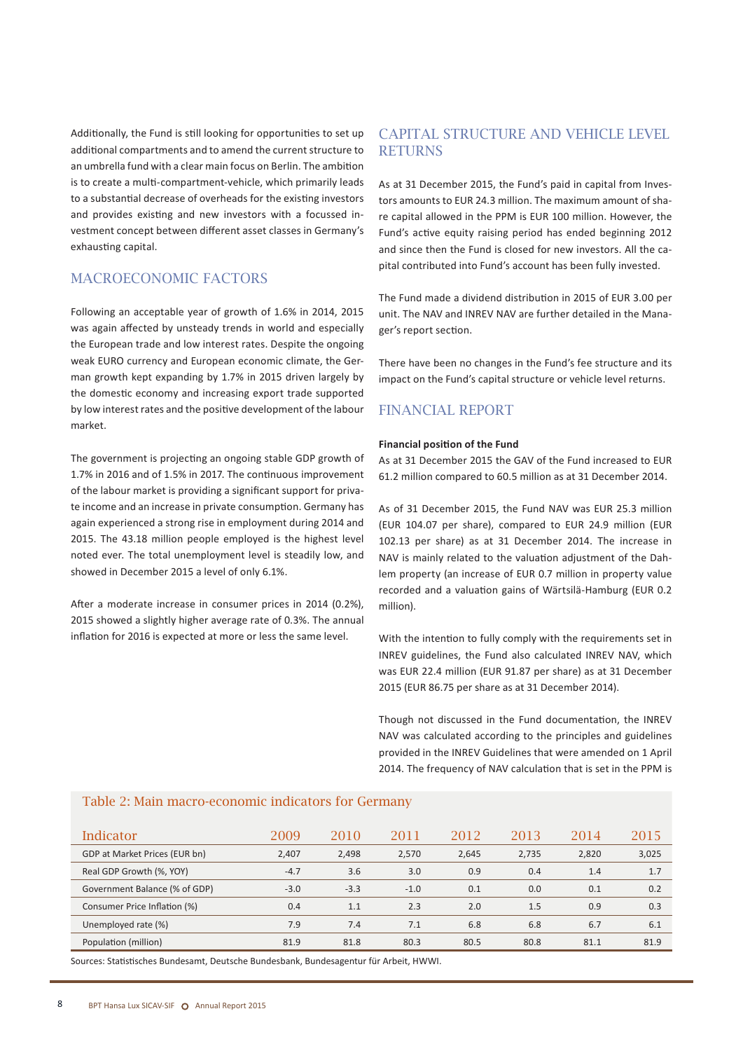Additionally, the Fund is still looking for opportunities to set up additional compartments and to amend the current structure to an umbrella fund with a clear main focus on Berlin. The ambition is to create a multi-compartment-vehicle, which primarily leads to a substantial decrease of overheads for the existing investors and provides existing and new investors with a focussed investment concept between different asset classes in Germany's exhausting capital.

## MACROECONOMIC FACTORS

Following an acceptable year of growth of 1.6% in 2014, 2015 was again affected by unsteady trends in world and especially the European trade and low interest rates. Despite the ongoing weak EURO currency and European economic climate, the German growth kept expanding by 1.7% in 2015 driven largely by the domestic economy and increasing export trade supported by low interest rates and the positive development of the labour market.

The government is projecting an ongoing stable GDP growth of 1.7% in 2016 and of 1.5% in 2017. The continuous improvement of the labour market is providing a significant support for private income and an increase in private consumption. Germany has again experienced a strong rise in employment during 2014 and 2015. The 43.18 million people employed is the highest level noted ever. The total unemployment level is steadily low, and showed in December 2015 a level of only 6.1%.

After a moderate increase in consumer prices in 2014 (0.2%), 2015 showed a slightly higher average rate of 0.3%. The annual inflation for 2016 is expected at more or less the same level.

## CAPITAL STRUCTURE AND VEHICLE LEVEL RETURNS

As at 31 December 2015, the Fund's paid in capital from Investors amounts to EUR 24.3 million. The maximum amount of share capital allowed in the PPM is EUR 100 million. However, the Fund's active equity raising period has ended beginning 2012 and since then the Fund is closed for new investors. All the capital contributed into Fund's account has been fully invested.

The Fund made a dividend distribution in 2015 of EUR 3.00 per unit. The NAV and INREV NAV are further detailed in the Manager's report section.

There have been no changes in the Fund's fee structure and its impact on the Fund's capital structure or vehicle level returns.

## FINANCIAL REPORT

**Financial position of the Fund**

As at 31 December 2015 the GAV of the Fund increased to EUR 61.2 million compared to 60.5 million as at 31 December 2014.

As of 31 December 2015, the Fund NAV was EUR 25.3 million (EUR 104.07 per share), compared to EUR 24.9 million (EUR 102.13 per share) as at 31 December 2014. The increase in NAV is mainly related to the valuation adjustment of the Dahlem property (an increase of EUR 0.7 million in property value recorded and a valuation gains of Wärtsilä-Hamburg (EUR 0.2 million).

With the intention to fully comply with the requirements set in INREV guidelines, the Fund also calculated INREV NAV, which was EUR 22.4 million (EUR 91.87 per share) as at 31 December 2015 (EUR 86.75 per share as at 31 December 2014).

Though not discussed in the Fund documentation, the INREV NAV was calculated according to the principles and guidelines provided in the INREV Guidelines that were amended on 1 April 2014. The frequency of NAV calculation that is set in the PPM is

Table 2: Main macro-economic indicators for Germany

| Indicator | 2009 | 2010 | 2011 | 2012 | 2013 | 2014 | 2015 |
|---|---|---|---|---|---|---|---|
| GDP at Market Prices (EUR bn) | 2,407 | 2,498 | 2,570 | 2,645 | 2,735 | 2,820 | 3,025 |
| Real GDP Growth (%, YOY) | -4.7 | 3.6 | 3.0 | 0.9 | 0.4 | 1.4 | 1.7 |
| Government Balance (% of GDP) | -3.0 | -3.3 | -1.0 | 0.1 | 0.0 | 0.1 | 0.2 |
| Consumer Price Inflation (%) | 0.4 | 1.1 | 2.3 | 2.0 | 1.5 | 0.9 | 0.3 |
| Unemployed rate (%) | 7.9 | 7.4 | 7.1 | 6.8 | 6.8 | 6.7 | 6.1 |
| Population (million) | 81.9 | 81.8 | 80.3 | 80.5 | 80.8 | 81.1 | 81.9 |

Sources: Statistisches Bundesamt, Deutsche Bundesbank, Bundesagentur für Arbeit, HWWI.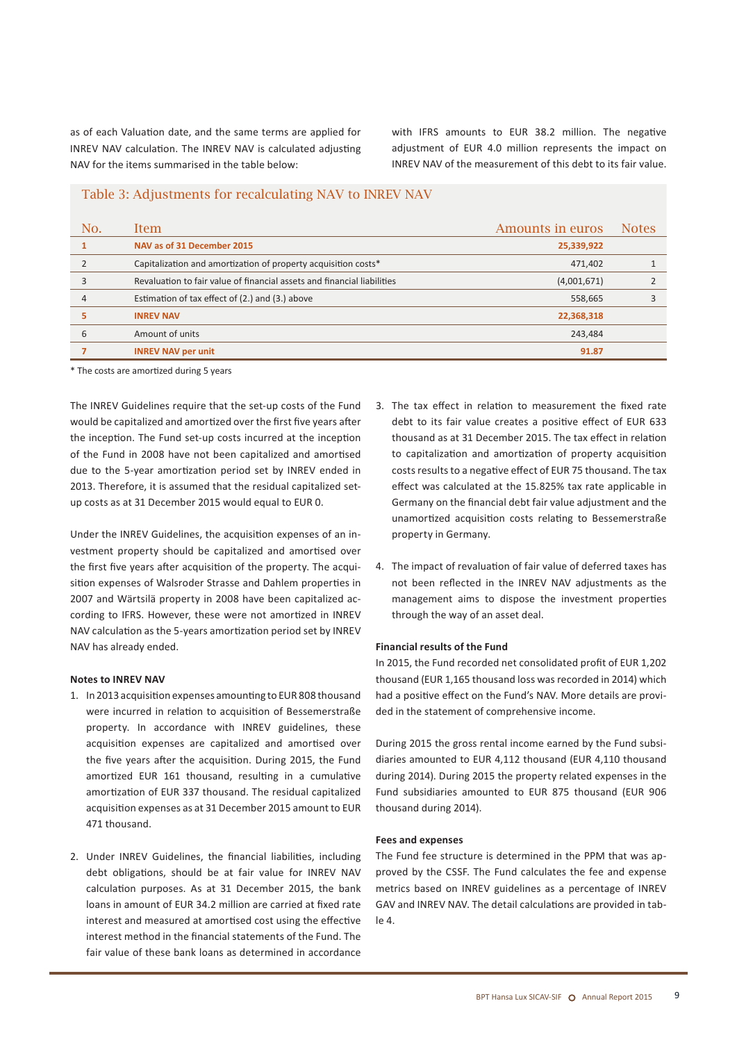as of each Valuation date, and the same terms are applied for INREV NAV calculation. The INREV NAV is calculated adjusting NAV for the items summarised in the table below:

with IFRS amounts to EUR 38.2 million. The negative adjustment of EUR 4.0 million represents the impact on INREV NAV of the measurement of this debt to its fair value.

### Table 3: Adjustments for recalculating NAV to INREV NAV

| No. | Item | Amounts in euros | Notes |
|---|---|---|---|
| **1** | **NAV as of 31 December 2015** | **25,339,922** | |
| 2 | Capitalization and amortization of property acquisition costs* | 471,402 | 1 |
| 3 | Revaluation to fair value of financial assets and financial liabilities | (4,001,671) | 2 |
| 4 | Estimation of tax effect of (2.) and (3.) above | 558,665 | 3 |
| **5** | **INREV NAV** | **22,368,318** | |
| 6 | Amount of units | 243,484 | |
| **7** | **INREV NAV per unit** | **91.87** | |

* The costs are amortized during 5 years

The INREV Guidelines require that the set-up costs of the Fund would be capitalized and amortized over the first five years after the inception. The Fund set-up costs incurred at the inception of the Fund in 2008 have not been capitalized and amortised due to the 5-year amortization period set by INREV ended in 2013. Therefore, it is assumed that the residual capitalized set-up costs as at 31 December 2015 would equal to EUR 0.

Under the INREV Guidelines, the acquisition expenses of an investment property should be capitalized and amortised over the first five years after acquisition of the property. The acquisition expenses of Walsroder Strasse and Dahlem properties in 2007 and Wärtsilä property in 2008 have been capitalized according to IFRS. However, these were not amortized in INREV NAV calculation as the 5-years amortization period set by INREV NAV has already ended.

**Notes to INREV NAV**

1. In 2013 acquisition expenses amounting to EUR 808 thousand were incurred in relation to acquisition of Bessemerstraße property. In accordance with INREV guidelines, these acquisition expenses are capitalized and amortised over the five years after the acquisition. During 2015, the Fund amortized EUR 161 thousand, resulting in a cumulative amortization of EUR 337 thousand. The residual capitalized acquisition expenses as at 31 December 2015 amount to EUR 471 thousand.

2. Under INREV Guidelines, the financial liabilities, including debt obligations, should be at fair value for INREV NAV calculation purposes. As at 31 December 2015, the bank loans in amount of EUR 34.2 million are carried at fixed rate interest and measured at amortised cost using the effective interest method in the financial statements of the Fund. The fair value of these bank loans as determined in accordance with IFRS amounts to EUR 38.2 million. The negative adjustment of EUR 4.0 million represents the impact on INREV NAV of the measurement of this debt to its fair value.

3. The tax effect in relation to measurement the fixed rate debt to its fair value creates a positive effect of EUR 633 thousand as at 31 December 2015. The tax effect in relation to capitalization and amortization of property acquisition costs results to a negative effect of EUR 75 thousand. The tax effect was calculated at the 15.825% tax rate applicable in Germany on the financial debt fair value adjustment and the unamortized acquisition costs relating to Bessemerstraße property in Germany.

4. The impact of revaluation of fair value of deferred taxes has not been reflected in the INREV NAV adjustments as the management aims to dispose the investment properties through the way of an asset deal.

**Financial results of the Fund**

In 2015, the Fund recorded net consolidated profit of EUR 1,202 thousand (EUR 1,165 thousand loss was recorded in 2014) which had a positive effect on the Fund's NAV. More details are provided in the statement of comprehensive income.

During 2015 the gross rental income earned by the Fund subsidiaries amounted to EUR 4,112 thousand (EUR 4,110 thousand during 2014). During 2015 the property related expenses in the Fund subsidiaries amounted to EUR 875 thousand (EUR 906 thousand during 2014).

**Fees and expenses**

The Fund fee structure is determined in the PPM that was approved by the CSSF. The Fund calculates the fee and expense metrics based on INREV guidelines as a percentage of INREV GAV and INREV NAV. The detail calculations are provided in table 4.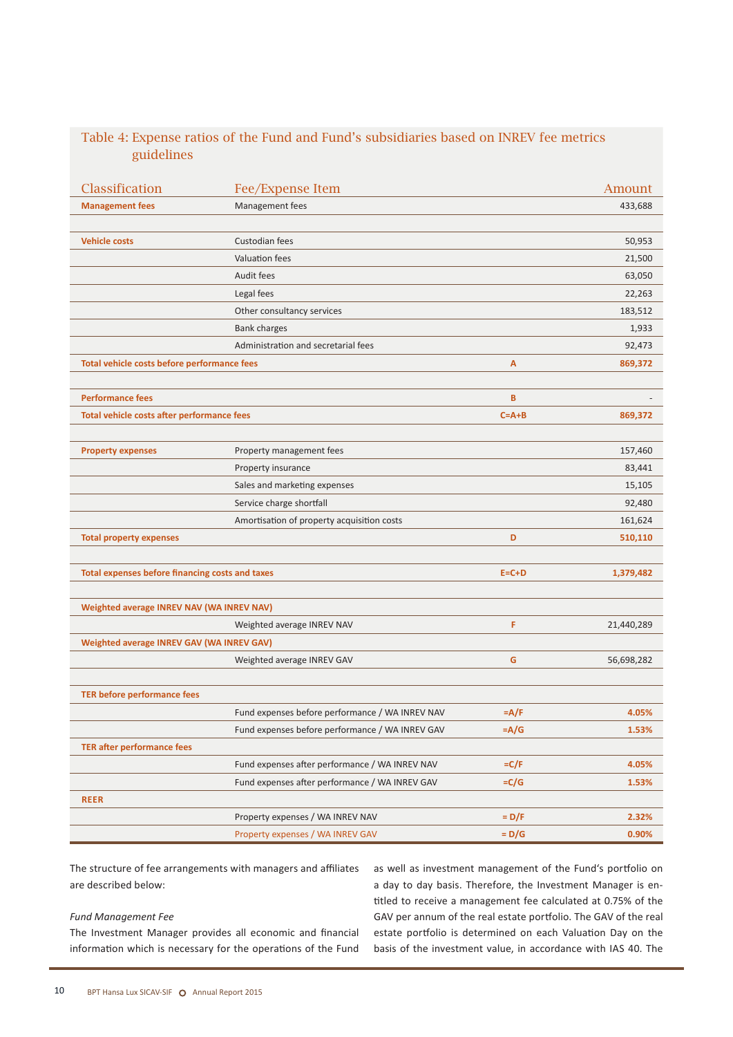## Table 4: Expense ratios of the Fund and Fund's subsidiaries based on INREV fee metrics guidelines

| Classification | Fee/Expense Item | | Amount |
|---|---|---|---|
| **Management fees** | Management fees | | 433,688 |
| | | | |
| **Vehicle costs** | Custodian fees | | 50,953 |
| | Valuation fees | | 21,500 |
| | Audit fees | | 63,050 |
| | Legal fees | | 22,263 |
| | Other consultancy services | | 183,512 |
| | Bank charges | | 1,933 |
| | Administration and secretarial fees | | 92,473 |
| **Total vehicle costs before performance fees** | | **A** | **869,372** |
| | | | |
| **Performance fees** | | **B** | - |
| **Total vehicle costs after performance fees** | | **C=A+B** | **869,372** |
| | | | |
| **Property expenses** | Property management fees | | 157,460 |
| | Property insurance | | 83,441 |
| | Sales and marketing expenses | | 15,105 |
| | Service charge shortfall | | 92,480 |
| | Amortisation of property acquisition costs | | 161,624 |
| **Total property expenses** | | **D** | **510,110** |
| | | | |
| **Total expenses before financing costs and taxes** | | **E=C+D** | **1,379,482** |
| | | | |
| **Weighted average INREV NAV (WA INREV NAV)** | | | |
| | Weighted average INREV NAV | **F** | 21,440,289 |
| **Weighted average INREV GAV (WA INREV GAV)** | | | |
| | Weighted average INREV GAV | **G** | 56,698,282 |
| | | | |
| **TER before performance fees** | | | |
| | Fund expenses before performance / WA INREV NAV | **=A/F** | **4.05%** |
| | Fund expenses before performance / WA INREV GAV | **=A/G** | **1.53%** |
| **TER after performance fees** | | | |
| | Fund expenses after performance / WA INREV NAV | **=C/F** | **4.05%** |
| | Fund expenses after performance / WA INREV GAV | **=C/G** | **1.53%** |
| **REER** | | | |
| | Property expenses / WA INREV NAV | **= D/F** | **2.32%** |
| | Property expenses / WA INREV GAV | **= D/G** | **0.90%** |

The structure of fee arrangements with managers and affiliates are described below:

*Fund Management Fee*

The Investment Manager provides all economic and financial information which is necessary for the operations of the Fund as well as investment management of the Fund's portfolio on a day to day basis. Therefore, the Investment Manager is entitled to receive a management fee calculated at 0.75% of the GAV per annum of the real estate portfolio. The GAV of the real estate portfolio is determined on each Valuation Day on the basis of the investment value, in accordance with IAS 40. The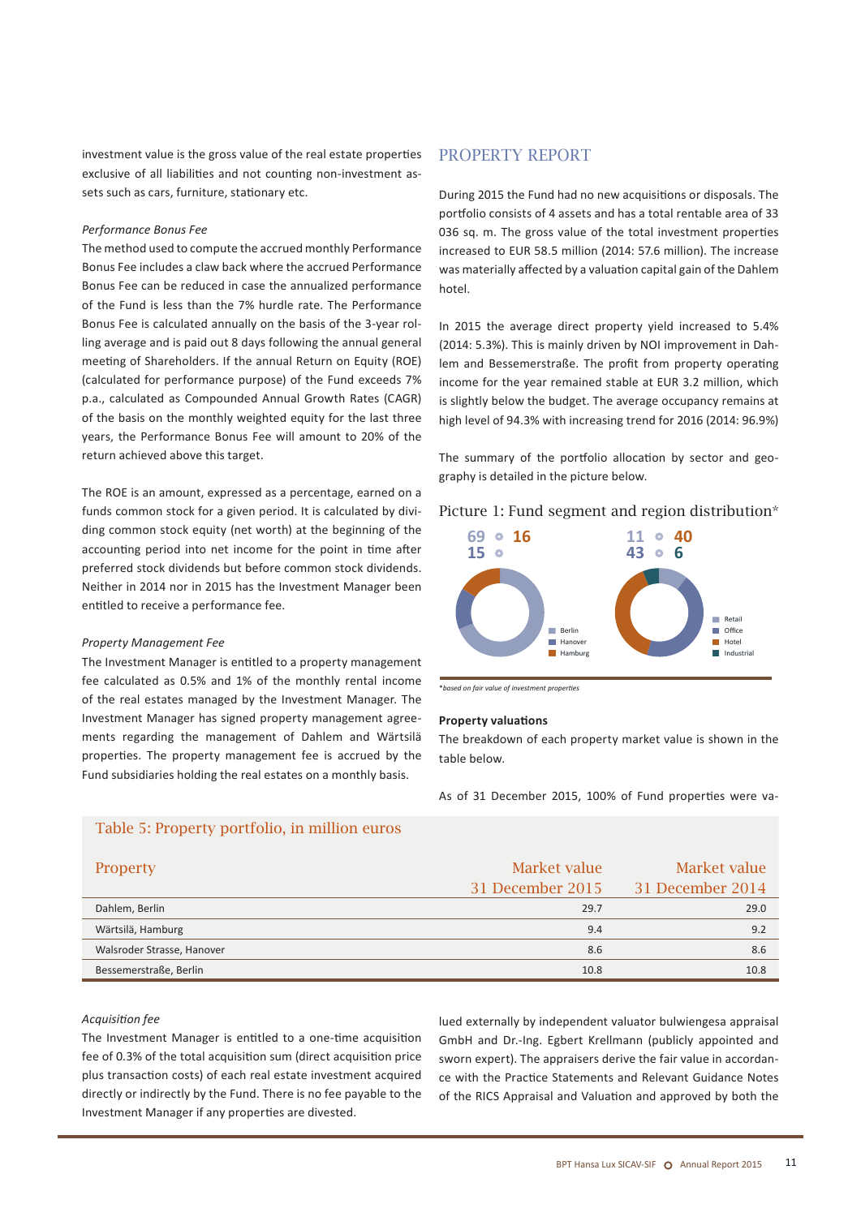investment value is the gross value of the real estate properties exclusive of all liabilities and not counting non-investment assets such as cars, furniture, stationary etc.

*Performance Bonus Fee*

The method used to compute the accrued monthly Performance Bonus Fee includes a claw back where the accrued Performance Bonus Fee can be reduced in case the annualized performance of the Fund is less than the 7% hurdle rate. The Performance Bonus Fee is calculated annually on the basis of the 3-year rolling average and is paid out 8 days following the annual general meeting of Shareholders. If the annual Return on Equity (ROE) (calculated for performance purpose) of the Fund exceeds 7% p.a., calculated as Compounded Annual Growth Rates (CAGR) of the basis on the monthly weighted equity for the last three years, the Performance Bonus Fee will amount to 20% of the return achieved above this target.

The ROE is an amount, expressed as a percentage, earned on a funds common stock for a given period. It is calculated by dividing common stock equity (net worth) at the beginning of the accounting period into net income for the point in time after preferred stock dividends but before common stock dividends. Neither in 2014 nor in 2015 has the Investment Manager been entitled to receive a performance fee.

*Property Management Fee*

The Investment Manager is entitled to a property management fee calculated as 0.5% and 1% of the monthly rental income of the real estates managed by the Investment Manager. The Investment Manager has signed property management agreements regarding the management of Dahlem and Wärtsilä properties. The property management fee is accrued by the Fund subsidiaries holding the real estates on a monthly basis.

## PROPERTY REPORT

During 2015 the Fund had no new acquisitions or disposals. The portfolio consists of 4 assets and has a total rentable area of 33 036 sq. m. The gross value of the total investment properties increased to EUR 58.5 million (2014: 57.6 million). The increase was materially affected by a valuation capital gain of the Dahlem hotel.

In 2015 the average direct property yield increased to 5.4% (2014: 5.3%). This is mainly driven by NOI improvement in Dahlem and Bessemerstraße. The profit from property operating income for the year remained stable at EUR 3.2 million, which is slightly below the budget. The average occupancy remains at high level of 94.3% with increasing trend for 2016 (2014: 96.9%)

The summary of the portfolio allocation by sector and geography is detailed in the picture below.

Picture 1: Fund segment and region distribution*

| Region | % |
|---|---|
| Berlin | 69 |
| Hanover | 15 |
| Hamburg | 16 |

| Segment | % |
|---|---|
| Retail | 11 |
| Office | 43 |
| Hotel | 40 |
| Industrial | 6 |

*based on fair value of investment properties

**Property valuations**

The breakdown of each property market value is shown in the table below.

As of 31 December 2015, 100% of Fund properties were valued externally by independent valuator bulwiengesa appraisal GmbH and Dr.-Ing. Egbert Krellmann (publicly appointed and sworn expert). The appraisers derive the fair value in accordance with the Practice Statements and Relevant Guidance Notes of the RICS Appraisal and Valuation and approved by both the

Table 5: Property portfolio, in million euros

| Property | Market value 31 December 2015 | Market value 31 December 2014 |
|---|---|---|
| Dahlem, Berlin | 29.7 | 29.0 |
| Wärtsilä, Hamburg | 9.4 | 9.2 |
| Walsroder Strasse, Hanover | 8.6 | 8.6 |
| Bessemerstraße, Berlin | 10.8 | 10.8 |

*Acquisition fee*

The Investment Manager is entitled to a one-time acquisition fee of 0.3% of the total acquisition sum (direct acquisition price plus transaction costs) of each real estate investment acquired directly or indirectly by the Fund. There is no fee payable to the Investment Manager if any properties are divested.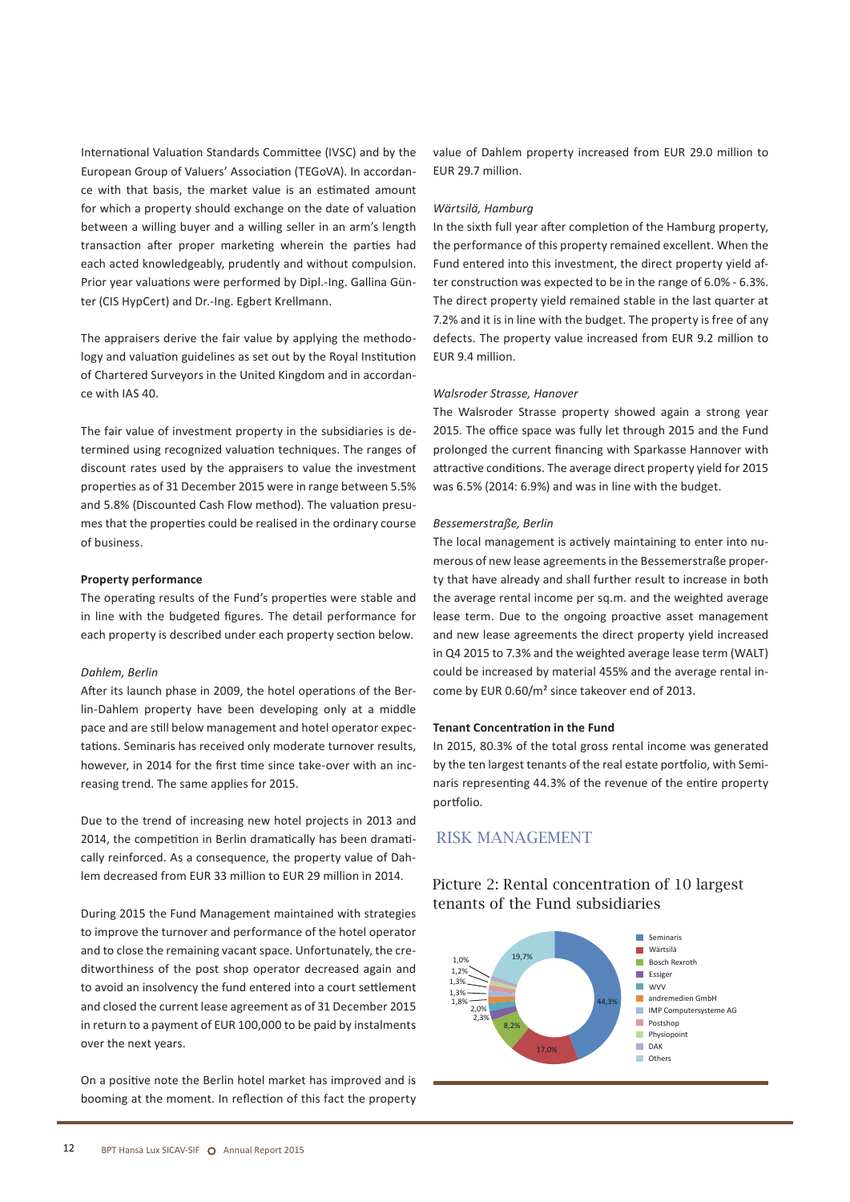International Valuation Standards Committee (IVSC) and by the European Group of Valuers' Association (TEGoVA). In accordance with that basis, the market value is an estimated amount for which a property should exchange on the date of valuation between a willing buyer and a willing seller in an arm's length transaction after proper marketing wherein the parties had each acted knowledgeably, prudently and without compulsion. Prior year valuations were performed by Dipl.-Ing. Gallina Günter (CIS HypCert) and Dr.-Ing. Egbert Krellmann.

The appraisers derive the fair value by applying the methodology and valuation guidelines as set out by the Royal Institution of Chartered Surveyors in the United Kingdom and in accordance with IAS 40.

The fair value of investment property in the subsidiaries is determined using recognized valuation techniques. The ranges of discount rates used by the appraisers to value the investment properties as of 31 December 2015 were in range between 5.5% and 5.8% (Discounted Cash Flow method). The valuation presumes that the properties could be realised in the ordinary course of business.

**Property performance**

The operating results of the Fund's properties were stable and in line with the budgeted figures. The detail performance for each property is described under each property section below.

*Dahlem, Berlin*

After its launch phase in 2009, the hotel operations of the Berlin-Dahlem property have been developing only at a middle pace and are still below management and hotel operator expectations. Seminaris has received only moderate turnover results, however, in 2014 for the first time since take-over with an increasing trend. The same applies for 2015.

Due to the trend of increasing new hotel projects in 2013 and 2014, the competition in Berlin dramatically has been dramatically reinforced. As a consequence, the property value of Dahlem decreased from EUR 33 million to EUR 29 million in 2014.

During 2015 the Fund Management maintained with strategies to improve the turnover and performance of the hotel operator and to close the remaining vacant space. Unfortunately, the creditworthiness of the post shop operator decreased again and to avoid an insolvency the fund entered into a court settlement and closed the current lease agreement as of 31 December 2015 in return to a payment of EUR 100,000 to be paid by instalments over the next years.

On a positive note the Berlin hotel market has improved and is booming at the moment. In reflection of this fact the property value of Dahlem property increased from EUR 29.0 million to EUR 29.7 million.

*Wärtsilä, Hamburg*

In the sixth full year after completion of the Hamburg property, the performance of this property remained excellent. When the Fund entered into this investment, the direct property yield after construction was expected to be in the range of 6.0% - 6.3%. The direct property yield remained stable in the last quarter at 7.2% and it is in line with the budget. The property is free of any defects. The property value increased from EUR 9.2 million to EUR 9.4 million.

*Walsroder Strasse, Hanover*

The Walsroder Strasse property showed again a strong year 2015. The office space was fully let through 2015 and the Fund prolonged the current financing with Sparkasse Hannover with attractive conditions. The average direct property yield for 2015 was 6.5% (2014: 6.9%) and was in line with the budget.

*Bessemerstraße, Berlin*

The local management is actively maintaining to enter into numerous of new lease agreements in the Bessemerstraße property that have already and shall further result to increase in both the average rental income per sq.m. and the weighted average lease term. Due to the ongoing proactive asset management and new lease agreements the direct property yield increased in Q4 2015 to 7.3% and the weighted average lease term (WALT) could be increased by material 455% and the average rental income by EUR 0.60/m² since takeover end of 2013.

**Tenant Concentration in the Fund**

In 2015, 80.3% of the total gross rental income was generated by the ten largest tenants of the real estate portfolio, with Seminaris representing 44.3% of the revenue of the entire property portfolio.

## RISK MANAGEMENT

### Picture 2: Rental concentration of 10 largest tenants of the Fund subsidiaries

| Tenant | Share |
|---|---|
| Seminaris | 44,3% |
| Wärtsilä | 17,0% |
| Bosch Rexroth | 8,2% |
| Essiger | 2,3% |
| WVV | 2,0% |
| andremedien GmbH | 1,8% |
| IMP Computersysteme AG | 1,3% |
| Postshop | 1,3% |
| Physiopoint | 1,2% |
| DAK | 1,0% |
| Others | 19,7% |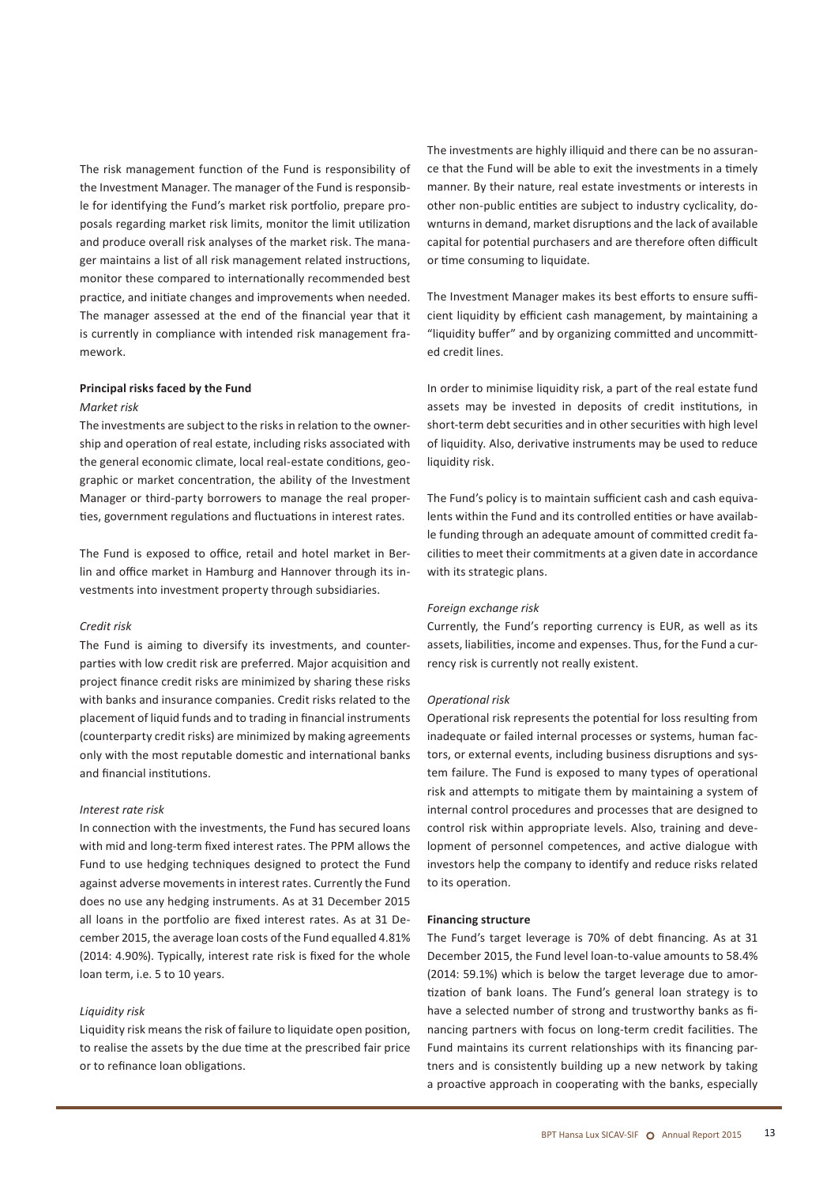The risk management function of the Fund is responsibility of the Investment Manager. The manager of the Fund is responsible for identifying the Fund's market risk portfolio, prepare proposals regarding market risk limits, monitor the limit utilization and produce overall risk analyses of the market risk. The manager maintains a list of all risk management related instructions, monitor these compared to internationally recommended best practice, and initiate changes and improvements when needed. The manager assessed at the end of the financial year that it is currently in compliance with intended risk management framework.

**Principal risks faced by the Fund**

*Market risk*

The investments are subject to the risks in relation to the ownership and operation of real estate, including risks associated with the general economic climate, local real-estate conditions, geographic or market concentration, the ability of the Investment Manager or third-party borrowers to manage the real properties, government regulations and fluctuations in interest rates.

The Fund is exposed to office, retail and hotel market in Berlin and office market in Hamburg and Hannover through its investments into investment property through subsidiaries.

*Credit risk*

The Fund is aiming to diversify its investments, and counterparties with low credit risk are preferred. Major acquisition and project finance credit risks are minimized by sharing these risks with banks and insurance companies. Credit risks related to the placement of liquid funds and to trading in financial instruments (counterparty credit risks) are minimized by making agreements only with the most reputable domestic and international banks and financial institutions.

*Interest rate risk*

In connection with the investments, the Fund has secured loans with mid and long-term fixed interest rates. The PPM allows the Fund to use hedging techniques designed to protect the Fund against adverse movements in interest rates. Currently the Fund does no use any hedging instruments. As at 31 December 2015 all loans in the portfolio are fixed interest rates. As at 31 December 2015, the average loan costs of the Fund equalled 4.81% (2014: 4.90%). Typically, interest rate risk is fixed for the whole loan term, i.e. 5 to 10 years.

*Liquidity risk*

Liquidity risk means the risk of failure to liquidate open position, to realise the assets by the due time at the prescribed fair price or to refinance loan obligations.

The investments are highly illiquid and there can be no assurance that the Fund will be able to exit the investments in a timely manner. By their nature, real estate investments or interests in other non-public entities are subject to industry cyclicality, downturns in demand, market disruptions and the lack of available capital for potential purchasers and are therefore often difficult or time consuming to liquidate.

The Investment Manager makes its best efforts to ensure sufficient liquidity by efficient cash management, by maintaining a "liquidity buffer" and by organizing committed and uncommitted credit lines.

In order to minimise liquidity risk, a part of the real estate fund assets may be invested in deposits of credit institutions, in short-term debt securities and in other securities with high level of liquidity. Also, derivative instruments may be used to reduce liquidity risk.

The Fund's policy is to maintain sufficient cash and cash equivalents within the Fund and its controlled entities or have available funding through an adequate amount of committed credit facilities to meet their commitments at a given date in accordance with its strategic plans.

*Foreign exchange risk*

Currently, the Fund's reporting currency is EUR, as well as its assets, liabilities, income and expenses. Thus, for the Fund a currency risk is currently not really existent.

*Operational risk*

Operational risk represents the potential for loss resulting from inadequate or failed internal processes or systems, human factors, or external events, including business disruptions and system failure. The Fund is exposed to many types of operational risk and attempts to mitigate them by maintaining a system of internal control procedures and processes that are designed to control risk within appropriate levels. Also, training and development of personnel competences, and active dialogue with investors help the company to identify and reduce risks related to its operation.

**Financing structure**

The Fund's target leverage is 70% of debt financing. As at 31 December 2015, the Fund level loan-to-value amounts to 58.4% (2014: 59.1%) which is below the target leverage due to amortization of bank loans. The Fund's general loan strategy is to have a selected number of strong and trustworthy banks as financing partners with focus on long-term credit facilities. The Fund maintains its current relationships with its financing partners and is consistently building up a new network by taking a proactive approach in cooperating with the banks, especially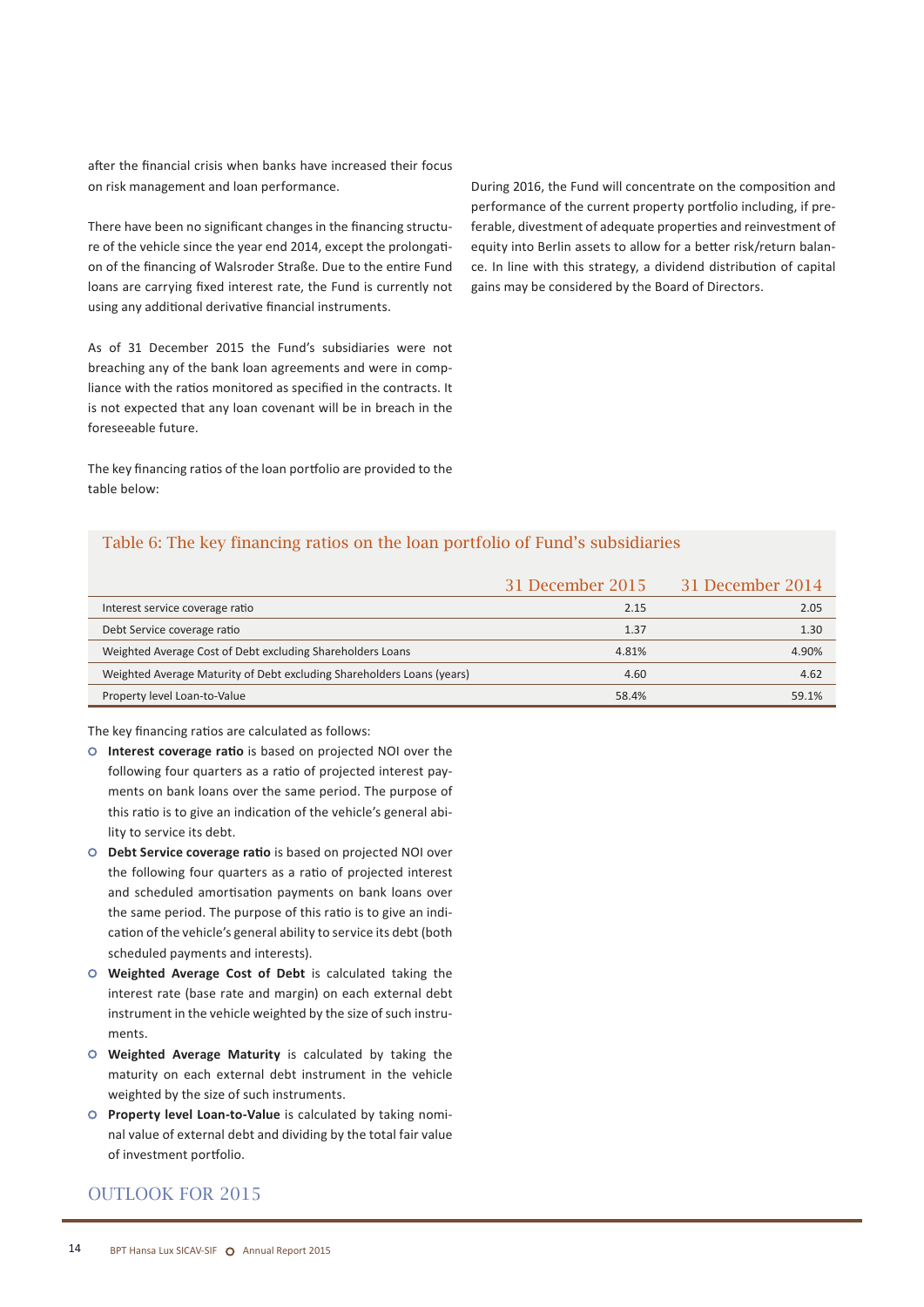after the financial crisis when banks have increased their focus on risk management and loan performance.

There have been no significant changes in the financing structure of the vehicle since the year end 2014, except the prolongation of the financing of Walsroder Straße. Due to the entire Fund loans are carrying fixed interest rate, the Fund is currently not using any additional derivative financial instruments.

As of 31 December 2015 the Fund's subsidiaries were not breaching any of the bank loan agreements and were in compliance with the ratios monitored as specified in the contracts. It is not expected that any loan covenant will be in breach in the foreseeable future.

The key financing ratios of the loan portfolio are provided to the table below:

During 2016, the Fund will concentrate on the composition and performance of the current property portfolio including, if preferable, divestment of adequate properties and reinvestment of equity into Berlin assets to allow for a better risk/return balance. In line with this strategy, a dividend distribution of capital gains may be considered by the Board of Directors.

### Table 6: The key financing ratios on the loan portfolio of Fund's subsidiaries

| | 31 December 2015 | 31 December 2014 |
|---|---:|---:|
| Interest service coverage ratio | 2.15 | 2.05 |
| Debt Service coverage ratio | 1.37 | 1.30 |
| Weighted Average Cost of Debt excluding Shareholders Loans | 4.81% | 4.90% |
| Weighted Average Maturity of Debt excluding Shareholders Loans (years) | 4.60 | 4.62 |
| Property level Loan-to-Value | 58.4% | 59.1% |

The key financing ratios are calculated as follows:

- **Interest coverage ratio** is based on projected NOI over the following four quarters as a ratio of projected interest payments on bank loans over the same period. The purpose of this ratio is to give an indication of the vehicle's general ability to service its debt.
- **Debt Service coverage ratio** is based on projected NOI over the following four quarters as a ratio of projected interest and scheduled amortisation payments on bank loans over the same period. The purpose of this ratio is to give an indication of the vehicle's general ability to service its debt (both scheduled payments and interests).
- **Weighted Average Cost of Debt** is calculated taking the interest rate (base rate and margin) on each external debt instrument in the vehicle weighted by the size of such instruments.
- **Weighted Average Maturity** is calculated by taking the maturity on each external debt instrument in the vehicle weighted by the size of such instruments.
- **Property level Loan-to-Value** is calculated by taking nominal value of external debt and dividing by the total fair value of investment portfolio.

## OUTLOOK FOR 2015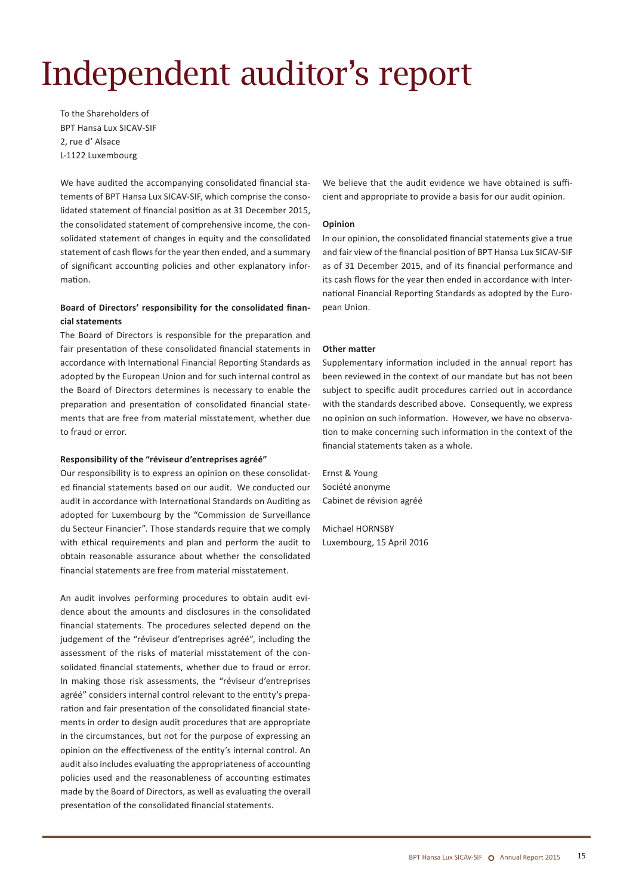# Independent auditor's report

To the Shareholders of
BPT Hansa Lux SICAV-SIF
2, rue d' Alsace
L-1122 Luxembourg

We have audited the accompanying consolidated financial statements of BPT Hansa Lux SICAV-SIF, which comprise the consolidated statement of financial position as at 31 December 2015, the consolidated statement of comprehensive income, the consolidated statement of changes in equity and the consolidated statement of cash flows for the year then ended, and a summary of significant accounting policies and other explanatory information.

**Board of Directors' responsibility for the consolidated financial statements**

The Board of Directors is responsible for the preparation and fair presentation of these consolidated financial statements in accordance with International Financial Reporting Standards as adopted by the European Union and for such internal control as the Board of Directors determines is necessary to enable the preparation and presentation of consolidated financial statements that are free from material misstatement, whether due to fraud or error.

**Responsibility of the "réviseur d'entreprises agréé"**

Our responsibility is to express an opinion on these consolidated financial statements based on our audit. We conducted our audit in accordance with International Standards on Auditing as adopted for Luxembourg by the "Commission de Surveillance du Secteur Financier". Those standards require that we comply with ethical requirements and plan and perform the audit to obtain reasonable assurance about whether the consolidated financial statements are free from material misstatement.

An audit involves performing procedures to obtain audit evidence about the amounts and disclosures in the consolidated financial statements. The procedures selected depend on the judgement of the "réviseur d'entreprises agréé", including the assessment of the risks of material misstatement of the consolidated financial statements, whether due to fraud or error. In making those risk assessments, the "réviseur d'entreprises agréé" considers internal control relevant to the entity's preparation and fair presentation of the consolidated financial statements in order to design audit procedures that are appropriate in the circumstances, but not for the purpose of expressing an opinion on the effectiveness of the entity's internal control. An audit also includes evaluating the appropriateness of accounting policies used and the reasonableness of accounting estimates made by the Board of Directors, as well as evaluating the overall presentation of the consolidated financial statements.

We believe that the audit evidence we have obtained is sufficient and appropriate to provide a basis for our audit opinion.

**Opinion**

In our opinion, the consolidated financial statements give a true and fair view of the financial position of BPT Hansa Lux SICAV-SIF as of 31 December 2015, and of its financial performance and its cash flows for the year then ended in accordance with International Financial Reporting Standards as adopted by the European Union.

**Other matter**

Supplementary information included in the annual report has been reviewed in the context of our mandate but has not been subject to specific audit procedures carried out in accordance with the standards described above. Consequently, we express no opinion on such information. However, we have no observation to make concerning such information in the context of the financial statements taken as a whole.

Ernst & Young
Société anonyme
Cabinet de révision agréé

Michael HORNSBY
Luxembourg, 15 April 2016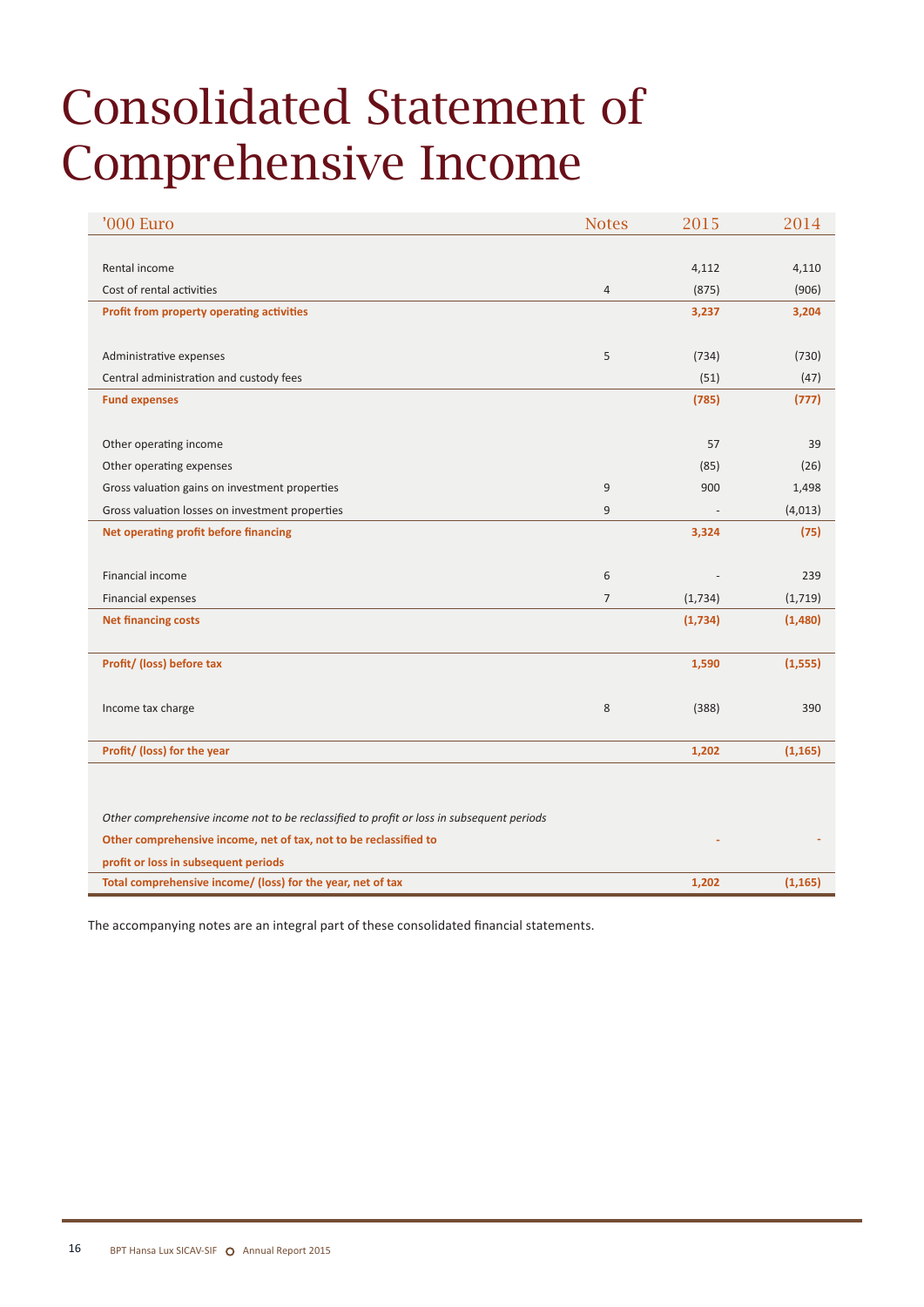# Consolidated Statement of Comprehensive Income

| '000 Euro | Notes | 2015 | 2014 |
|---|---|---|---|
| Rental income | | 4,112 | 4,110 |
| Cost of rental activities | 4 | (875) | (906) |
| **Profit from property operating activities** | | **3,237** | **3,204** |
| Administrative expenses | 5 | (734) | (730) |
| Central administration and custody fees | | (51) | (47) |
| **Fund expenses** | | **(785)** | **(777)** |
| Other operating income | | 57 | 39 |
| Other operating expenses | | (85) | (26) |
| Gross valuation gains on investment properties | 9 | 900 | 1,498 |
| Gross valuation losses on investment properties | 9 | - | (4,013) |
| **Net operating profit before financing** | | **3,324** | **(75)** |
| Financial income | 6 | - | 239 |
| Financial expenses | 7 | (1,734) | (1,719) |
| **Net financing costs** | | **(1,734)** | **(1,480)** |
| **Profit/ (loss) before tax** | | **1,590** | **(1,555)** |
| Income tax charge | 8 | (388) | 390 |
| **Profit/ (loss) for the year** | | **1,202** | **(1,165)** |
| *Other comprehensive income not to be reclassified to profit or loss in subsequent periods* | | | |
| **Other comprehensive income, net of tax, not to be reclassified to profit or loss in subsequent periods** | | **-** | **-** |
| **Total comprehensive income/ (loss) for the year, net of tax** | | **1,202** | **(1,165)** |

The accompanying notes are an integral part of these consolidated financial statements.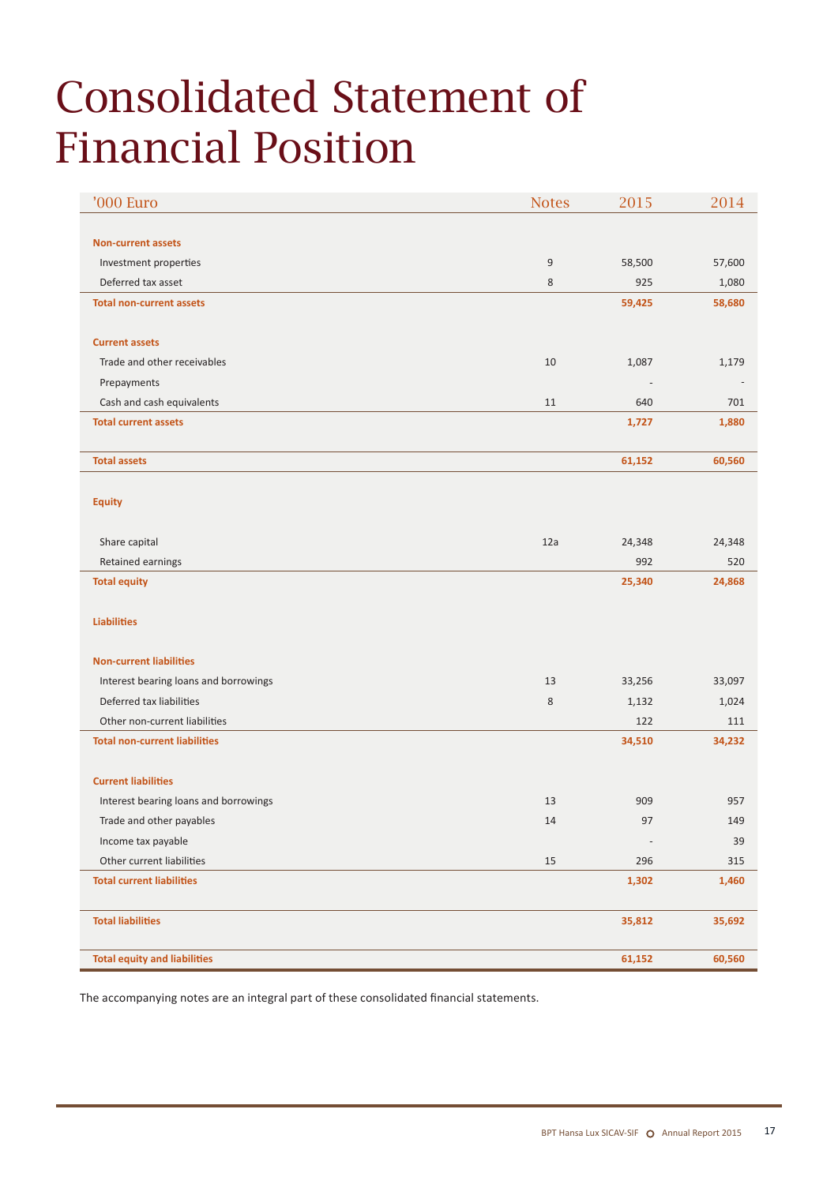# Consolidated Statement of Financial Position

| '000 Euro | Notes | 2015 | 2014 |
|---|---|---|---|
| **Non-current assets** | | | |
| Investment properties | 9 | 58,500 | 57,600 |
| Deferred tax asset | 8 | 925 | 1,080 |
| **Total non-current assets** | | **59,425** | **58,680** |
| **Current assets** | | | |
| Trade and other receivables | 10 | 1,087 | 1,179 |
| Prepayments | | - | - |
| Cash and cash equivalents | 11 | 640 | 701 |
| **Total current assets** | | **1,727** | **1,880** |
| **Total assets** | | **61,152** | **60,560** |
| **Equity** | | | |
| Share capital | 12a | 24,348 | 24,348 |
| Retained earnings | | 992 | 520 |
| **Total equity** | | **25,340** | **24,868** |
| **Liabilities** | | | |
| **Non-current liabilities** | | | |
| Interest bearing loans and borrowings | 13 | 33,256 | 33,097 |
| Deferred tax liabilities | 8 | 1,132 | 1,024 |
| Other non-current liabilities | | 122 | 111 |
| **Total non-current liabilities** | | **34,510** | **34,232** |
| **Current liabilities** | | | |
| Interest bearing loans and borrowings | 13 | 909 | 957 |
| Trade and other payables | 14 | 97 | 149 |
| Income tax payable | | - | 39 |
| Other current liabilities | 15 | 296 | 315 |
| **Total current liabilities** | | **1,302** | **1,460** |
| **Total liabilities** | | **35,812** | **35,692** |
| **Total equity and liabilities** | | **61,152** | **60,560** |

The accompanying notes are an integral part of these consolidated financial statements.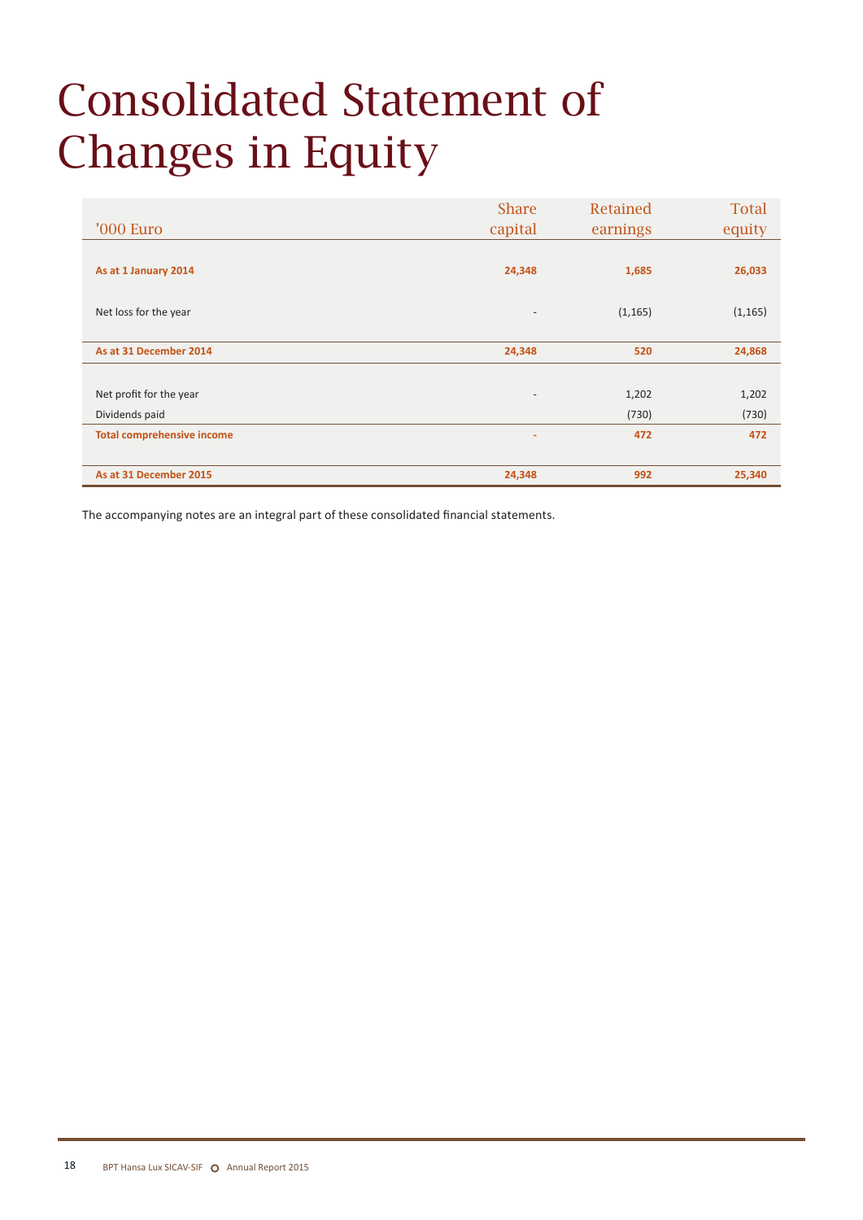# Consolidated Statement of Changes in Equity

| '000 Euro | Share capital | Retained earnings | Total equity |
|---|---|---|---|
| **As at 1 January 2014** | **24,348** | **1,685** | **26,033** |
| Net loss for the year | - | (1,165) | (1,165) |
| **As at 31 December 2014** | **24,348** | **520** | **24,868** |
| Net profit for the year | - | 1,202 | 1,202 |
| Dividends paid | | (730) | (730) |
| **Total comprehensive income** | **-** | **472** | **472** |
| **As at 31 December 2015** | **24,348** | **992** | **25,340** |

The accompanying notes are an integral part of these consolidated financial statements.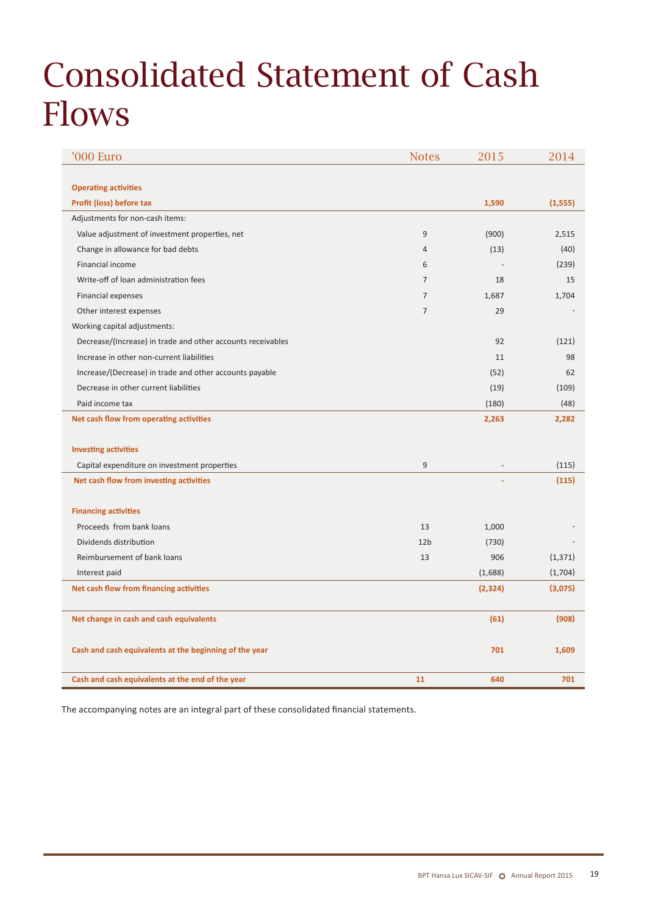# Consolidated Statement of Cash Flows

| '000 Euro | Notes | 2015 | 2014 |
|---|---|---|---|
| **Operating activities** | | | |
| **Profit (loss) before tax** | | **1,590** | **(1,555)** |
| Adjustments for non-cash items: | | | |
| Value adjustment of investment properties, net | 9 | (900) | 2,515 |
| Change in allowance for bad debts | 4 | (13) | (40) |
| Financial income | 6 | - | (239) |
| Write-off of loan administration fees | 7 | 18 | 15 |
| Financial expenses | 7 | 1,687 | 1,704 |
| Other interest expenses | 7 | 29 | - |
| Working capital adjustments: | | | |
| Decrease/(Increase) in trade and other accounts receivables | | 92 | (121) |
| Increase in other non-current liabilities | | 11 | 98 |
| Increase/(Decrease) in trade and other accounts payable | | (52) | 62 |
| Decrease in other current liabilities | | (19) | (109) |
| Paid income tax | | (180) | (48) |
| **Net cash flow from operating activities** | | **2,263** | **2,282** |
| **Investing activities** | | | |
| Capital expenditure on investment properties | 9 | - | (115) |
| **Net cash flow from investing activities** | | **-** | **(115)** |
| **Financing activities** | | | |
| Proceeds from bank loans | 13 | 1,000 | - |
| Dividends distribution | 12b | (730) | - |
| Reimbursement of bank loans | 13 | 906 | (1,371) |
| Interest paid | | (1,688) | (1,704) |
| **Net cash flow from financing activities** | | **(2,324)** | **(3,075)** |
| **Net change in cash and cash equivalents** | | **(61)** | **(908)** |
| **Cash and cash equivalents at the beginning of the year** | | **701** | **1,609** |
| **Cash and cash equivalents at the end of the year** | **11** | **640** | **701** |

The accompanying notes are an integral part of these consolidated financial statements.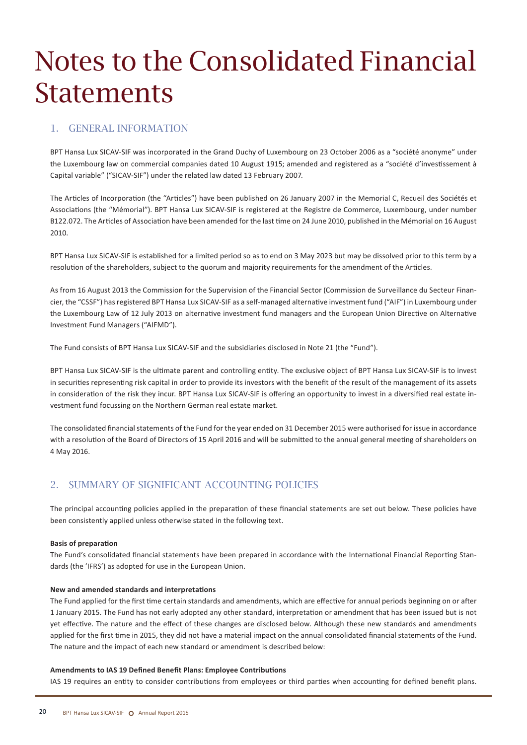# Notes to the Consolidated Financial Statements

## 1. GENERAL INFORMATION

BPT Hansa Lux SICAV-SIF was incorporated in the Grand Duchy of Luxembourg on 23 October 2006 as a "société anonyme" under the Luxembourg law on commercial companies dated 10 August 1915; amended and registered as a "société d'investissement à Capital variable" ("SICAV-SIF") under the related law dated 13 February 2007.

The Articles of Incorporation (the "Articles") have been published on 26 January 2007 in the Memorial C, Recueil des Sociétés et Associations (the "Mémorial"). BPT Hansa Lux SICAV-SIF is registered at the Registre de Commerce, Luxembourg, under number B122.072. The Articles of Association have been amended for the last time on 24 June 2010, published in the Mémorial on 16 August 2010.

BPT Hansa Lux SICAV-SIF is established for a limited period so as to end on 3 May 2023 but may be dissolved prior to this term by a resolution of the shareholders, subject to the quorum and majority requirements for the amendment of the Articles.

As from 16 August 2013 the Commission for the Supervision of the Financial Sector (Commission de Surveillance du Secteur Financier, the "CSSF") has registered BPT Hansa Lux SICAV-SIF as a self-managed alternative investment fund ("AIF") in Luxembourg under the Luxembourg Law of 12 July 2013 on alternative investment fund managers and the European Union Directive on Alternative Investment Fund Managers ("AIFMD").

The Fund consists of BPT Hansa Lux SICAV-SIF and the subsidiaries disclosed in Note 21 (the "Fund").

BPT Hansa Lux SICAV-SIF is the ultimate parent and controlling entity. The exclusive object of BPT Hansa Lux SICAV-SIF is to invest in securities representing risk capital in order to provide its investors with the benefit of the result of the management of its assets in consideration of the risk they incur. BPT Hansa Lux SICAV-SIF is offering an opportunity to invest in a diversified real estate investment fund focussing on the Northern German real estate market.

The consolidated financial statements of the Fund for the year ended on 31 December 2015 were authorised for issue in accordance with a resolution of the Board of Directors of 15 April 2016 and will be submitted to the annual general meeting of shareholders on 4 May 2016.

## 2. SUMMARY OF SIGNIFICANT ACCOUNTING POLICIES

The principal accounting policies applied in the preparation of these financial statements are set out below. These policies have been consistently applied unless otherwise stated in the following text.

**Basis of preparation**

The Fund's consolidated financial statements have been prepared in accordance with the International Financial Reporting Standards (the 'IFRS') as adopted for use in the European Union.

**New and amended standards and interpretations**

The Fund applied for the first time certain standards and amendments, which are effective for annual periods beginning on or after 1 January 2015. The Fund has not early adopted any other standard, interpretation or amendment that has been issued but is not yet effective. The nature and the effect of these changes are disclosed below. Although these new standards and amendments applied for the first time in 2015, they did not have a material impact on the annual consolidated financial statements of the Fund. The nature and the impact of each new standard or amendment is described below:

**Amendments to IAS 19 Defined Benefit Plans: Employee Contributions**

IAS 19 requires an entity to consider contributions from employees or third parties when accounting for defined benefit plans.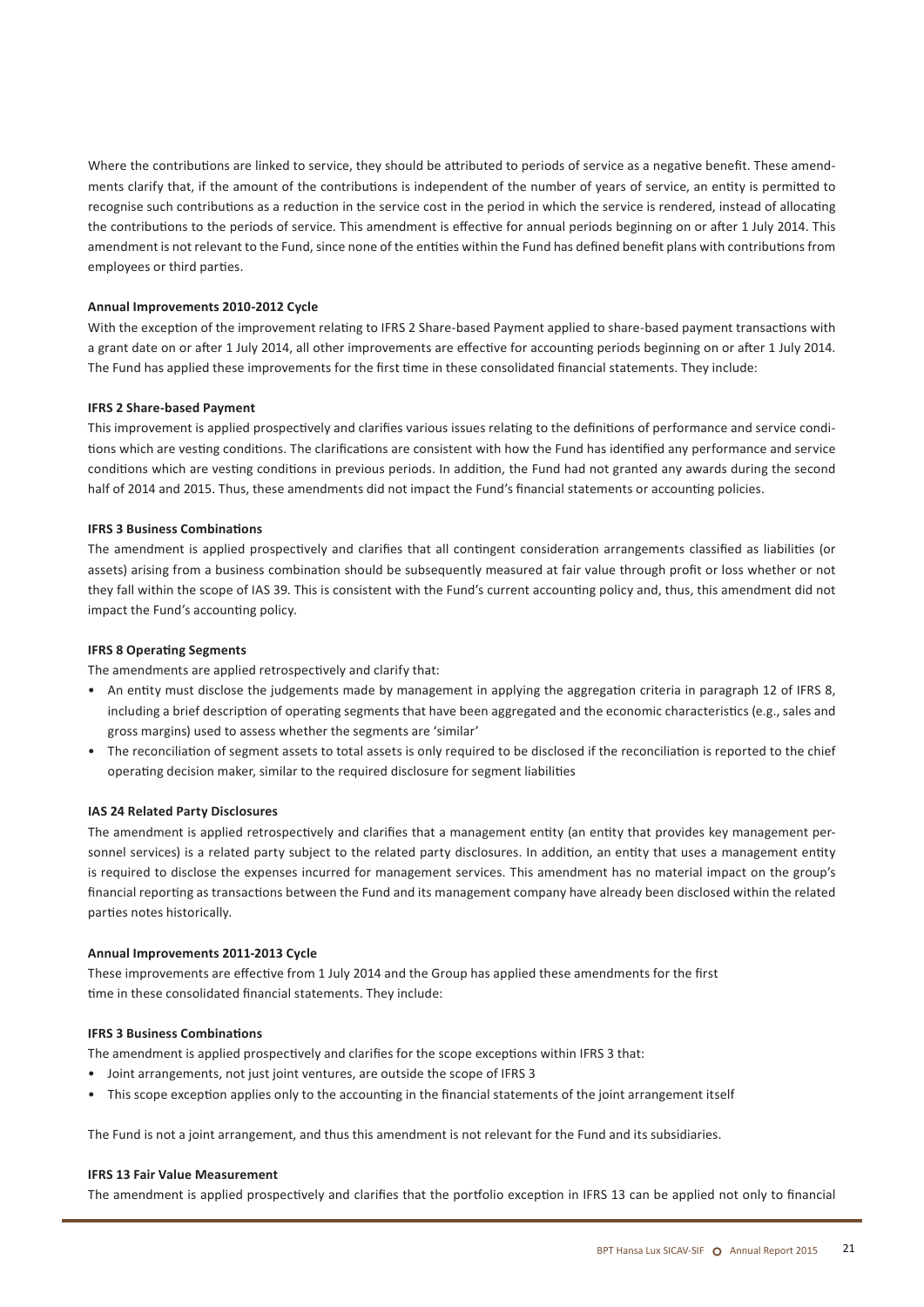Where the contributions are linked to service, they should be attributed to periods of service as a negative benefit. These amendments clarify that, if the amount of the contributions is independent of the number of years of service, an entity is permitted to recognise such contributions as a reduction in the service cost in the period in which the service is rendered, instead of allocating the contributions to the periods of service. This amendment is effective for annual periods beginning on or after 1 July 2014. This amendment is not relevant to the Fund, since none of the entities within the Fund has defined benefit plans with contributions from employees or third parties.

**Annual Improvements 2010-2012 Cycle**

With the exception of the improvement relating to IFRS 2 Share-based Payment applied to share-based payment transactions with a grant date on or after 1 July 2014, all other improvements are effective for accounting periods beginning on or after 1 July 2014. The Fund has applied these improvements for the first time in these consolidated financial statements. They include:

**IFRS 2 Share-based Payment**

This improvement is applied prospectively and clarifies various issues relating to the definitions of performance and service conditions which are vesting conditions. The clarifications are consistent with how the Fund has identified any performance and service conditions which are vesting conditions in previous periods. In addition, the Fund had not granted any awards during the second half of 2014 and 2015. Thus, these amendments did not impact the Fund's financial statements or accounting policies.

**IFRS 3 Business Combinations**

The amendment is applied prospectively and clarifies that all contingent consideration arrangements classified as liabilities (or assets) arising from a business combination should be subsequently measured at fair value through profit or loss whether or not they fall within the scope of IAS 39. This is consistent with the Fund's current accounting policy and, thus, this amendment did not impact the Fund's accounting policy.

**IFRS 8 Operating Segments**

The amendments are applied retrospectively and clarify that:

- An entity must disclose the judgements made by management in applying the aggregation criteria in paragraph 12 of IFRS 8, including a brief description of operating segments that have been aggregated and the economic characteristics (e.g., sales and gross margins) used to assess whether the segments are 'similar'
- The reconciliation of segment assets to total assets is only required to be disclosed if the reconciliation is reported to the chief operating decision maker, similar to the required disclosure for segment liabilities

**IAS 24 Related Party Disclosures**

The amendment is applied retrospectively and clarifies that a management entity (an entity that provides key management personnel services) is a related party subject to the related party disclosures. In addition, an entity that uses a management entity is required to disclose the expenses incurred for management services. This amendment has no material impact on the group's financial reporting as transactions between the Fund and its management company have already been disclosed within the related parties notes historically.

**Annual Improvements 2011-2013 Cycle**

These improvements are effective from 1 July 2014 and the Group has applied these amendments for the first time in these consolidated financial statements. They include:

**IFRS 3 Business Combinations**

The amendment is applied prospectively and clarifies for the scope exceptions within IFRS 3 that:

- Joint arrangements, not just joint ventures, are outside the scope of IFRS 3
- This scope exception applies only to the accounting in the financial statements of the joint arrangement itself

The Fund is not a joint arrangement, and thus this amendment is not relevant for the Fund and its subsidiaries.

**IFRS 13 Fair Value Measurement**

The amendment is applied prospectively and clarifies that the portfolio exception in IFRS 13 can be applied not only to financial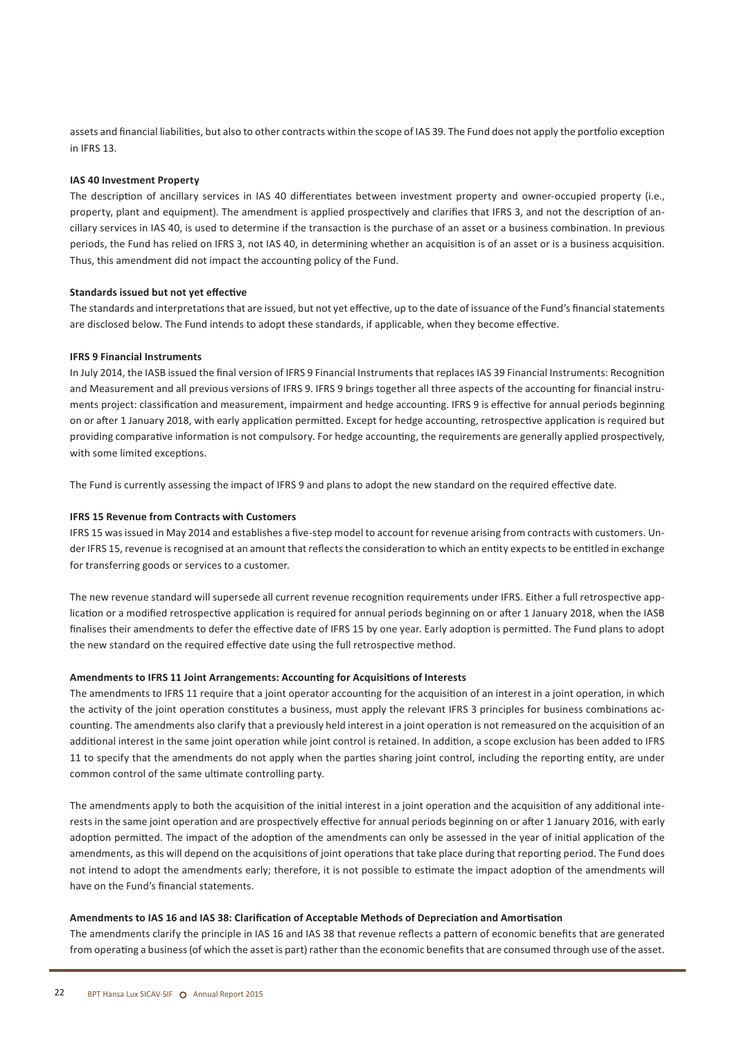assets and financial liabilities, but also to other contracts within the scope of IAS 39. The Fund does not apply the portfolio exception in IFRS 13.

**IAS 40 Investment Property**

The description of ancillary services in IAS 40 differentiates between investment property and owner-occupied property (i.e., property, plant and equipment). The amendment is applied prospectively and clarifies that IFRS 3, and not the description of ancillary services in IAS 40, is used to determine if the transaction is the purchase of an asset or a business combination. In previous periods, the Fund has relied on IFRS 3, not IAS 40, in determining whether an acquisition is of an asset or is a business acquisition. Thus, this amendment did not impact the accounting policy of the Fund.

**Standards issued but not yet effective**

The standards and interpretations that are issued, but not yet effective, up to the date of issuance of the Fund's financial statements are disclosed below. The Fund intends to adopt these standards, if applicable, when they become effective.

**IFRS 9 Financial Instruments**

In July 2014, the IASB issued the final version of IFRS 9 Financial Instruments that replaces IAS 39 Financial Instruments: Recognition and Measurement and all previous versions of IFRS 9. IFRS 9 brings together all three aspects of the accounting for financial instruments project: classification and measurement, impairment and hedge accounting. IFRS 9 is effective for annual periods beginning on or after 1 January 2018, with early application permitted. Except for hedge accounting, retrospective application is required but providing comparative information is not compulsory. For hedge accounting, the requirements are generally applied prospectively, with some limited exceptions.

The Fund is currently assessing the impact of IFRS 9 and plans to adopt the new standard on the required effective date.

**IFRS 15 Revenue from Contracts with Customers**

IFRS 15 was issued in May 2014 and establishes a five-step model to account for revenue arising from contracts with customers. Under IFRS 15, revenue is recognised at an amount that reflects the consideration to which an entity expects to be entitled in exchange for transferring goods or services to a customer.

The new revenue standard will supersede all current revenue recognition requirements under IFRS. Either a full retrospective application or a modified retrospective application is required for annual periods beginning on or after 1 January 2018, when the IASB finalises their amendments to defer the effective date of IFRS 15 by one year. Early adoption is permitted. The Fund plans to adopt the new standard on the required effective date using the full retrospective method.

**Amendments to IFRS 11 Joint Arrangements: Accounting for Acquisitions of Interests**

The amendments to IFRS 11 require that a joint operator accounting for the acquisition of an interest in a joint operation, in which the activity of the joint operation constitutes a business, must apply the relevant IFRS 3 principles for business combinations accounting. The amendments also clarify that a previously held interest in a joint operation is not remeasured on the acquisition of an additional interest in the same joint operation while joint control is retained. In addition, a scope exclusion has been added to IFRS 11 to specify that the amendments do not apply when the parties sharing joint control, including the reporting entity, are under common control of the same ultimate controlling party.

The amendments apply to both the acquisition of the initial interest in a joint operation and the acquisition of any additional interests in the same joint operation and are prospectively effective for annual periods beginning on or after 1 January 2016, with early adoption permitted. The impact of the adoption of the amendments can only be assessed in the year of initial application of the amendments, as this will depend on the acquisitions of joint operations that take place during that reporting period. The Fund does not intend to adopt the amendments early; therefore, it is not possible to estimate the impact adoption of the amendments will have on the Fund's financial statements.

**Amendments to IAS 16 and IAS 38: Clarification of Acceptable Methods of Depreciation and Amortisation**

The amendments clarify the principle in IAS 16 and IAS 38 that revenue reflects a pattern of economic benefits that are generated from operating a business (of which the asset is part) rather than the economic benefits that are consumed through use of the asset.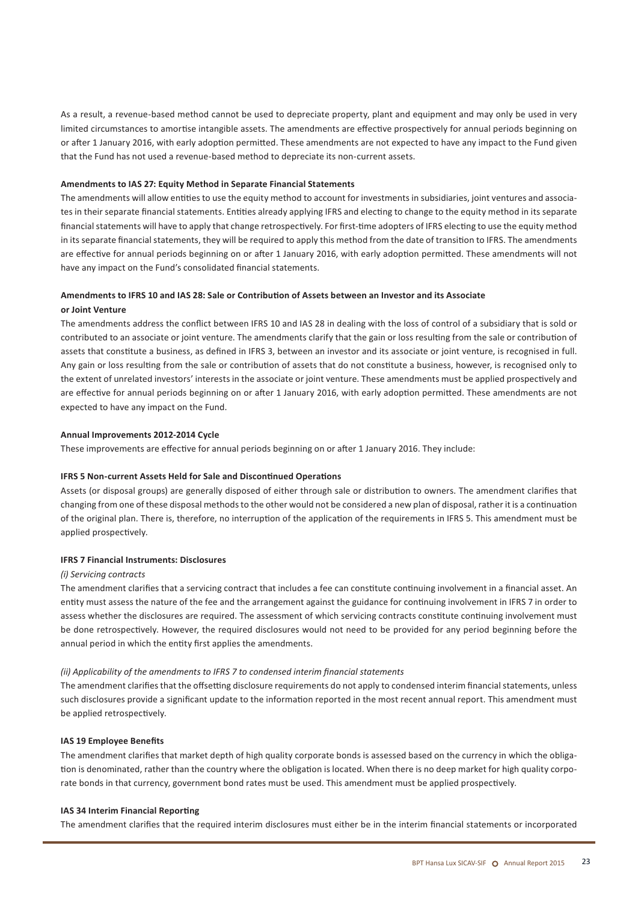As a result, a revenue-based method cannot be used to depreciate property, plant and equipment and may only be used in very limited circumstances to amortise intangible assets. The amendments are effective prospectively for annual periods beginning on or after 1 January 2016, with early adoption permitted. These amendments are not expected to have any impact to the Fund given that the Fund has not used a revenue-based method to depreciate its non-current assets.

**Amendments to IAS 27: Equity Method in Separate Financial Statements**

The amendments will allow entities to use the equity method to account for investments in subsidiaries, joint ventures and associates in their separate financial statements. Entities already applying IFRS and electing to change to the equity method in its separate financial statements will have to apply that change retrospectively. For first-time adopters of IFRS electing to use the equity method in its separate financial statements, they will be required to apply this method from the date of transition to IFRS. The amendments are effective for annual periods beginning on or after 1 January 2016, with early adoption permitted. These amendments will not have any impact on the Fund's consolidated financial statements.

**Amendments to IFRS 10 and IAS 28: Sale or Contribution of Assets between an Investor and its Associate or Joint Venture**

The amendments address the conflict between IFRS 10 and IAS 28 in dealing with the loss of control of a subsidiary that is sold or contributed to an associate or joint venture. The amendments clarify that the gain or loss resulting from the sale or contribution of assets that constitute a business, as defined in IFRS 3, between an investor and its associate or joint venture, is recognised in full. Any gain or loss resulting from the sale or contribution of assets that do not constitute a business, however, is recognised only to the extent of unrelated investors' interests in the associate or joint venture. These amendments must be applied prospectively and are effective for annual periods beginning on or after 1 January 2016, with early adoption permitted. These amendments are not expected to have any impact on the Fund.

**Annual Improvements 2012-2014 Cycle**

These improvements are effective for annual periods beginning on or after 1 January 2016. They include:

**IFRS 5 Non-current Assets Held for Sale and Discontinued Operations**

Assets (or disposal groups) are generally disposed of either through sale or distribution to owners. The amendment clarifies that changing from one of these disposal methods to the other would not be considered a new plan of disposal, rather it is a continuation of the original plan. There is, therefore, no interruption of the application of the requirements in IFRS 5. This amendment must be applied prospectively.

**IFRS 7 Financial Instruments: Disclosures**

*(i) Servicing contracts*

The amendment clarifies that a servicing contract that includes a fee can constitute continuing involvement in a financial asset. An entity must assess the nature of the fee and the arrangement against the guidance for continuing involvement in IFRS 7 in order to assess whether the disclosures are required. The assessment of which servicing contracts constitute continuing involvement must be done retrospectively. However, the required disclosures would not need to be provided for any period beginning before the annual period in which the entity first applies the amendments.

*(ii) Applicability of the amendments to IFRS 7 to condensed interim financial statements*

The amendment clarifies that the offsetting disclosure requirements do not apply to condensed interim financial statements, unless such disclosures provide a significant update to the information reported in the most recent annual report. This amendment must be applied retrospectively.

**IAS 19 Employee Benefits**

The amendment clarifies that market depth of high quality corporate bonds is assessed based on the currency in which the obligation is denominated, rather than the country where the obligation is located. When there is no deep market for high quality corporate bonds in that currency, government bond rates must be used. This amendment must be applied prospectively.

**IAS 34 Interim Financial Reporting**

The amendment clarifies that the required interim disclosures must either be in the interim financial statements or incorporated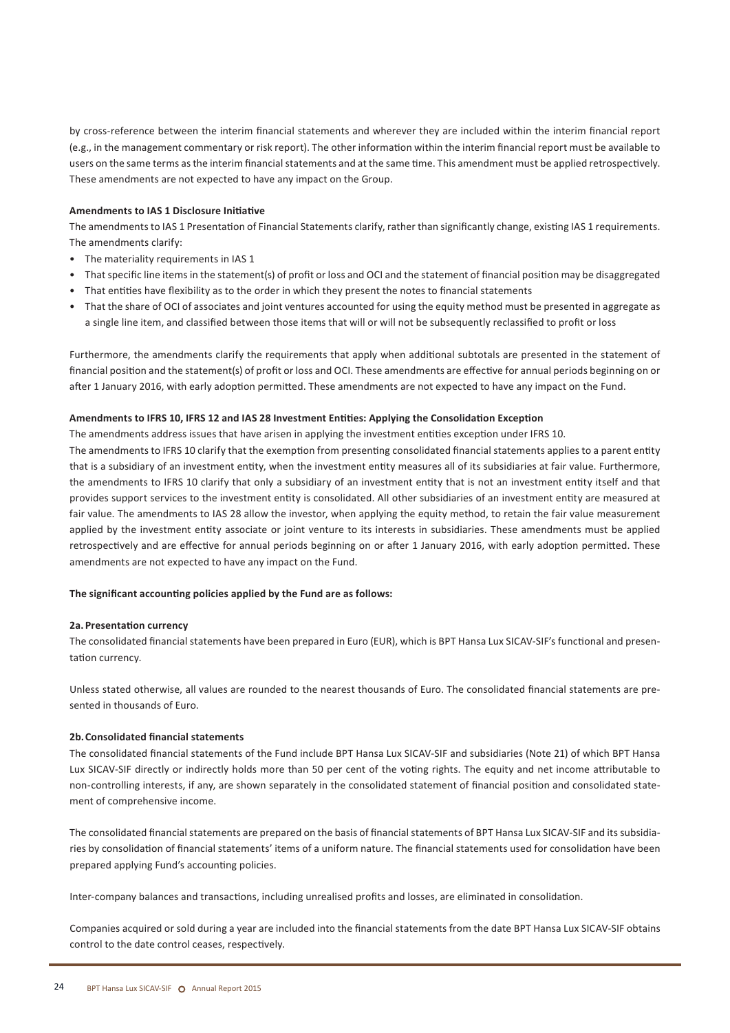by cross-reference between the interim financial statements and wherever they are included within the interim financial report (e.g., in the management commentary or risk report). The other information within the interim financial report must be available to users on the same terms as the interim financial statements and at the same time. This amendment must be applied retrospectively. These amendments are not expected to have any impact on the Group.

**Amendments to IAS 1 Disclosure Initiative**

The amendments to IAS 1 Presentation of Financial Statements clarify, rather than significantly change, existing IAS 1 requirements. The amendments clarify:

- The materiality requirements in IAS 1
- That specific line items in the statement(s) of profit or loss and OCI and the statement of financial position may be disaggregated
- That entities have flexibility as to the order in which they present the notes to financial statements
- That the share of OCI of associates and joint ventures accounted for using the equity method must be presented in aggregate as a single line item, and classified between those items that will or will not be subsequently reclassified to profit or loss

Furthermore, the amendments clarify the requirements that apply when additional subtotals are presented in the statement of financial position and the statement(s) of profit or loss and OCI. These amendments are effective for annual periods beginning on or after 1 January 2016, with early adoption permitted. These amendments are not expected to have any impact on the Fund.

**Amendments to IFRS 10, IFRS 12 and IAS 28 Investment Entities: Applying the Consolidation Exception**

The amendments address issues that have arisen in applying the investment entities exception under IFRS 10.

The amendments to IFRS 10 clarify that the exemption from presenting consolidated financial statements applies to a parent entity that is a subsidiary of an investment entity, when the investment entity measures all of its subsidiaries at fair value. Furthermore, the amendments to IFRS 10 clarify that only a subsidiary of an investment entity that is not an investment entity itself and that provides support services to the investment entity is consolidated. All other subsidiaries of an investment entity are measured at fair value. The amendments to IAS 28 allow the investor, when applying the equity method, to retain the fair value measurement applied by the investment entity associate or joint venture to its interests in subsidiaries. These amendments must be applied retrospectively and are effective for annual periods beginning on or after 1 January 2016, with early adoption permitted. These amendments are not expected to have any impact on the Fund.

**The significant accounting policies applied by the Fund are as follows:**

**2a. Presentation currency**

The consolidated financial statements have been prepared in Euro (EUR), which is BPT Hansa Lux SICAV-SIF's functional and presentation currency.

Unless stated otherwise, all values are rounded to the nearest thousands of Euro. The consolidated financial statements are presented in thousands of Euro.

**2b. Consolidated financial statements**

The consolidated financial statements of the Fund include BPT Hansa Lux SICAV-SIF and subsidiaries (Note 21) of which BPT Hansa Lux SICAV-SIF directly or indirectly holds more than 50 per cent of the voting rights. The equity and net income attributable to non-controlling interests, if any, are shown separately in the consolidated statement of financial position and consolidated statement of comprehensive income.

The consolidated financial statements are prepared on the basis of financial statements of BPT Hansa Lux SICAV-SIF and its subsidiaries by consolidation of financial statements' items of a uniform nature. The financial statements used for consolidation have been prepared applying Fund's accounting policies.

Inter-company balances and transactions, including unrealised profits and losses, are eliminated in consolidation.

Companies acquired or sold during a year are included into the financial statements from the date BPT Hansa Lux SICAV-SIF obtains control to the date control ceases, respectively.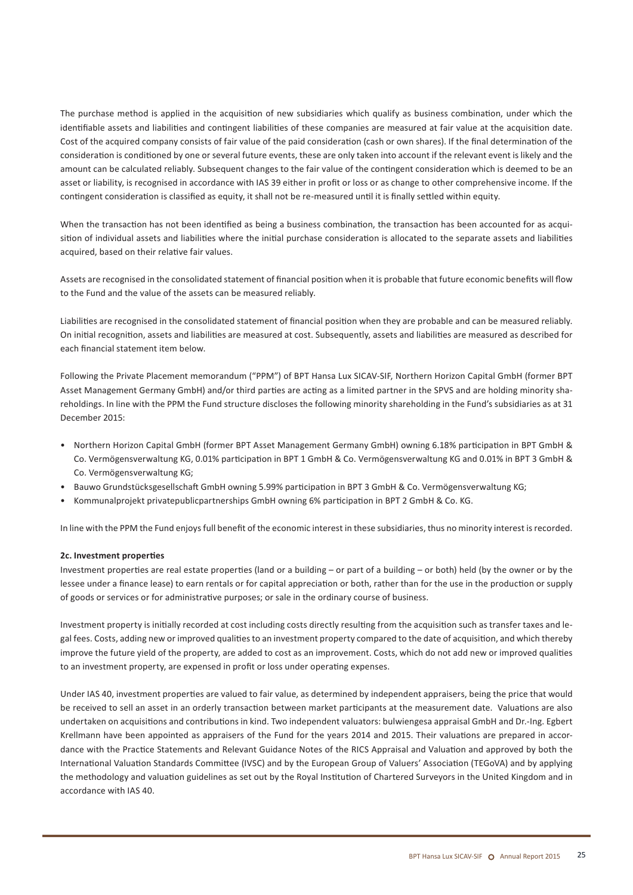The purchase method is applied in the acquisition of new subsidiaries which qualify as business combination, under which the identifiable assets and liabilities and contingent liabilities of these companies are measured at fair value at the acquisition date. Cost of the acquired company consists of fair value of the paid consideration (cash or own shares). If the final determination of the consideration is conditioned by one or several future events, these are only taken into account if the relevant event is likely and the amount can be calculated reliably. Subsequent changes to the fair value of the contingent consideration which is deemed to be an asset or liability, is recognised in accordance with IAS 39 either in profit or loss or as change to other comprehensive income. If the contingent consideration is classified as equity, it shall not be re-measured until it is finally settled within equity.

When the transaction has not been identified as being a business combination, the transaction has been accounted for as acquisition of individual assets and liabilities where the initial purchase consideration is allocated to the separate assets and liabilities acquired, based on their relative fair values.

Assets are recognised in the consolidated statement of financial position when it is probable that future economic benefits will flow to the Fund and the value of the assets can be measured reliably.

Liabilities are recognised in the consolidated statement of financial position when they are probable and can be measured reliably. On initial recognition, assets and liabilities are measured at cost. Subsequently, assets and liabilities are measured as described for each financial statement item below.

Following the Private Placement memorandum ("PPM") of BPT Hansa Lux SICAV-SIF, Northern Horizon Capital GmbH (former BPT Asset Management Germany GmbH) and/or third parties are acting as a limited partner in the SPVS and are holding minority shareholdings. In line with the PPM the Fund structure discloses the following minority shareholding in the Fund's subsidiaries as at 31 December 2015:

- Northern Horizon Capital GmbH (former BPT Asset Management Germany GmbH) owning 6.18% participation in BPT GmbH & Co. Vermögensverwaltung KG, 0.01% participation in BPT 1 GmbH & Co. Vermögensverwaltung KG and 0.01% in BPT 3 GmbH & Co. Vermögensverwaltung KG;
- Bauwo Grundstücksgesellschaft GmbH owning 5.99% participation in BPT 3 GmbH & Co. Vermögensverwaltung KG;
- Kommunalprojekt privatepublicpartnerships GmbH owning 6% participation in BPT 2 GmbH & Co. KG.

In line with the PPM the Fund enjoys full benefit of the economic interest in these subsidiaries, thus no minority interest is recorded.

**2c. Investment properties**

Investment properties are real estate properties (land or a building – or part of a building – or both) held (by the owner or by the lessee under a finance lease) to earn rentals or for capital appreciation or both, rather than for the use in the production or supply of goods or services or for administrative purposes; or sale in the ordinary course of business.

Investment property is initially recorded at cost including costs directly resulting from the acquisition such as transfer taxes and legal fees. Costs, adding new or improved qualities to an investment property compared to the date of acquisition, and which thereby improve the future yield of the property, are added to cost as an improvement. Costs, which do not add new or improved qualities to an investment property, are expensed in profit or loss under operating expenses.

Under IAS 40, investment properties are valued to fair value, as determined by independent appraisers, being the price that would be received to sell an asset in an orderly transaction between market participants at the measurement date. Valuations are also undertaken on acquisitions and contributions in kind. Two independent valuators: bulwiengesa appraisal GmbH and Dr.-Ing. Egbert Krellmann have been appointed as appraisers of the Fund for the years 2014 and 2015. Their valuations are prepared in accordance with the Practice Statements and Relevant Guidance Notes of the RICS Appraisal and Valuation and approved by both the International Valuation Standards Committee (IVSC) and by the European Group of Valuers' Association (TEGoVA) and by applying the methodology and valuation guidelines as set out by the Royal Institution of Chartered Surveyors in the United Kingdom and in accordance with IAS 40.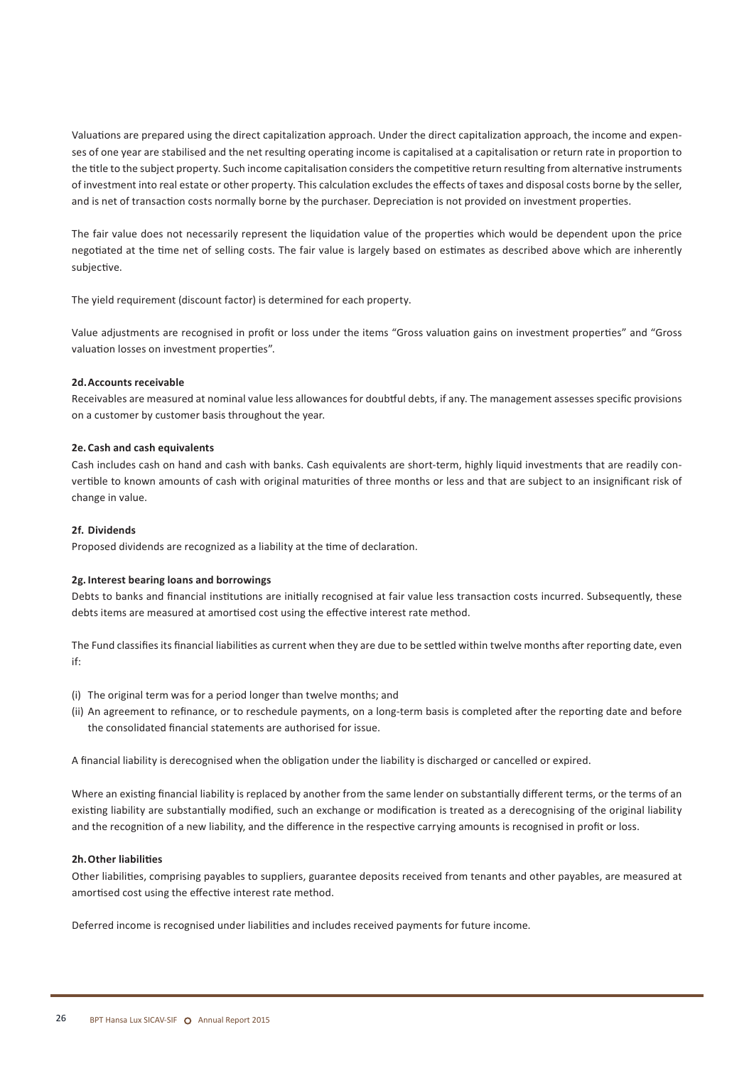Valuations are prepared using the direct capitalization approach. Under the direct capitalization approach, the income and expenses of one year are stabilised and the net resulting operating income is capitalised at a capitalisation or return rate in proportion to the title to the subject property. Such income capitalisation considers the competitive return resulting from alternative instruments of investment into real estate or other property. This calculation excludes the effects of taxes and disposal costs borne by the seller, and is net of transaction costs normally borne by the purchaser. Depreciation is not provided on investment properties.

The fair value does not necessarily represent the liquidation value of the properties which would be dependent upon the price negotiated at the time net of selling costs. The fair value is largely based on estimates as described above which are inherently subjective.

The yield requirement (discount factor) is determined for each property.

Value adjustments are recognised in profit or loss under the items "Gross valuation gains on investment properties" and "Gross valuation losses on investment properties".

#### 2d. Accounts receivable

Receivables are measured at nominal value less allowances for doubtful debts, if any. The management assesses specific provisions on a customer by customer basis throughout the year.

#### 2e. Cash and cash equivalents

Cash includes cash on hand and cash with banks. Cash equivalents are short-term, highly liquid investments that are readily convertible to known amounts of cash with original maturities of three months or less and that are subject to an insignificant risk of change in value.

#### 2f. Dividends

Proposed dividends are recognized as a liability at the time of declaration.

#### 2g. Interest bearing loans and borrowings

Debts to banks and financial institutions are initially recognised at fair value less transaction costs incurred. Subsequently, these debts items are measured at amortised cost using the effective interest rate method.

The Fund classifies its financial liabilities as current when they are due to be settled within twelve months after reporting date, even if:

(i) The original term was for a period longer than twelve months; and
(ii) An agreement to refinance, or to reschedule payments, on a long-term basis is completed after the reporting date and before the consolidated financial statements are authorised for issue.

A financial liability is derecognised when the obligation under the liability is discharged or cancelled or expired.

Where an existing financial liability is replaced by another from the same lender on substantially different terms, or the terms of an existing liability are substantially modified, such an exchange or modification is treated as a derecognising of the original liability and the recognition of a new liability, and the difference in the respective carrying amounts is recognised in profit or loss.

#### 2h. Other liabilities

Other liabilities, comprising payables to suppliers, guarantee deposits received from tenants and other payables, are measured at amortised cost using the effective interest rate method.

Deferred income is recognised under liabilities and includes received payments for future income.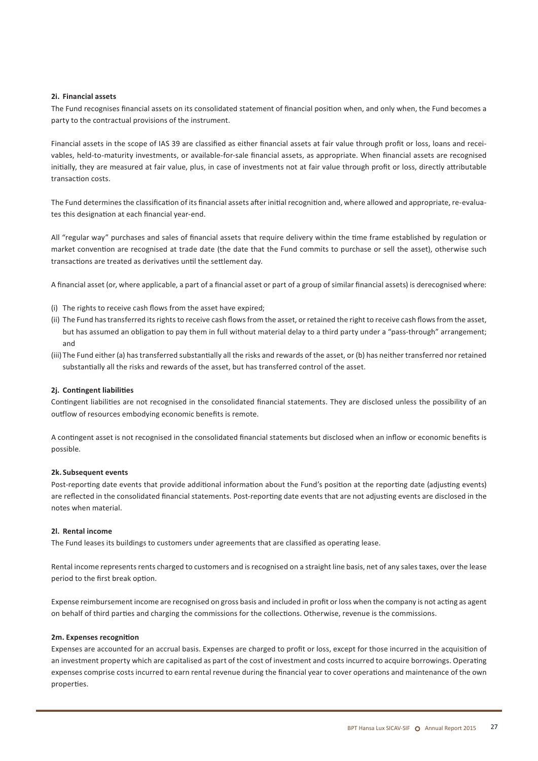#### 2i. Financial assets

The Fund recognises financial assets on its consolidated statement of financial position when, and only when, the Fund becomes a party to the contractual provisions of the instrument.

Financial assets in the scope of IAS 39 are classified as either financial assets at fair value through profit or loss, loans and receivables, held-to-maturity investments, or available-for-sale financial assets, as appropriate. When financial assets are recognised initially, they are measured at fair value, plus, in case of investments not at fair value through profit or loss, directly attributable transaction costs.

The Fund determines the classification of its financial assets after initial recognition and, where allowed and appropriate, re-evaluates this designation at each financial year-end.

All "regular way" purchases and sales of financial assets that require delivery within the time frame established by regulation or market convention are recognised at trade date (the date that the Fund commits to purchase or sell the asset), otherwise such transactions are treated as derivatives until the settlement day.

A financial asset (or, where applicable, a part of a financial asset or part of a group of similar financial assets) is derecognised where:

(i) The rights to receive cash flows from the asset have expired;
(ii) The Fund has transferred its rights to receive cash flows from the asset, or retained the right to receive cash flows from the asset, but has assumed an obligation to pay them in full without material delay to a third party under a "pass-through" arrangement; and
(iii) The Fund either (a) has transferred substantially all the risks and rewards of the asset, or (b) has neither transferred nor retained substantially all the risks and rewards of the asset, but has transferred control of the asset.

#### 2j. Contingent liabilities

Contingent liabilities are not recognised in the consolidated financial statements. They are disclosed unless the possibility of an outflow of resources embodying economic benefits is remote.

A contingent asset is not recognised in the consolidated financial statements but disclosed when an inflow or economic benefits is possible.

#### 2k. Subsequent events

Post-reporting date events that provide additional information about the Fund's position at the reporting date (adjusting events) are reflected in the consolidated financial statements. Post-reporting date events that are not adjusting events are disclosed in the notes when material.

#### 2l. Rental income

The Fund leases its buildings to customers under agreements that are classified as operating lease.

Rental income represents rents charged to customers and is recognised on a straight line basis, net of any sales taxes, over the lease period to the first break option.

Expense reimbursement income are recognised on gross basis and included in profit or loss when the company is not acting as agent on behalf of third parties and charging the commissions for the collections. Otherwise, revenue is the commissions.

#### 2m. Expenses recognition

Expenses are accounted for an accrual basis. Expenses are charged to profit or loss, except for those incurred in the acquisition of an investment property which are capitalised as part of the cost of investment and costs incurred to acquire borrowings. Operating expenses comprise costs incurred to earn rental revenue during the financial year to cover operations and maintenance of the own properties.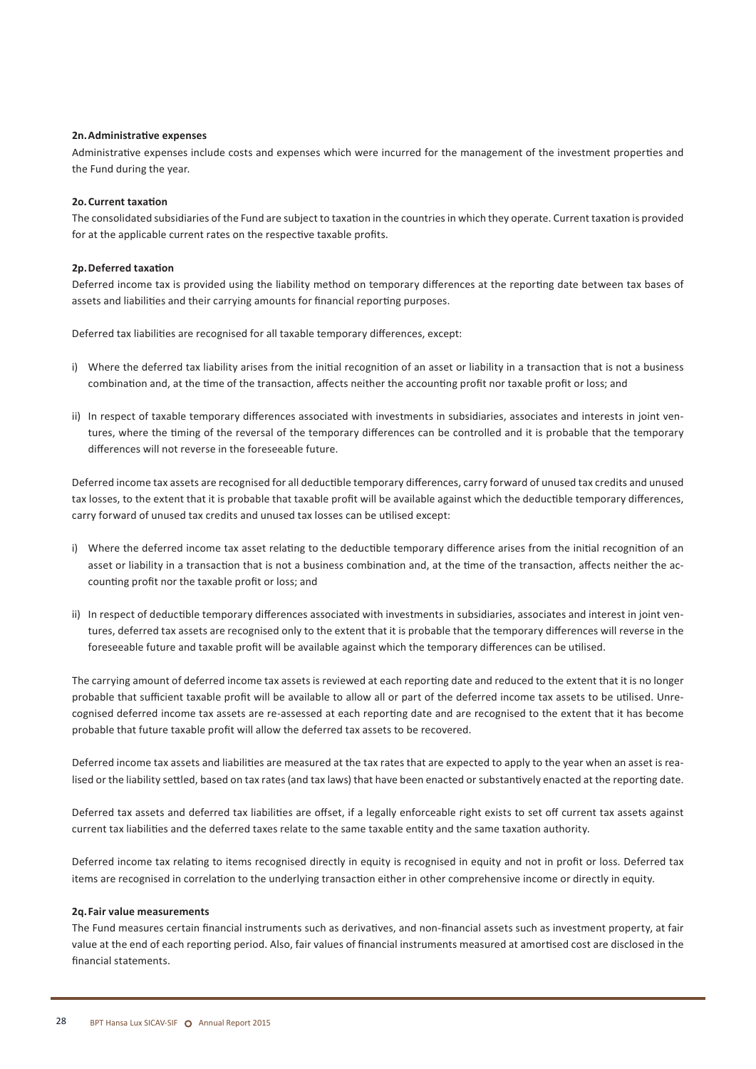### 2n. Administrative expenses

Administrative expenses include costs and expenses which were incurred for the management of the investment properties and the Fund during the year.

### 2o. Current taxation

The consolidated subsidiaries of the Fund are subject to taxation in the countries in which they operate. Current taxation is provided for at the applicable current rates on the respective taxable profits.

### 2p. Deferred taxation

Deferred income tax is provided using the liability method on temporary differences at the reporting date between tax bases of assets and liabilities and their carrying amounts for financial reporting purposes.

Deferred tax liabilities are recognised for all taxable temporary differences, except:

i) Where the deferred tax liability arises from the initial recognition of an asset or liability in a transaction that is not a business combination and, at the time of the transaction, affects neither the accounting profit nor taxable profit or loss; and

ii) In respect of taxable temporary differences associated with investments in subsidiaries, associates and interests in joint ventures, where the timing of the reversal of the temporary differences can be controlled and it is probable that the temporary differences will not reverse in the foreseeable future.

Deferred income tax assets are recognised for all deductible temporary differences, carry forward of unused tax credits and unused tax losses, to the extent that it is probable that taxable profit will be available against which the deductible temporary differences, carry forward of unused tax credits and unused tax losses can be utilised except:

i) Where the deferred income tax asset relating to the deductible temporary difference arises from the initial recognition of an asset or liability in a transaction that is not a business combination and, at the time of the transaction, affects neither the accounting profit nor the taxable profit or loss; and

ii) In respect of deductible temporary differences associated with investments in subsidiaries, associates and interest in joint ventures, deferred tax assets are recognised only to the extent that it is probable that the temporary differences will reverse in the foreseeable future and taxable profit will be available against which the temporary differences can be utilised.

The carrying amount of deferred income tax assets is reviewed at each reporting date and reduced to the extent that it is no longer probable that sufficient taxable profit will be available to allow all or part of the deferred income tax assets to be utilised. Unrecognised deferred income tax assets are re-assessed at each reporting date and are recognised to the extent that it has become probable that future taxable profit will allow the deferred tax assets to be recovered.

Deferred income tax assets and liabilities are measured at the tax rates that are expected to apply to the year when an asset is realised or the liability settled, based on tax rates (and tax laws) that have been enacted or substantively enacted at the reporting date.

Deferred tax assets and deferred tax liabilities are offset, if a legally enforceable right exists to set off current tax assets against current tax liabilities and the deferred taxes relate to the same taxable entity and the same taxation authority.

Deferred income tax relating to items recognised directly in equity is recognised in equity and not in profit or loss. Deferred tax items are recognised in correlation to the underlying transaction either in other comprehensive income or directly in equity.

### 2q. Fair value measurements

The Fund measures certain financial instruments such as derivatives, and non-financial assets such as investment property, at fair value at the end of each reporting period. Also, fair values of financial instruments measured at amortised cost are disclosed in the financial statements.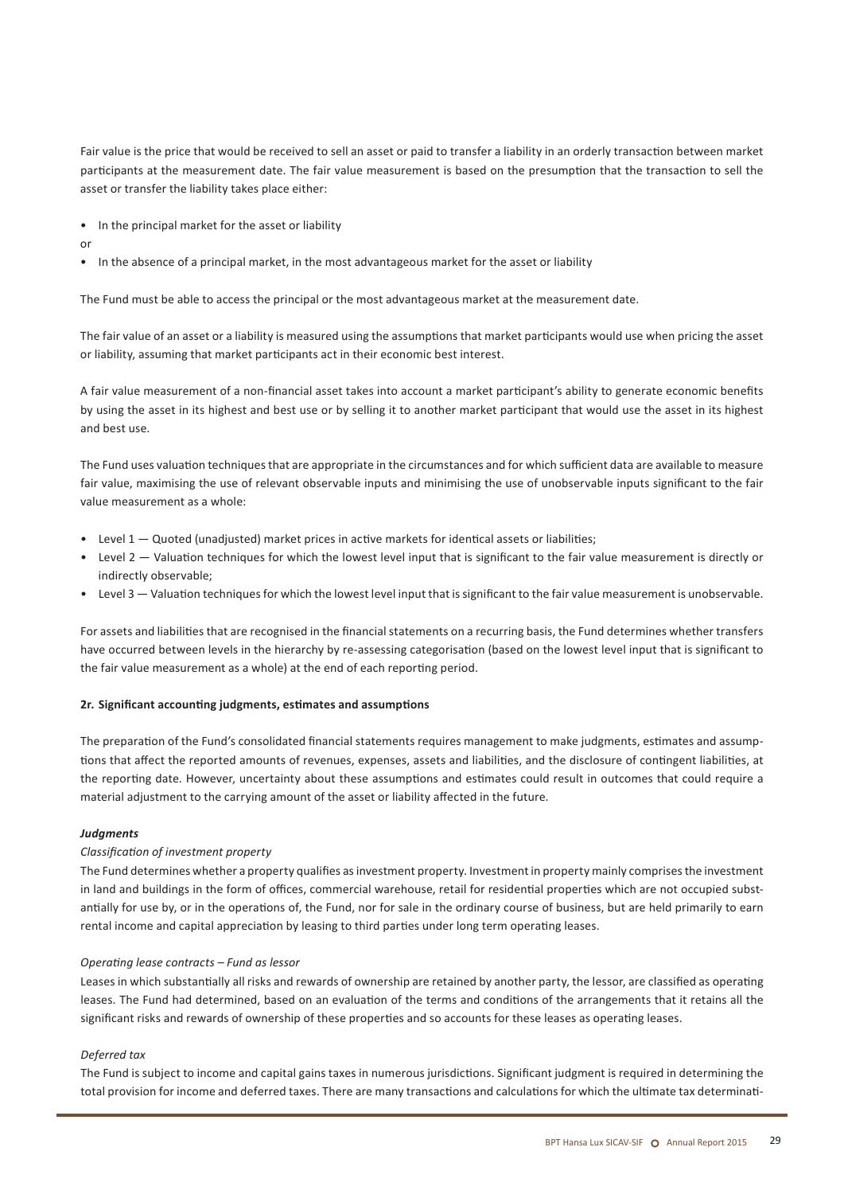Fair value is the price that would be received to sell an asset or paid to transfer a liability in an orderly transaction between market participants at the measurement date. The fair value measurement is based on the presumption that the transaction to sell the asset or transfer the liability takes place either:

- In the principal market for the asset or liability

or

- In the absence of a principal market, in the most advantageous market for the asset or liability

The Fund must be able to access the principal or the most advantageous market at the measurement date.

The fair value of an asset or a liability is measured using the assumptions that market participants would use when pricing the asset or liability, assuming that market participants act in their economic best interest.

A fair value measurement of a non-financial asset takes into account a market participant's ability to generate economic benefits by using the asset in its highest and best use or by selling it to another market participant that would use the asset in its highest and best use.

The Fund uses valuation techniques that are appropriate in the circumstances and for which sufficient data are available to measure fair value, maximising the use of relevant observable inputs and minimising the use of unobservable inputs significant to the fair value measurement as a whole:

- Level 1 — Quoted (unadjusted) market prices in active markets for identical assets or liabilities;
- Level 2 — Valuation techniques for which the lowest level input that is significant to the fair value measurement is directly or indirectly observable;
- Level 3 — Valuation techniques for which the lowest level input that is significant to the fair value measurement is unobservable.

For assets and liabilities that are recognised in the financial statements on a recurring basis, the Fund determines whether transfers have occurred between levels in the hierarchy by re-assessing categorisation (based on the lowest level input that is significant to the fair value measurement as a whole) at the end of each reporting period.

**2r. Significant accounting judgments, estimates and assumptions**

The preparation of the Fund's consolidated financial statements requires management to make judgments, estimates and assumptions that affect the reported amounts of revenues, expenses, assets and liabilities, and the disclosure of contingent liabilities, at the reporting date. However, uncertainty about these assumptions and estimates could result in outcomes that could require a material adjustment to the carrying amount of the asset or liability affected in the future.

***Judgments***

*Classification of investment property*

The Fund determines whether a property qualifies as investment property. Investment in property mainly comprises the investment in land and buildings in the form of offices, commercial warehouse, retail for residential properties which are not occupied substantially for use by, or in the operations of, the Fund, nor for sale in the ordinary course of business, but are held primarily to earn rental income and capital appreciation by leasing to third parties under long term operating leases.

*Operating lease contracts – Fund as lessor*

Leases in which substantially all risks and rewards of ownership are retained by another party, the lessor, are classified as operating leases. The Fund had determined, based on an evaluation of the terms and conditions of the arrangements that it retains all the significant risks and rewards of ownership of these properties and so accounts for these leases as operating leases.

*Deferred tax*

The Fund is subject to income and capital gains taxes in numerous jurisdictions. Significant judgment is required in determining the total provision for income and deferred taxes. There are many transactions and calculations for which the ultimate tax determinati-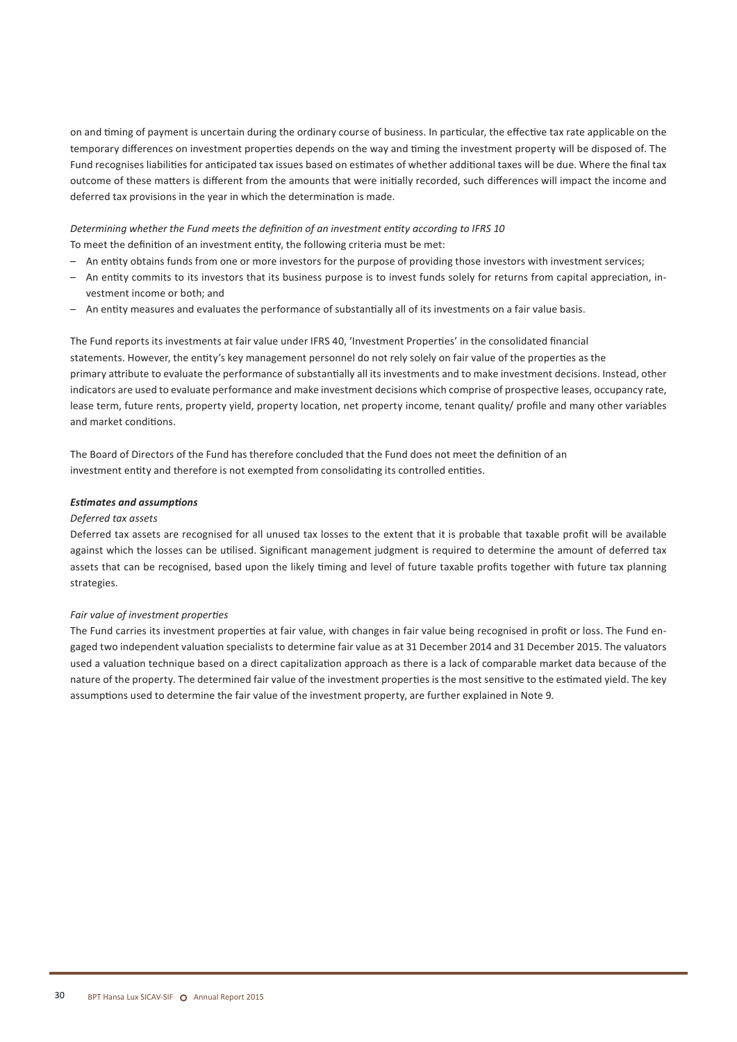on and timing of payment is uncertain during the ordinary course of business. In particular, the effective tax rate applicable on the temporary differences on investment properties depends on the way and timing the investment property will be disposed of. The Fund recognises liabilities for anticipated tax issues based on estimates of whether additional taxes will be due. Where the final tax outcome of these matters is different from the amounts that were initially recorded, such differences will impact the income and deferred tax provisions in the year in which the determination is made.

*Determining whether the Fund meets the definition of an investment entity according to IFRS 10*

To meet the definition of an investment entity, the following criteria must be met:

- An entity obtains funds from one or more investors for the purpose of providing those investors with investment services;
- An entity commits to its investors that its business purpose is to invest funds solely for returns from capital appreciation, investment income or both; and
- An entity measures and evaluates the performance of substantially all of its investments on a fair value basis.

The Fund reports its investments at fair value under IFRS 40, 'Investment Properties' in the consolidated financial statements. However, the entity's key management personnel do not rely solely on fair value of the properties as the primary attribute to evaluate the performance of substantially all its investments and to make investment decisions. Instead, other indicators are used to evaluate performance and make investment decisions which comprise of prospective leases, occupancy rate, lease term, future rents, property yield, property location, net property income, tenant quality/ profile and many other variables and market conditions.

The Board of Directors of the Fund has therefore concluded that the Fund does not meet the definition of an investment entity and therefore is not exempted from consolidating its controlled entities.

***Estimates and assumptions***

*Deferred tax assets*

Deferred tax assets are recognised for all unused tax losses to the extent that it is probable that taxable profit will be available against which the losses can be utilised. Significant management judgment is required to determine the amount of deferred tax assets that can be recognised, based upon the likely timing and level of future taxable profits together with future tax planning strategies.

*Fair value of investment properties*

The Fund carries its investment properties at fair value, with changes in fair value being recognised in profit or loss. The Fund engaged two independent valuation specialists to determine fair value as at 31 December 2014 and 31 December 2015. The valuators used a valuation technique based on a direct capitalization approach as there is a lack of comparable market data because of the nature of the property. The determined fair value of the investment properties is the most sensitive to the estimated yield. The key assumptions used to determine the fair value of the investment property, are further explained in Note 9.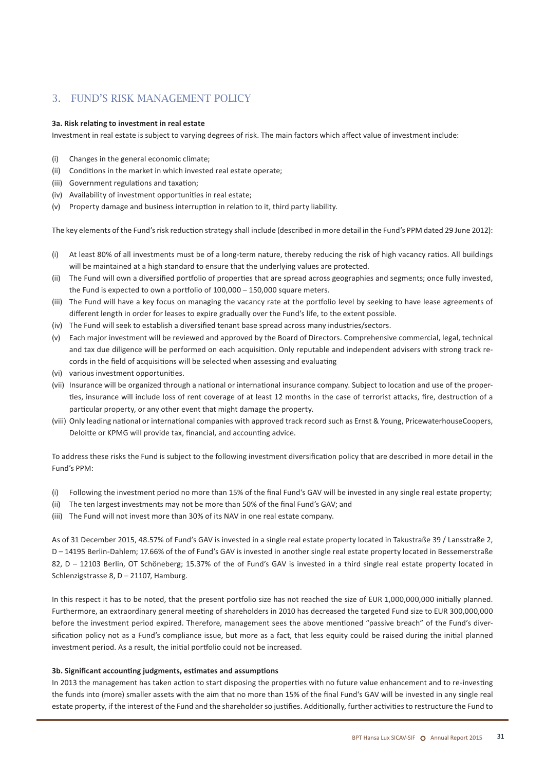## 3. FUND'S RISK MANAGEMENT POLICY

### 3a. Risk relating to investment in real estate

Investment in real estate is subject to varying degrees of risk. The main factors which affect value of investment include:

- (i) Changes in the general economic climate;
- (ii) Conditions in the market in which invested real estate operate;
- (iii) Government regulations and taxation;
- (iv) Availability of investment opportunities in real estate;
- (v) Property damage and business interruption in relation to it, third party liability.

The key elements of the Fund's risk reduction strategy shall include (described in more detail in the Fund's PPM dated 29 June 2012):

- (i) At least 80% of all investments must be of a long-term nature, thereby reducing the risk of high vacancy ratios. All buildings will be maintained at a high standard to ensure that the underlying values are protected.
- (ii) The Fund will own a diversified portfolio of properties that are spread across geographies and segments; once fully invested, the Fund is expected to own a portfolio of 100,000 – 150,000 square meters.
- (iii) The Fund will have a key focus on managing the vacancy rate at the portfolio level by seeking to have lease agreements of different length in order for leases to expire gradually over the Fund's life, to the extent possible.
- (iv) The Fund will seek to establish a diversified tenant base spread across many industries/sectors.
- (v) Each major investment will be reviewed and approved by the Board of Directors. Comprehensive commercial, legal, technical and tax due diligence will be performed on each acquisition. Only reputable and independent advisers with strong track records in the field of acquisitions will be selected when assessing and evaluating
- (vi) various investment opportunities.
- (vii) Insurance will be organized through a national or international insurance company. Subject to location and use of the properties, insurance will include loss of rent coverage of at least 12 months in the case of terrorist attacks, fire, destruction of a particular property, or any other event that might damage the property.
- (viii) Only leading national or international companies with approved track record such as Ernst & Young, PricewaterhouseCoopers, Deloitte or KPMG will provide tax, financial, and accounting advice.

To address these risks the Fund is subject to the following investment diversification policy that are described in more detail in the Fund's PPM:

- (i) Following the investment period no more than 15% of the final Fund's GAV will be invested in any single real estate property;
- (ii) The ten largest investments may not be more than 50% of the final Fund's GAV; and
- (iii) The Fund will not invest more than 30% of its NAV in one real estate company.

As of 31 December 2015, 48.57% of Fund's GAV is invested in a single real estate property located in Takustraße 39 / Lansstraße 2, D – 14195 Berlin-Dahlem; 17.66% of the of Fund's GAV is invested in another single real estate property located in Bessemerstraße 82, D – 12103 Berlin, OT Schöneberg; 15.37% of the of Fund's GAV is invested in a third single real estate property located in Schlenzigstrasse 8, D – 21107, Hamburg.

In this respect it has to be noted, that the present portfolio size has not reached the size of EUR 1,000,000,000 initially planned. Furthermore, an extraordinary general meeting of shareholders in 2010 has decreased the targeted Fund size to EUR 300,000,000 before the investment period expired. Therefore, management sees the above mentioned "passive breach" of the Fund's diversification policy not as a Fund's compliance issue, but more as a fact, that less equity could be raised during the initial planned investment period. As a result, the initial portfolio could not be increased.

### 3b. Significant accounting judgments, estimates and assumptions

In 2013 the management has taken action to start disposing the properties with no future value enhancement and to re-investing the funds into (more) smaller assets with the aim that no more than 15% of the final Fund's GAV will be invested in any single real estate property, if the interest of the Fund and the shareholder so justifies. Additionally, further activities to restructure the Fund to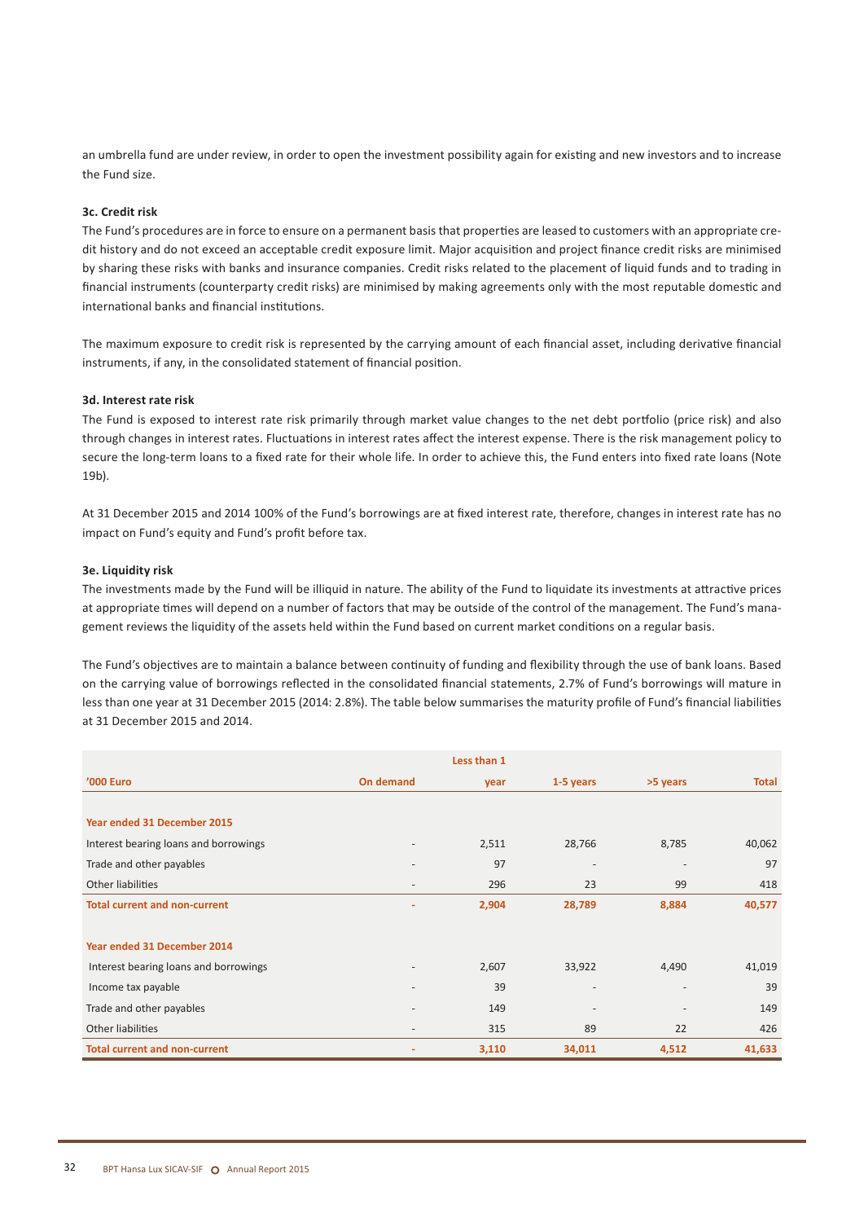an umbrella fund are under review, in order to open the investment possibility again for existing and new investors and to increase the Fund size.

### 3c. Credit risk

The Fund's procedures are in force to ensure on a permanent basis that properties are leased to customers with an appropriate credit history and do not exceed an acceptable credit exposure limit. Major acquisition and project finance credit risks are minimised by sharing these risks with banks and insurance companies. Credit risks related to the placement of liquid funds and to trading in financial instruments (counterparty credit risks) are minimised by making agreements only with the most reputable domestic and international banks and financial institutions.

The maximum exposure to credit risk is represented by the carrying amount of each financial asset, including derivative financial instruments, if any, in the consolidated statement of financial position.

### 3d. Interest rate risk

The Fund is exposed to interest rate risk primarily through market value changes to the net debt portfolio (price risk) and also through changes in interest rates. Fluctuations in interest rates affect the interest expense. There is the risk management policy to secure the long-term loans to a fixed rate for their whole life. In order to achieve this, the Fund enters into fixed rate loans (Note 19b).

At 31 December 2015 and 2014 100% of the Fund's borrowings are at fixed interest rate, therefore, changes in interest rate has no impact on Fund's equity and Fund's profit before tax.

### 3e. Liquidity risk

The investments made by the Fund will be illiquid in nature. The ability of the Fund to liquidate its investments at attractive prices at appropriate times will depend on a number of factors that may be outside of the control of the management. The Fund's management reviews the liquidity of the assets held within the Fund based on current market conditions on a regular basis.

The Fund's objectives are to maintain a balance between continuity of funding and flexibility through the use of bank loans. Based on the carrying value of borrowings reflected in the consolidated financial statements, 2.7% of Fund's borrowings will mature in less than one year at 31 December 2015 (2014: 2.8%). The table below summarises the maturity profile of Fund's financial liabilities at 31 December 2015 and 2014.

| '000 Euro | On demand | Less than 1 year | 1-5 years | >5 years | Total |
|---|---|---|---|---|---|
| **Year ended 31 December 2015** | | | | | |
| Interest bearing loans and borrowings | - | 2,511 | 28,766 | 8,785 | 40,062 |
| Trade and other payables | - | 97 | - | - | 97 |
| Other liabilities | - | 296 | 23 | 99 | 418 |
| **Total current and non-current** | **-** | **2,904** | **28,789** | **8,884** | **40,577** |
| **Year ended 31 December 2014** | | | | | |
| Interest bearing loans and borrowings | - | 2,607 | 33,922 | 4,490 | 41,019 |
| Income tax payable | - | 39 | - | - | 39 |
| Trade and other payables | - | 149 | - | - | 149 |
| Other liabilities | - | 315 | 89 | 22 | 426 |
| **Total current and non-current** | **-** | **3,110** | **34,011** | **4,512** | **41,633** |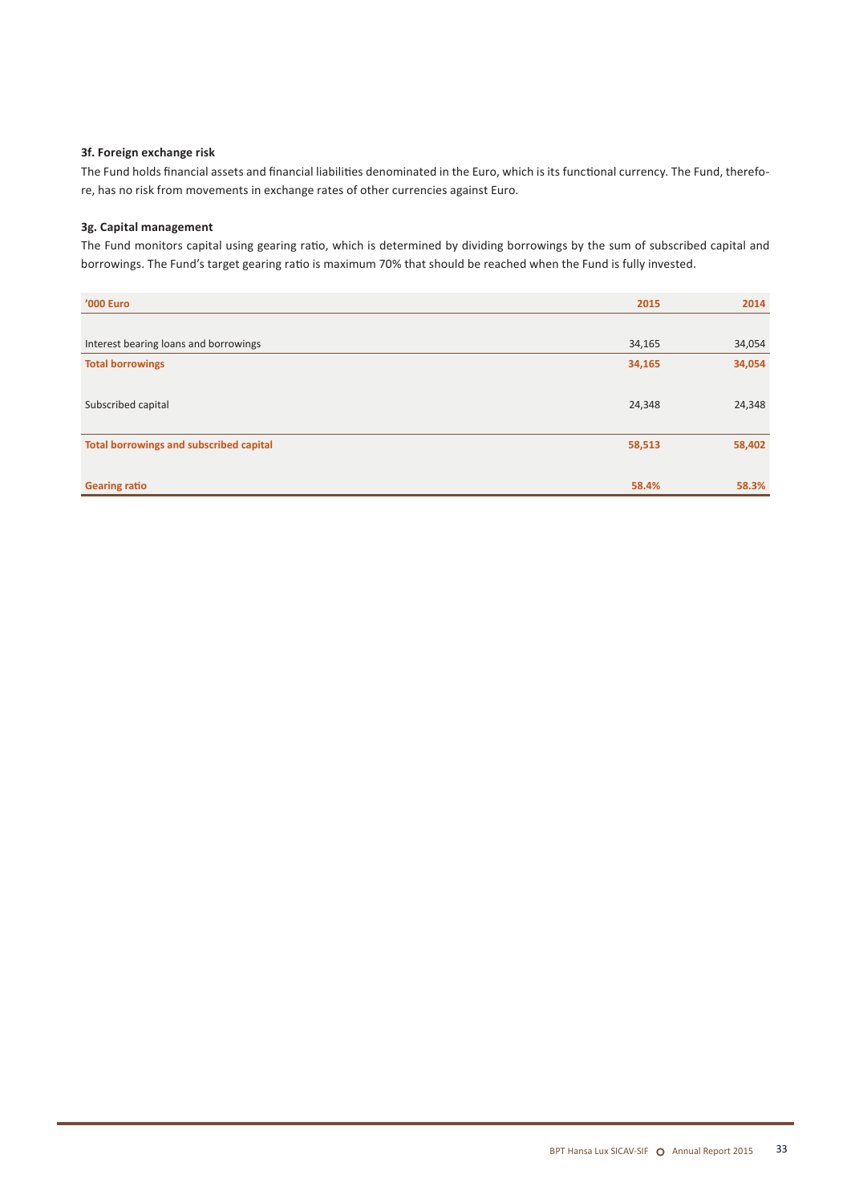### 3f. Foreign exchange risk

The Fund holds financial assets and financial liabilities denominated in the Euro, which is its functional currency. The Fund, therefore, has no risk from movements in exchange rates of other currencies against Euro.

### 3g. Capital management

The Fund monitors capital using gearing ratio, which is determined by dividing borrowings by the sum of subscribed capital and borrowings. The Fund's target gearing ratio is maximum 70% that should be reached when the Fund is fully invested.

| '000 Euro | 2015 | 2014 |
|---|---|---|
| Interest bearing loans and borrowings | 34,165 | 34,054 |
| **Total borrowings** | **34,165** | **34,054** |
| Subscribed capital | 24,348 | 24,348 |
| **Total borrowings and subscribed capital** | **58,513** | **58,402** |
| **Gearing ratio** | **58.4%** | **58.3%** |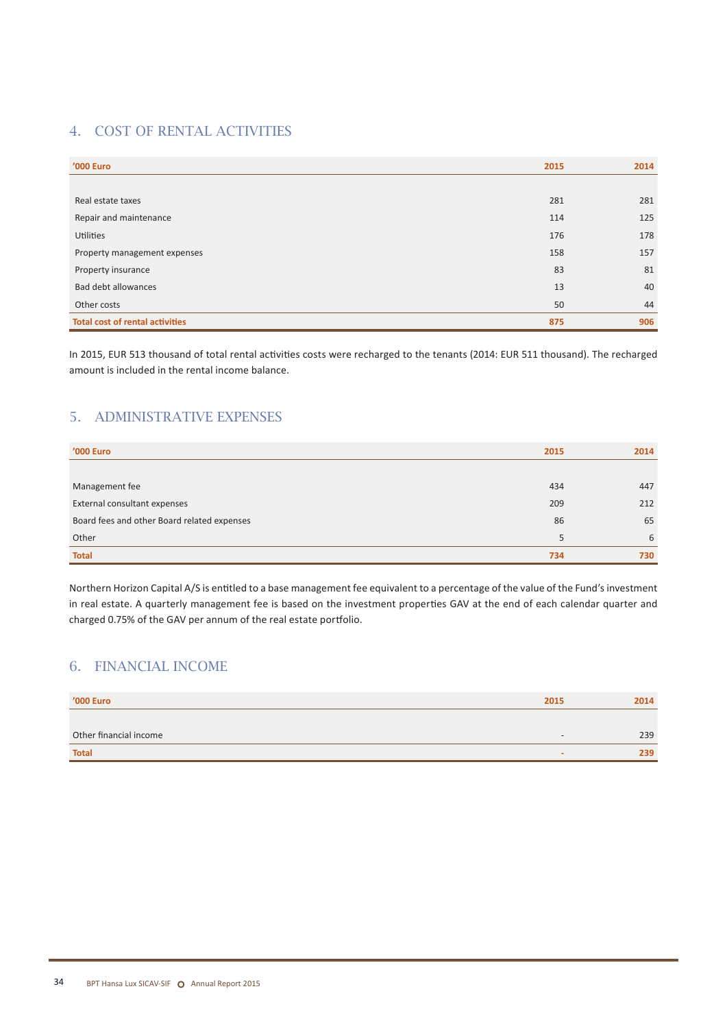## 4. COST OF RENTAL ACTIVITIES

| '000 Euro | 2015 | 2014 |
|---|---|---|
| Real estate taxes | 281 | 281 |
| Repair and maintenance | 114 | 125 |
| Utilities | 176 | 178 |
| Property management expenses | 158 | 157 |
| Property insurance | 83 | 81 |
| Bad debt allowances | 13 | 40 |
| Other costs | 50 | 44 |
| **Total cost of rental activities** | **875** | **906** |

In 2015, EUR 513 thousand of total rental activities costs were recharged to the tenants (2014: EUR 511 thousand). The recharged amount is included in the rental income balance.

## 5. ADMINISTRATIVE EXPENSES

| '000 Euro | 2015 | 2014 |
|---|---|---|
| Management fee | 434 | 447 |
| External consultant expenses | 209 | 212 |
| Board fees and other Board related expenses | 86 | 65 |
| Other | 5 | 6 |
| **Total** | **734** | **730** |

Northern Horizon Capital A/S is entitled to a base management fee equivalent to a percentage of the value of the Fund's investment in real estate. A quarterly management fee is based on the investment properties GAV at the end of each calendar quarter and charged 0.75% of the GAV per annum of the real estate portfolio.

## 6. FINANCIAL INCOME

| '000 Euro | 2015 | 2014 |
|---|---|---|
| Other financial income | - | 239 |
| **Total** | **-** | **239** |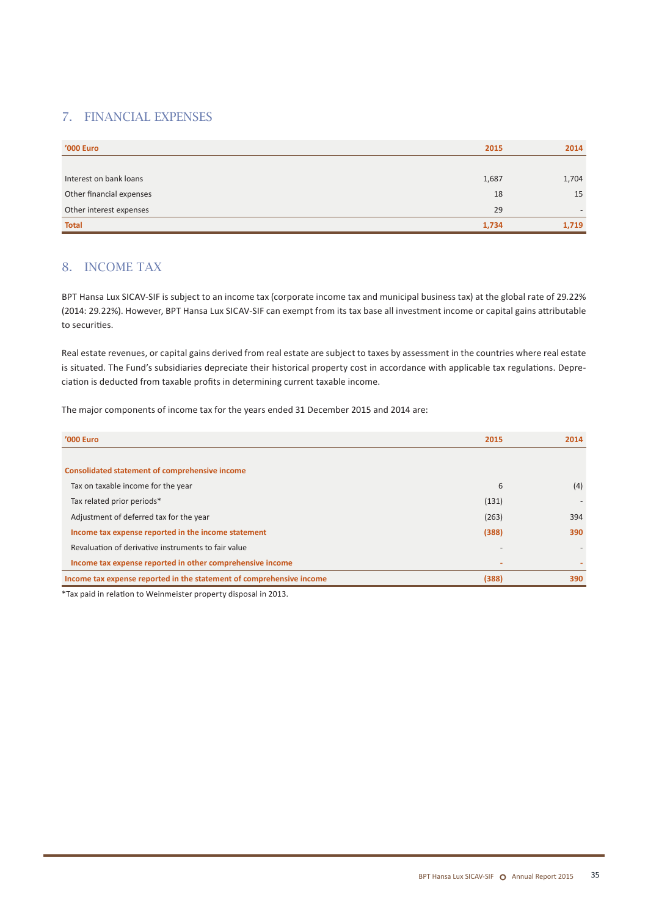## 7. FINANCIAL EXPENSES

| '000 Euro | 2015 | 2014 |
|---|---|---|
| Interest on bank loans | 1,687 | 1,704 |
| Other financial expenses | 18 | 15 |
| Other interest expenses | 29 | - |
| **Total** | **1,734** | **1,719** |

## 8. INCOME TAX

BPT Hansa Lux SICAV-SIF is subject to an income tax (corporate income tax and municipal business tax) at the global rate of 29.22% (2014: 29.22%). However, BPT Hansa Lux SICAV-SIF can exempt from its tax base all investment income or capital gains attributable to securities.

Real estate revenues, or capital gains derived from real estate are subject to taxes by assessment in the countries where real estate is situated. The Fund's subsidiaries depreciate their historical property cost in accordance with applicable tax regulations. Depreciation is deducted from taxable profits in determining current taxable income.

The major components of income tax for the years ended 31 December 2015 and 2014 are:

| '000 Euro | 2015 | 2014 |
|---|---|---|
| **Consolidated statement of comprehensive income** | | |
| Tax on taxable income for the year | 6 | (4) |
| Tax related prior periods* | (131) | - |
| Adjustment of deferred tax for the year | (263) | 394 |
| **Income tax expense reported in the income statement** | **(388)** | **390** |
| Revaluation of derivative instruments to fair value | - | - |
| **Income tax expense reported in other comprehensive income** | **-** | **-** |
| **Income tax expense reported in the statement of comprehensive income** | **(388)** | **390** |

*Tax paid in relation to Weinmeister property disposal in 2013.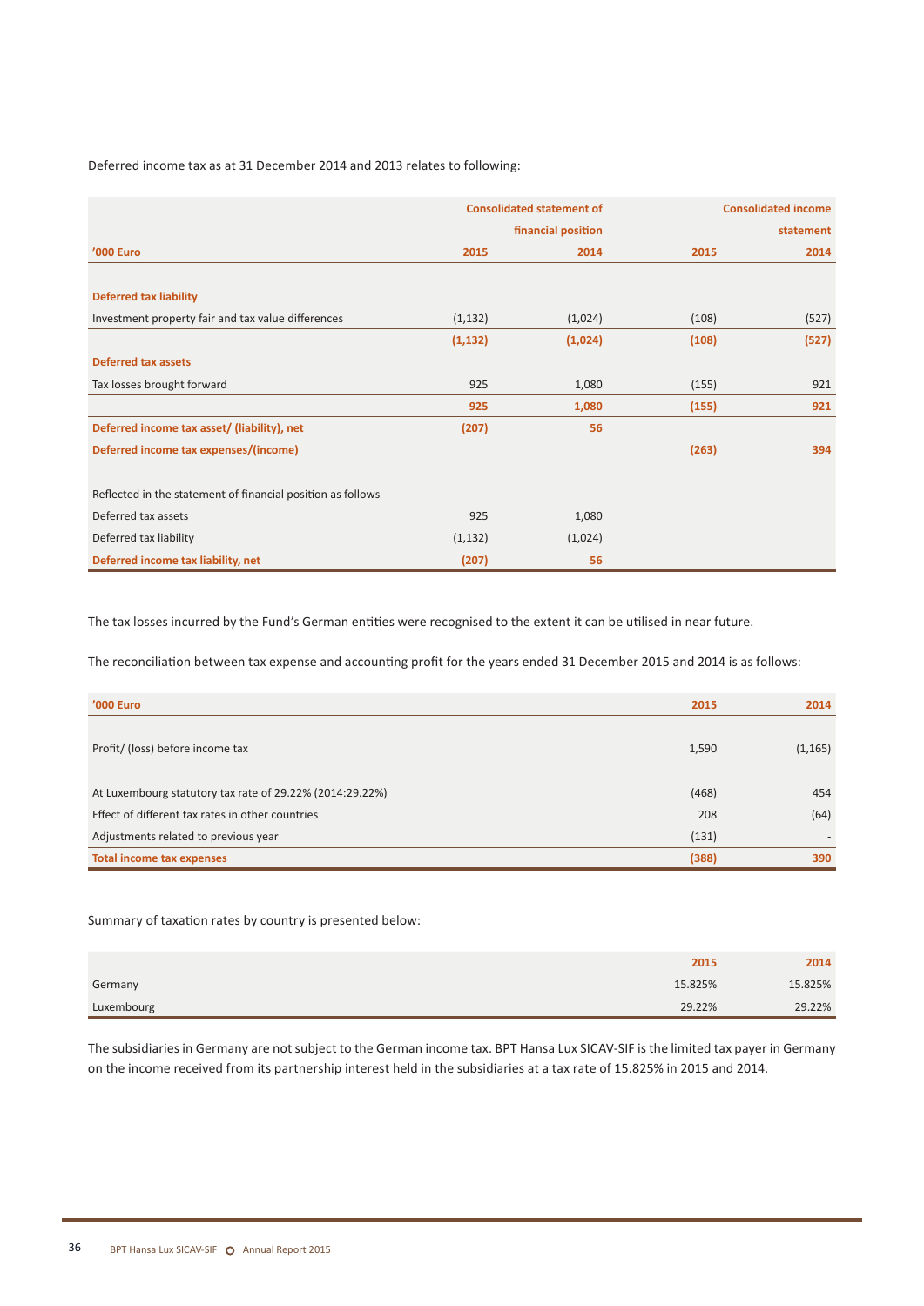Deferred income tax as at 31 December 2014 and 2013 relates to following:

| | Consolidated statement of financial position | | Consolidated income statement | |
|---|---|---|---|---|
| **'000 Euro** | **2015** | **2014** | **2015** | **2014** |
| **Deferred tax liability** | | | | |
| Investment property fair and tax value differences | (1,132) | (1,024) | (108) | (527) |
| | **(1,132)** | **(1,024)** | **(108)** | **(527)** |
| **Deferred tax assets** | | | | |
| Tax losses brought forward | 925 | 1,080 | (155) | 921 |
| | **925** | **1,080** | **(155)** | **921** |
| **Deferred income tax asset/ (liability), net** | **(207)** | **56** | | |
| **Deferred income tax expenses/(income)** | | | **(263)** | **394** |
| Reflected in the statement of financial position as follows | | | | |
| Deferred tax assets | 925 | 1,080 | | |
| Deferred tax liability | (1,132) | (1,024) | | |
| **Deferred income tax liability, net** | **(207)** | **56** | | |

The tax losses incurred by the Fund's German entities were recognised to the extent it can be utilised in near future.

The reconciliation between tax expense and accounting profit for the years ended 31 December 2015 and 2014 is as follows:

| **'000 Euro** | **2015** | **2014** |
|---|---|---|
| Profit/ (loss) before income tax | 1,590 | (1,165) |
| At Luxembourg statutory tax rate of 29.22% (2014:29.22%) | (468) | 454 |
| Effect of different tax rates in other countries | 208 | (64) |
| Adjustments related to previous year | (131) | - |
| **Total income tax expenses** | **(388)** | **390** |

Summary of taxation rates by country is presented below:

| | **2015** | **2014** |
|---|---|---|
| Germany | 15.825% | 15.825% |
| Luxembourg | 29.22% | 29.22% |

The subsidiaries in Germany are not subject to the German income tax. BPT Hansa Lux SICAV-SIF is the limited tax payer in Germany on the income received from its partnership interest held in the subsidiaries at a tax rate of 15.825% in 2015 and 2014.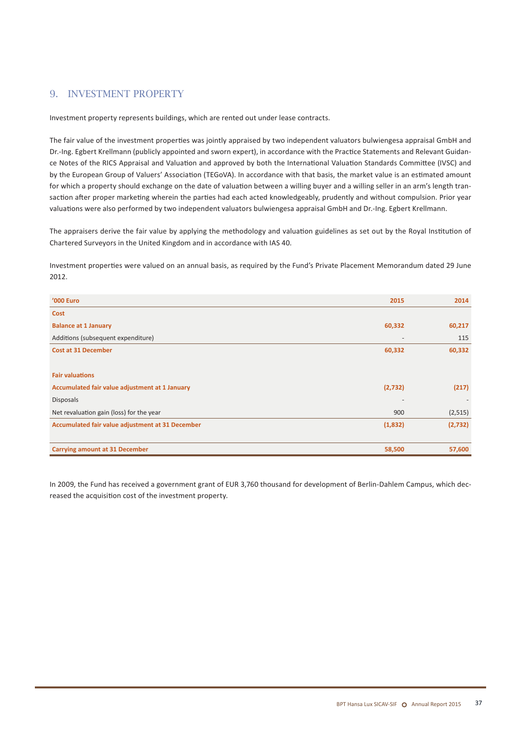## 9. INVESTMENT PROPERTY

Investment property represents buildings, which are rented out under lease contracts.

The fair value of the investment properties was jointly appraised by two independent valuators bulwiengesa appraisal GmbH and Dr.-Ing. Egbert Krellmann (publicly appointed and sworn expert), in accordance with the Practice Statements and Relevant Guidance Notes of the RICS Appraisal and Valuation and approved by both the International Valuation Standards Committee (IVSC) and by the European Group of Valuers' Association (TEGoVA). In accordance with that basis, the market value is an estimated amount for which a property should exchange on the date of valuation between a willing buyer and a willing seller in an arm's length transaction after proper marketing wherein the parties had each acted knowledgeably, prudently and without compulsion. Prior year valuations were also performed by two independent valuators bulwiengesa appraisal GmbH and Dr.-Ing. Egbert Krellmann.

The appraisers derive the fair value by applying the methodology and valuation guidelines as set out by the Royal Institution of Chartered Surveyors in the United Kingdom and in accordance with IAS 40.

Investment properties were valued on an annual basis, as required by the Fund's Private Placement Memorandum dated 29 June 2012.

| **'000 Euro** | **2015** | **2014** |
|---|---|---|
| **Cost** | | |
| **Balance at 1 January** | **60,332** | **60,217** |
| Additions (subsequent expenditure) | - | 115 |
| **Cost at 31 December** | **60,332** | **60,332** |
| | | |
| **Fair valuations** | | |
| **Accumulated fair value adjustment at 1 January** | **(2,732)** | **(217)** |
| Disposals | - | - |
| Net revaluation gain (loss) for the year | 900 | (2,515) |
| **Accumulated fair value adjustment at 31 December** | **(1,832)** | **(2,732)** |
| | | |
| **Carrying amount at 31 December** | **58,500** | **57,600** |

In 2009, the Fund has received a government grant of EUR 3,760 thousand for development of Berlin-Dahlem Campus, which decreased the acquisition cost of the investment property.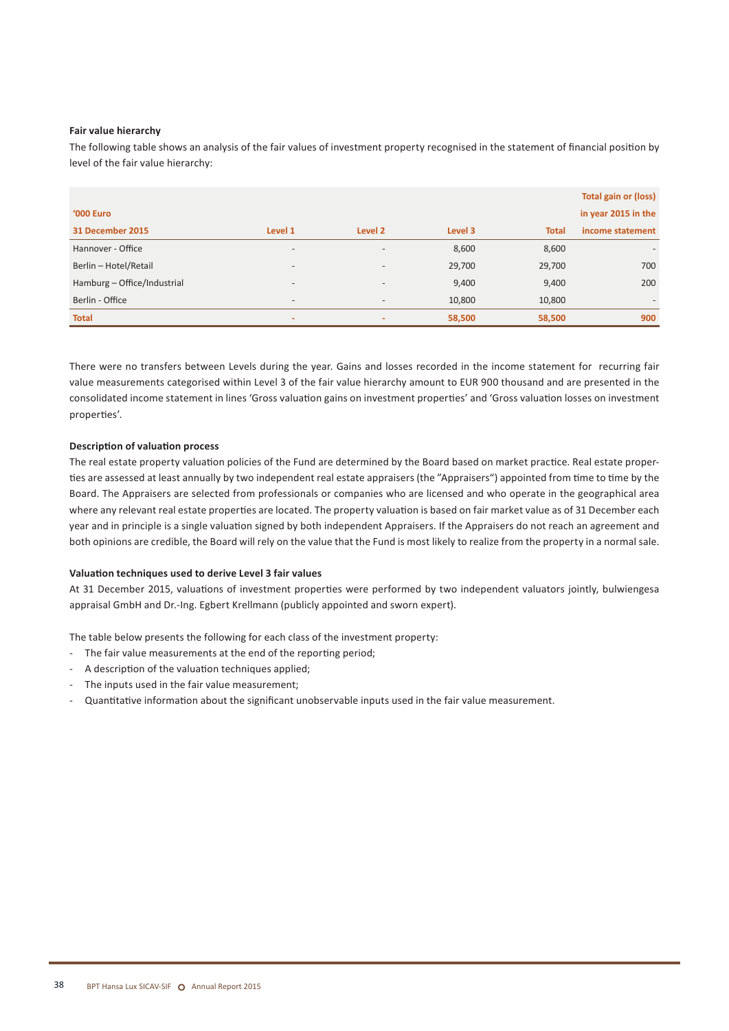**Fair value hierarchy**

The following table shows an analysis of the fair values of investment property recognised in the statement of financial position by level of the fair value hierarchy:

| '000 Euro<br>31 December 2015 | Level 1 | Level 2 | Level 3 | Total | Total gain or (loss) in year 2015 in the income statement |
|---|---|---|---|---|---|
| Hannover - Office | - | - | 8,600 | 8,600 | - |
| Berlin – Hotel/Retail | - | - | 29,700 | 29,700 | 700 |
| Hamburg – Office/Industrial | - | - | 9,400 | 9,400 | 200 |
| Berlin - Office | - | - | 10,800 | 10,800 | - |
| **Total** | - | - | **58,500** | **58,500** | **900** |

There were no transfers between Levels during the year. Gains and losses recorded in the income statement for recurring fair value measurements categorised within Level 3 of the fair value hierarchy amount to EUR 900 thousand and are presented in the consolidated income statement in lines 'Gross valuation gains on investment properties' and 'Gross valuation losses on investment properties'.

**Description of valuation process**

The real estate property valuation policies of the Fund are determined by the Board based on market practice. Real estate properties are assessed at least annually by two independent real estate appraisers (the "Appraisers") appointed from time to time by the Board. The Appraisers are selected from professionals or companies who are licensed and who operate in the geographical area where any relevant real estate properties are located. The property valuation is based on fair market value as of 31 December each year and in principle is a single valuation signed by both independent Appraisers. If the Appraisers do not reach an agreement and both opinions are credible, the Board will rely on the value that the Fund is most likely to realize from the property in a normal sale.

**Valuation techniques used to derive Level 3 fair values**

At 31 December 2015, valuations of investment properties were performed by two independent valuators jointly, bulwiengesa appraisal GmbH and Dr.-Ing. Egbert Krellmann (publicly appointed and sworn expert).

The table below presents the following for each class of the investment property:

- The fair value measurements at the end of the reporting period;
- A description of the valuation techniques applied;
- The inputs used in the fair value measurement;
- Quantitative information about the significant unobservable inputs used in the fair value measurement.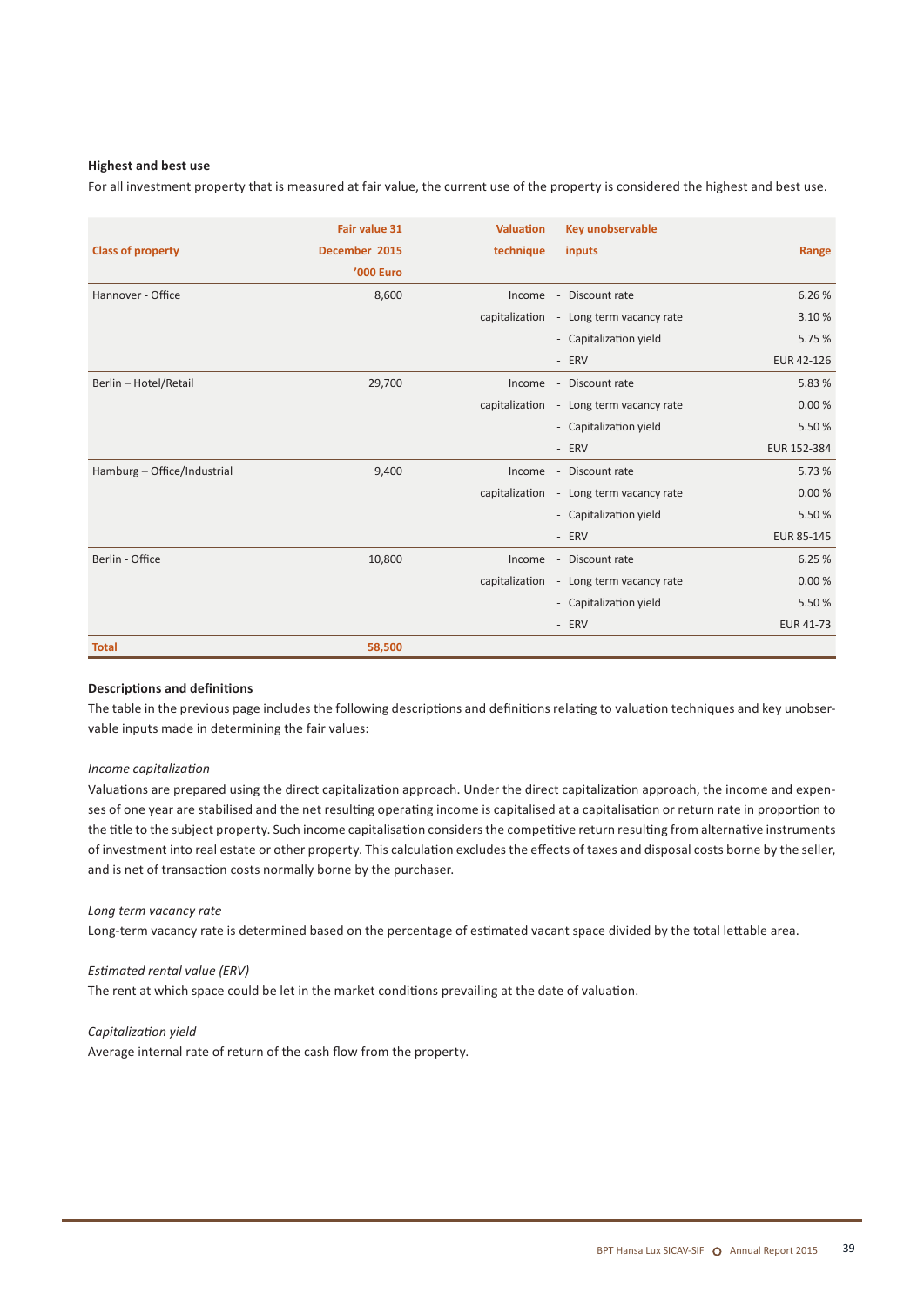**Highest and best use**

For all investment property that is measured at fair value, the current use of the property is considered the highest and best use.

| Class of property | Fair value 31 December 2015 '000 Euro | Valuation technique | Key unobservable inputs | Range |
|---|---|---|---|---|
| Hannover - Office | 8,600 | Income capitalization | - Discount rate | 6.26 % |
| | | | - Long term vacancy rate | 3.10 % |
| | | | - Capitalization yield | 5.75 % |
| | | | - ERV | EUR 42-126 |
| Berlin – Hotel/Retail | 29,700 | Income capitalization | - Discount rate | 5.83 % |
| | | | - Long term vacancy rate | 0.00 % |
| | | | - Capitalization yield | 5.50 % |
| | | | - ERV | EUR 152-384 |
| Hamburg – Office/Industrial | 9,400 | Income capitalization | - Discount rate | 5.73 % |
| | | | - Long term vacancy rate | 0.00 % |
| | | | - Capitalization yield | 5.50 % |
| | | | - ERV | EUR 85-145 |
| Berlin - Office | 10,800 | Income capitalization | - Discount rate | 6.25 % |
| | | | - Long term vacancy rate | 0.00 % |
| | | | - Capitalization yield | 5.50 % |
| | | | - ERV | EUR 41-73 |
| **Total** | **58,500** | | | |

**Descriptions and definitions**

The table in the previous page includes the following descriptions and definitions relating to valuation techniques and key unobservable inputs made in determining the fair values:

*Income capitalization*

Valuations are prepared using the direct capitalization approach. Under the direct capitalization approach, the income and expenses of one year are stabilised and the net resulting operating income is capitalised at a capitalisation or return rate in proportion to the title to the subject property. Such income capitalisation considers the competitive return resulting from alternative instruments of investment into real estate or other property. This calculation excludes the effects of taxes and disposal costs borne by the seller, and is net of transaction costs normally borne by the purchaser.

*Long term vacancy rate*

Long-term vacancy rate is determined based on the percentage of estimated vacant space divided by the total lettable area.

*Estimated rental value (ERV)*

The rent at which space could be let in the market conditions prevailing at the date of valuation.

*Capitalization yield*

Average internal rate of return of the cash flow from the property.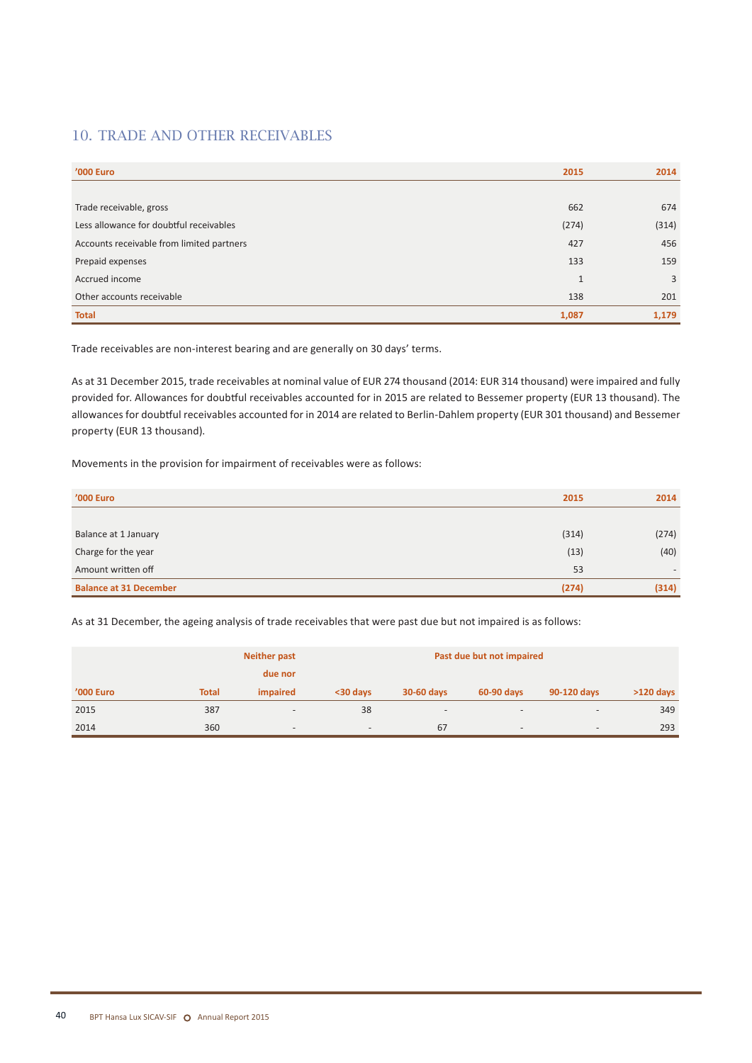## 10. TRADE AND OTHER RECEIVABLES

| '000 Euro | 2015 | 2014 |
|---|---|---|
| Trade receivable, gross | 662 | 674 |
| Less allowance for doubtful receivables | (274) | (314) |
| Accounts receivable from limited partners | 427 | 456 |
| Prepaid expenses | 133 | 159 |
| Accrued income | 1 | 3 |
| Other accounts receivable | 138 | 201 |
| **Total** | **1,087** | **1,179** |

Trade receivables are non-interest bearing and are generally on 30 days' terms.

As at 31 December 2015, trade receivables at nominal value of EUR 274 thousand (2014: EUR 314 thousand) were impaired and fully provided for. Allowances for doubtful receivables accounted for in 2015 are related to Bessemer property (EUR 13 thousand). The allowances for doubtful receivables accounted for in 2014 are related to Berlin-Dahlem property (EUR 301 thousand) and Bessemer property (EUR 13 thousand).

Movements in the provision for impairment of receivables were as follows:

| '000 Euro | 2015 | 2014 |
|---|---|---|
| Balance at 1 January | (314) | (274) |
| Charge for the year | (13) | (40) |
| Amount written off | 53 | - |
| **Balance at 31 December** | **(274)** | **(314)** |

As at 31 December, the ageing analysis of trade receivables that were past due but not impaired is as follows:

| '000 Euro | Total | Neither past due nor impaired | Past due but not impaired | | | | |
|---|---|---|---|---|---|---|---|
| | | | <30 days | 30-60 days | 60-90 days | 90-120 days | >120 days |
| 2015 | 387 | - | 38 | - | - | - | 349 |
| 2014 | 360 | - | - | 67 | - | - | 293 |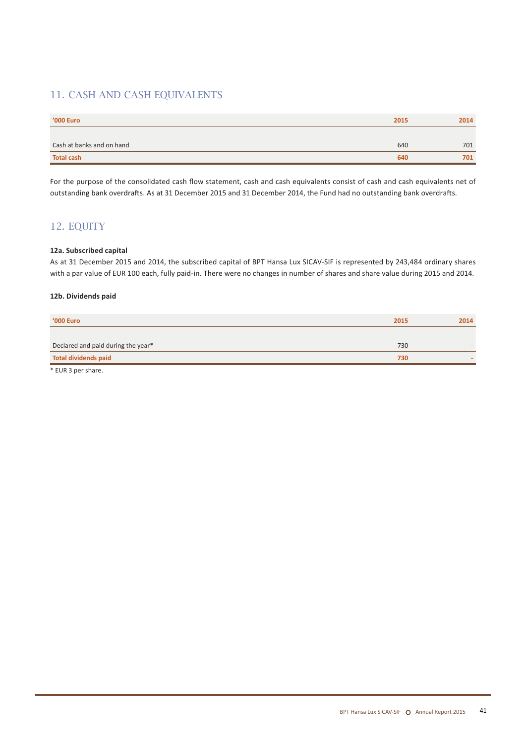## 11. CASH AND CASH EQUIVALENTS

| '000 Euro | 2015 | 2014 |
|---|---|---|
| | | |
| Cash at banks and on hand | 640 | 701 |
| **Total cash** | **640** | **701** |

For the purpose of the consolidated cash flow statement, cash and cash equivalents consist of cash and cash equivalents net of outstanding bank overdrafts. As at 31 December 2015 and 31 December 2014, the Fund had no outstanding bank overdrafts.

## 12. EQUITY

### 12a. Subscribed capital

As at 31 December 2015 and 2014, the subscribed capital of BPT Hansa Lux SICAV-SIF is represented by 243,484 ordinary shares with a par value of EUR 100 each, fully paid-in. There were no changes in number of shares and share value during 2015 and 2014.

### 12b. Dividends paid

| '000 Euro | 2015 | 2014 |
|---|---|---|
| | | |
| Declared and paid during the year* | 730 | - |
| **Total dividends paid** | **730** | **-** |

* EUR 3 per share.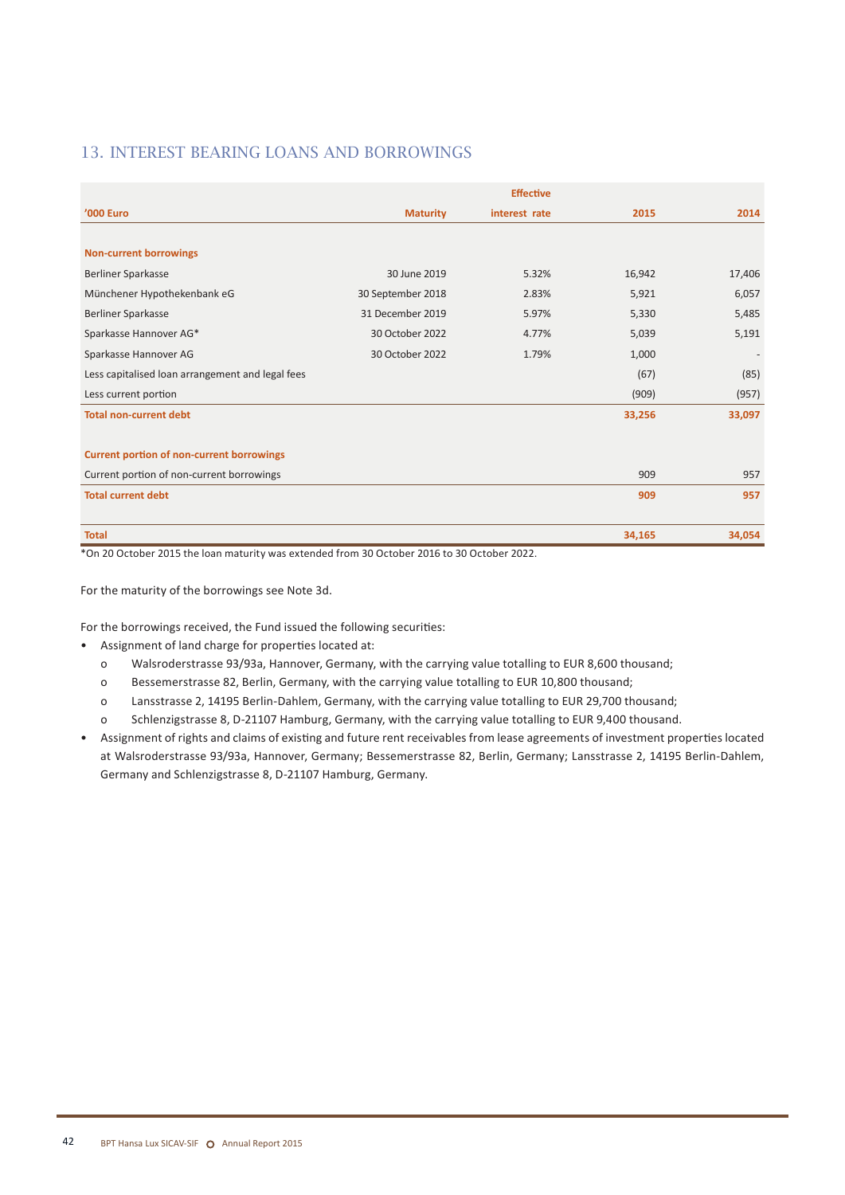## 13. INTEREST BEARING LOANS AND BORROWINGS

| '000 Euro | Maturity | Effective interest rate | 2015 | 2014 |
|---|---|---|---|---|
| **Non-current borrowings** | | | | |
| Berliner Sparkasse | 30 June 2019 | 5.32% | 16,942 | 17,406 |
| Münchener Hypothekenbank eG | 30 September 2018 | 2.83% | 5,921 | 6,057 |
| Berliner Sparkasse | 31 December 2019 | 5.97% | 5,330 | 5,485 |
| Sparkasse Hannover AG* | 30 October 2022 | 4.77% | 5,039 | 5,191 |
| Sparkasse Hannover AG | 30 October 2022 | 1.79% | 1,000 | - |
| Less capitalised loan arrangement and legal fees | | | (67) | (85) |
| Less current portion | | | (909) | (957) |
| **Total non-current debt** | | | **33,256** | **33,097** |
| **Current portion of non-current borrowings** | | | | |
| Current portion of non-current borrowings | | | 909 | 957 |
| **Total current debt** | | | **909** | **957** |
| **Total** | | | **34,165** | **34,054** |

*On 20 October 2015 the loan maturity was extended from 30 October 2016 to 30 October 2022.

For the maturity of the borrowings see Note 3d.

For the borrowings received, the Fund issued the following securities:

- Assignment of land charge for properties located at:
  - Walsroderstrasse 93/93a, Hannover, Germany, with the carrying value totalling to EUR 8,600 thousand;
  - Bessemerstrasse 82, Berlin, Germany, with the carrying value totalling to EUR 10,800 thousand;
  - Lansstrasse 2, 14195 Berlin-Dahlem, Germany, with the carrying value totalling to EUR 29,700 thousand;
  - Schlenzigstrasse 8, D-21107 Hamburg, Germany, with the carrying value totalling to EUR 9,400 thousand.
- Assignment of rights and claims of existing and future rent receivables from lease agreements of investment properties located at Walsroderstrasse 93/93a, Hannover, Germany; Bessemerstrasse 82, Berlin, Germany; Lansstrasse 2, 14195 Berlin-Dahlem, Germany and Schlenzigstrasse 8, D-21107 Hamburg, Germany.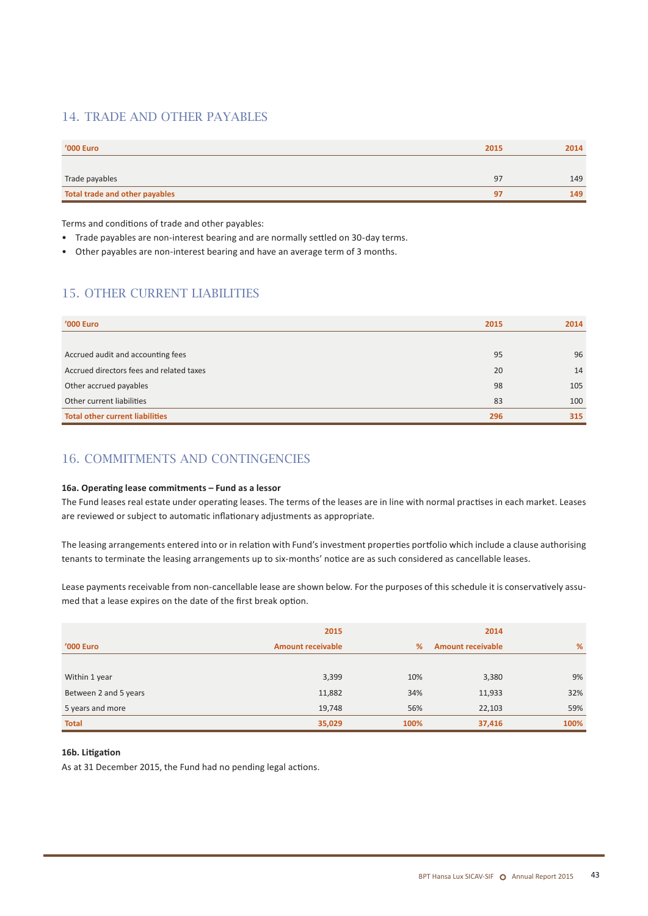## 14. TRADE AND OTHER PAYABLES

| '000 Euro | 2015 | 2014 |
|---|---|---|
| Trade payables | 97 | 149 |
| **Total trade and other payables** | **97** | **149** |

Terms and conditions of trade and other payables:

- Trade payables are non-interest bearing and are normally settled on 30-day terms.
- Other payables are non-interest bearing and have an average term of 3 months.

## 15. OTHER CURRENT LIABILITIES

| '000 Euro | 2015 | 2014 |
|---|---|---|
| Accrued audit and accounting fees | 95 | 96 |
| Accrued directors fees and related taxes | 20 | 14 |
| Other accrued payables | 98 | 105 |
| Other current liabilities | 83 | 100 |
| **Total other current liabilities** | **296** | **315** |

## 16. COMMITMENTS AND CONTINGENCIES

**16a. Operating lease commitments – Fund as a lessor**

The Fund leases real estate under operating leases. The terms of the leases are in line with normal practises in each market. Leases are reviewed or subject to automatic inflationary adjustments as appropriate.

The leasing arrangements entered into or in relation with Fund's investment properties portfolio which include a clause authorising tenants to terminate the leasing arrangements up to six-months' notice are as such considered as cancellable leases.

Lease payments receivable from non-cancellable lease are shown below. For the purposes of this schedule it is conservatively assumed that a lease expires on the date of the first break option.

| | 2015 | | 2014 | |
|---|---|---|---|---|
| '000 Euro | Amount receivable | % | Amount receivable | % |
| Within 1 year | 3,399 | 10% | 3,380 | 9% |
| Between 2 and 5 years | 11,882 | 34% | 11,933 | 32% |
| 5 years and more | 19,748 | 56% | 22,103 | 59% |
| **Total** | **35,029** | **100%** | **37,416** | **100%** |

**16b. Litigation**

As at 31 December 2015, the Fund had no pending legal actions.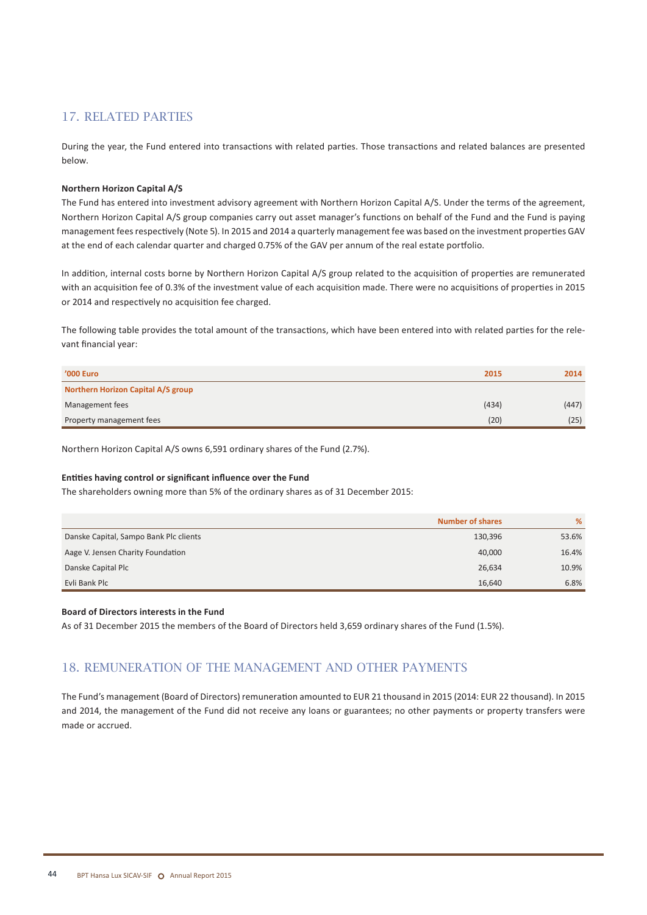## 17. RELATED PARTIES

During the year, the Fund entered into transactions with related parties. Those transactions and related balances are presented below.

**Northern Horizon Capital A/S**

The Fund has entered into investment advisory agreement with Northern Horizon Capital A/S. Under the terms of the agreement, Northern Horizon Capital A/S group companies carry out asset manager's functions on behalf of the Fund and the Fund is paying management fees respectively (Note 5). In 2015 and 2014 a quarterly management fee was based on the investment properties GAV at the end of each calendar quarter and charged 0.75% of the GAV per annum of the real estate portfolio.

In addition, internal costs borne by Northern Horizon Capital A/S group related to the acquisition of properties are remunerated with an acquisition fee of 0.3% of the investment value of each acquisition made. There were no acquisitions of properties in 2015 or 2014 and respectively no acquisition fee charged.

The following table provides the total amount of the transactions, which have been entered into with related parties for the relevant financial year:

| '000 Euro | 2015 | 2014 |
|---|---|---|
| **Northern Horizon Capital A/S group** | | |
| Management fees | (434) | (447) |
| Property management fees | (20) | (25) |

Northern Horizon Capital A/S owns 6,591 ordinary shares of the Fund (2.7%).

**Entities having control or significant influence over the Fund**

The shareholders owning more than 5% of the ordinary shares as of 31 December 2015:

| | Number of shares | % |
|---|---|---|
| Danske Capital, Sampo Bank Plc clients | 130,396 | 53.6% |
| Aage V. Jensen Charity Foundation | 40,000 | 16.4% |
| Danske Capital Plc | 26,634 | 10.9% |
| Evli Bank Plc | 16,640 | 6.8% |

**Board of Directors interests in the Fund**

As of 31 December 2015 the members of the Board of Directors held 3,659 ordinary shares of the Fund (1.5%).

## 18. REMUNERATION OF THE MANAGEMENT AND OTHER PAYMENTS

The Fund's management (Board of Directors) remuneration amounted to EUR 21 thousand in 2015 (2014: EUR 22 thousand). In 2015 and 2014, the management of the Fund did not receive any loans or guarantees; no other payments or property transfers were made or accrued.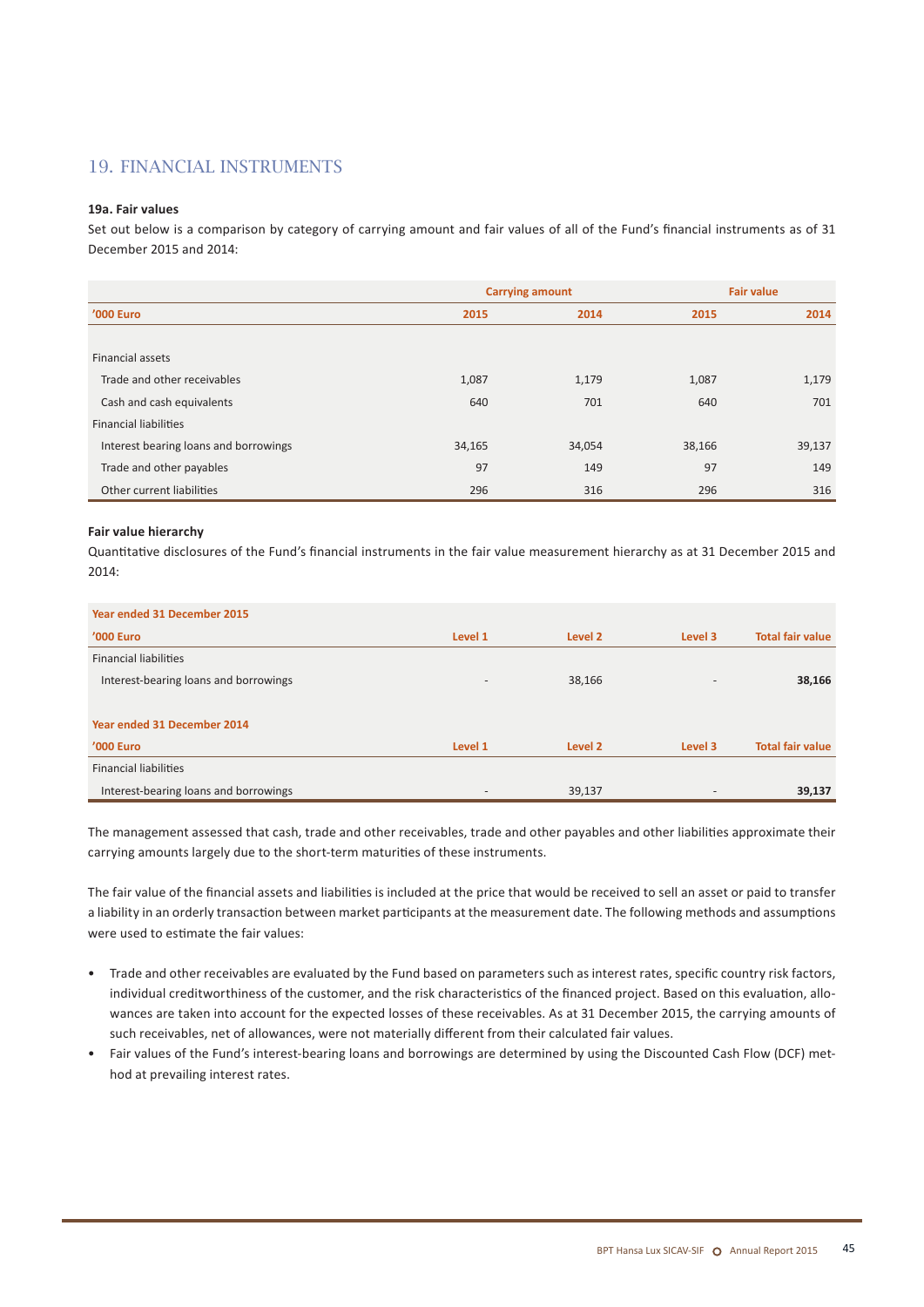## 19. FINANCIAL INSTRUMENTS

### 19a. Fair values

Set out below is a comparison by category of carrying amount and fair values of all of the Fund's financial instruments as of 31 December 2015 and 2014:

| | Carrying amount | | Fair value | |
|---|---|---|---|---|
| **'000 Euro** | **2015** | **2014** | **2015** | **2014** |
| Financial assets | | | | |
| Trade and other receivables | 1,087 | 1,179 | 1,087 | 1,179 |
| Cash and cash equivalents | 640 | 701 | 640 | 701 |
| Financial liabilities | | | | |
| Interest bearing loans and borrowings | 34,165 | 34,054 | 38,166 | 39,137 |
| Trade and other payables | 97 | 149 | 97 | 149 |
| Other current liabilities | 296 | 316 | 296 | 316 |

**Fair value hierarchy**

Quantitative disclosures of the Fund's financial instruments in the fair value measurement hierarchy as at 31 December 2015 and 2014:

| Year ended 31 December 2015 | | | | |
|---|---|---|---|---|
| **'000 Euro** | **Level 1** | **Level 2** | **Level 3** | **Total fair value** |
| Financial liabilities | | | | |
| Interest-bearing loans and borrowings | - | 38,166 | - | **38,166** |
| | | | | |
| **Year ended 31 December 2014** | | | | |
| **'000 Euro** | **Level 1** | **Level 2** | **Level 3** | **Total fair value** |
| Financial liabilities | | | | |
| Interest-bearing loans and borrowings | - | 39,137 | - | **39,137** |

The management assessed that cash, trade and other receivables, trade and other payables and other liabilities approximate their carrying amounts largely due to the short-term maturities of these instruments.

The fair value of the financial assets and liabilities is included at the price that would be received to sell an asset or paid to transfer a liability in an orderly transaction between market participants at the measurement date. The following methods and assumptions were used to estimate the fair values:

- Trade and other receivables are evaluated by the Fund based on parameters such as interest rates, specific country risk factors, individual creditworthiness of the customer, and the risk characteristics of the financed project. Based on this evaluation, allowances are taken into account for the expected losses of these receivables. As at 31 December 2015, the carrying amounts of such receivables, net of allowances, were not materially different from their calculated fair values.
- Fair values of the Fund's interest-bearing loans and borrowings are determined by using the Discounted Cash Flow (DCF) method at prevailing interest rates.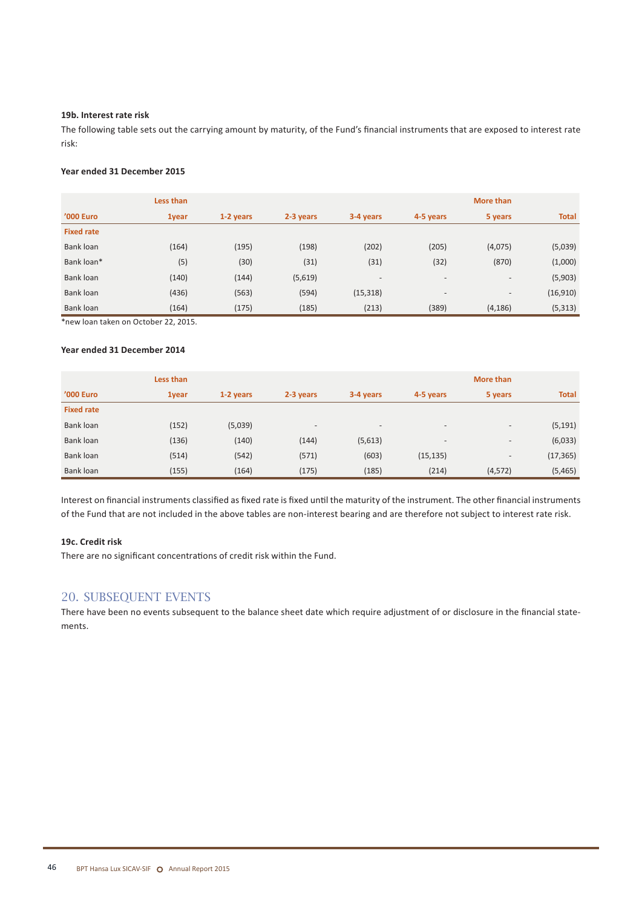### 19b. Interest rate risk

The following table sets out the carrying amount by maturity, of the Fund's financial instruments that are exposed to interest rate risk:

**Year ended 31 December 2015**

| '000 Euro | Less than 1year | 1-2 years | 2-3 years | 3-4 years | 4-5 years | More than 5 years | Total |
|---|---|---|---|---|---|---|---|
| **Fixed rate** | | | | | | | |
| Bank loan | (164) | (195) | (198) | (202) | (205) | (4,075) | (5,039) |
| Bank loan* | (5) | (30) | (31) | (31) | (32) | (870) | (1,000) |
| Bank loan | (140) | (144) | (5,619) | - | - | - | (5,903) |
| Bank loan | (436) | (563) | (594) | (15,318) | - | - | (16,910) |
| Bank loan | (164) | (175) | (185) | (213) | (389) | (4,186) | (5,313) |

*new loan taken on October 22, 2015.

**Year ended 31 December 2014**

| '000 Euro | Less than 1year | 1-2 years | 2-3 years | 3-4 years | 4-5 years | More than 5 years | Total |
|---|---|---|---|---|---|---|---|
| **Fixed rate** | | | | | | | |
| Bank loan | (152) | (5,039) | - | - | - | - | (5,191) |
| Bank loan | (136) | (140) | (144) | (5,613) | - | - | (6,033) |
| Bank loan | (514) | (542) | (571) | (603) | (15,135) | - | (17,365) |
| Bank loan | (155) | (164) | (175) | (185) | (214) | (4,572) | (5,465) |

Interest on financial instruments classified as fixed rate is fixed until the maturity of the instrument. The other financial instruments of the Fund that are not included in the above tables are non-interest bearing and are therefore not subject to interest rate risk.

### 19c. Credit risk

There are no significant concentrations of credit risk within the Fund.

## 20. SUBSEQUENT EVENTS

There have been no events subsequent to the balance sheet date which require adjustment of or disclosure in the financial statements.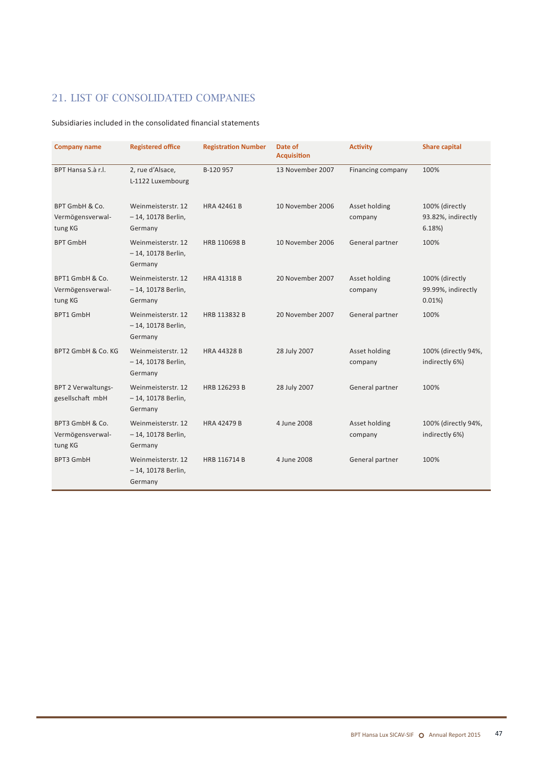## 21. LIST OF CONSOLIDATED COMPANIES

Subsidiaries included in the consolidated financial statements

| Company name | Registered office | Registration Number | Date of Acquisition | Activity | Share capital |
|---|---|---|---|---|---|
| BPT Hansa S.à r.l. | 2, rue d'Alsace, L-1122 Luxembourg | B-120 957 | 13 November 2007 | Financing company | 100% |
| BPT GmbH & Co. Vermögensverwal-tung KG | Weinmeisterstr. 12 – 14, 10178 Berlin, Germany | HRA 42461 B | 10 November 2006 | Asset holding company | 100% (directly 93.82%, indirectly 6.18%) |
| BPT GmbH | Weinmeisterstr. 12 – 14, 10178 Berlin, Germany | HRB 110698 B | 10 November 2006 | General partner | 100% |
| BPT1 GmbH & Co. Vermögensverwal-tung KG | Weinmeisterstr. 12 – 14, 10178 Berlin, Germany | HRA 41318 B | 20 November 2007 | Asset holding company | 100% (directly 99.99%, indirectly 0.01%) |
| BPT1 GmbH | Weinmeisterstr. 12 – 14, 10178 Berlin, Germany | HRB 113832 B | 20 November 2007 | General partner | 100% |
| BPT2 GmbH & Co. KG | Weinmeisterstr. 12 – 14, 10178 Berlin, Germany | HRA 44328 B | 28 July 2007 | Asset holding company | 100% (directly 94%, indirectly 6%) |
| BPT 2 Verwaltungs-gesellschaft mbH | Weinmeisterstr. 12 – 14, 10178 Berlin, Germany | HRB 126293 B | 28 July 2007 | General partner | 100% |
| BPT3 GmbH & Co. Vermögensverwal-tung KG | Weinmeisterstr. 12 – 14, 10178 Berlin, Germany | HRA 42479 B | 4 June 2008 | Asset holding company | 100% (directly 94%, indirectly 6%) |
| BPT3 GmbH | Weinmeisterstr. 12 – 14, 10178 Berlin, Germany | HRB 116714 B | 4 June 2008 | General partner | 100% |